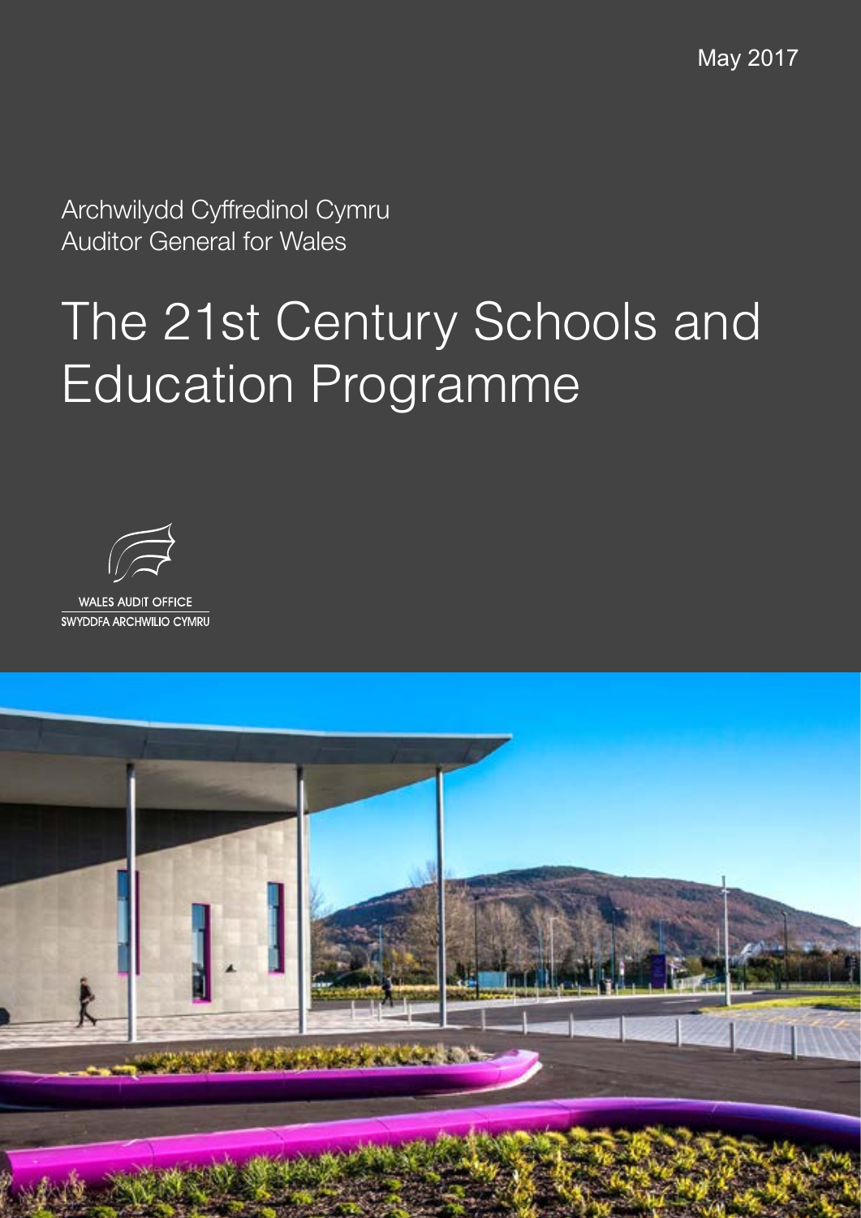May 2017

Archwilydd Cyffredinol Cymru
Auditor General for Wales

# The 21st Century Schools and Education Programme

WALES AUDIT OFFICE
SWYDDFA ARCHWILIO CYMRU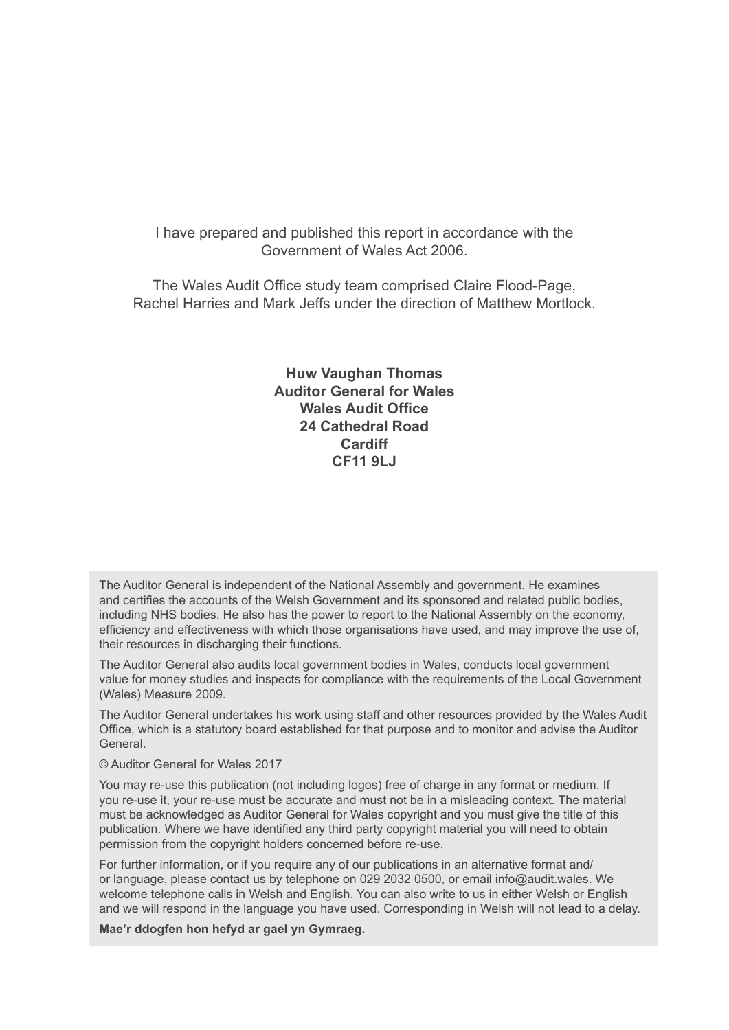I have prepared and published this report in accordance with the Government of Wales Act 2006.

The Wales Audit Office study team comprised Claire Flood-Page, Rachel Harries and Mark Jeffs under the direction of Matthew Mortlock.

**Huw Vaughan Thomas**
**Auditor General for Wales**
**Wales Audit Office**
**24 Cathedral Road**
**Cardiff**
**CF11 9LJ**

The Auditor General is independent of the National Assembly and government. He examines and certifies the accounts of the Welsh Government and its sponsored and related public bodies, including NHS bodies. He also has the power to report to the National Assembly on the economy, efficiency and effectiveness with which those organisations have used, and may improve the use of, their resources in discharging their functions.

The Auditor General also audits local government bodies in Wales, conducts local government value for money studies and inspects for compliance with the requirements of the Local Government (Wales) Measure 2009.

The Auditor General undertakes his work using staff and other resources provided by the Wales Audit Office, which is a statutory board established for that purpose and to monitor and advise the Auditor General.

© Auditor General for Wales 2017

You may re-use this publication (not including logos) free of charge in any format or medium. If you re-use it, your re-use must be accurate and must not be in a misleading context. The material must be acknowledged as Auditor General for Wales copyright and you must give the title of this publication. Where we have identified any third party copyright material you will need to obtain permission from the copyright holders concerned before re-use.

For further information, or if you require any of our publications in an alternative format and/or language, please contact us by telephone on 029 2032 0500, or email info@audit.wales. We welcome telephone calls in Welsh and English. You can also write to us in either Welsh or English and we will respond in the language you have used. Corresponding in Welsh will not lead to a delay.

**Mae'r ddogfen hon hefyd ar gael yn Gymraeg.**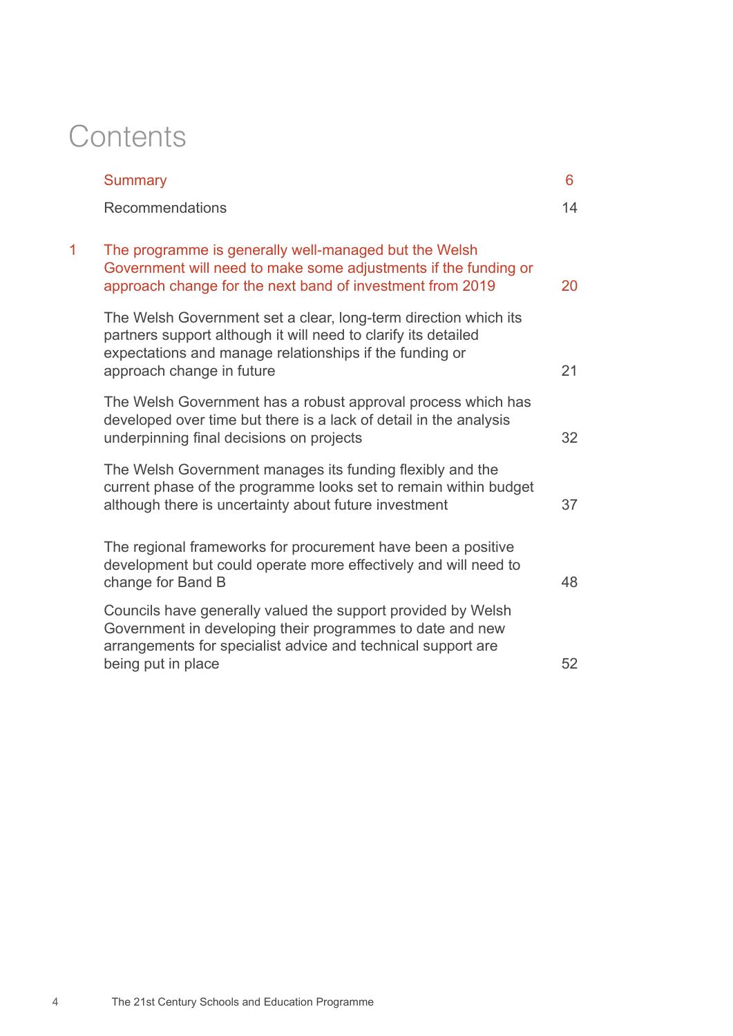# Contents

| | | |
|---|---|---|
| | Summary | 6 |
| | Recommendations | 14 |
| 1 | The programme is generally well-managed but the Welsh Government will need to make some adjustments if the funding or approach change for the next band of investment from 2019 | 20 |
| | The Welsh Government set a clear, long-term direction which its partners support although it will need to clarify its detailed expectations and manage relationships if the funding or approach change in future | 21 |
| | The Welsh Government has a robust approval process which has developed over time but there is a lack of detail in the analysis underpinning final decisions on projects | 32 |
| | The Welsh Government manages its funding flexibly and the current phase of the programme looks set to remain within budget although there is uncertainty about future investment | 37 |
| | The regional frameworks for procurement have been a positive development but could operate more effectively and will need to change for Band B | 48 |
| | Councils have generally valued the support provided by Welsh Government in developing their programmes to date and new arrangements for specialist advice and technical support are being put in place | 52 |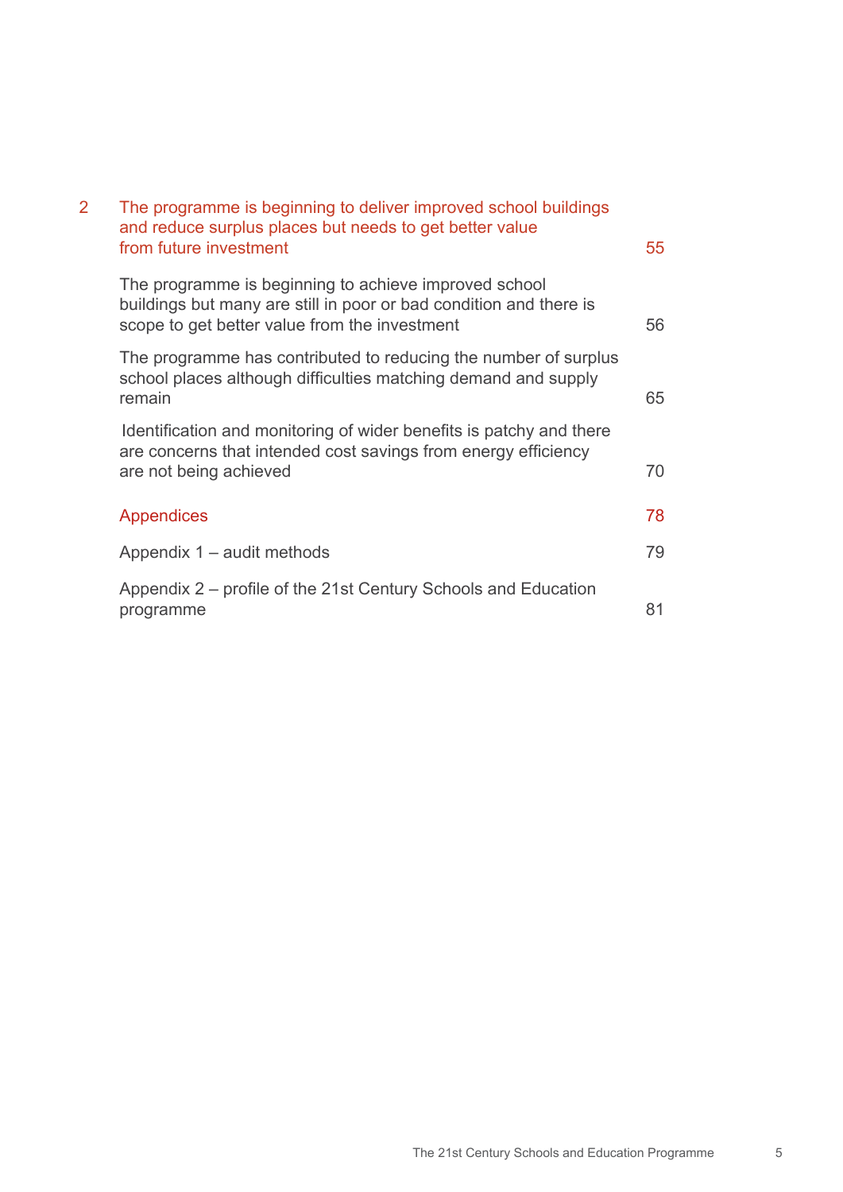| | | |
|---|---|---|
| 2 | The programme is beginning to deliver improved school buildings and reduce surplus places but needs to get better value from future investment | 55 |
| | The programme is beginning to achieve improved school buildings but many are still in poor or bad condition and there is scope to get better value from the investment | 56 |
| | The programme has contributed to reducing the number of surplus school places although difficulties matching demand and supply remain | 65 |
| | Identification and monitoring of wider benefits is patchy and there are concerns that intended cost savings from energy efficiency are not being achieved | 70 |
| | Appendices | 78 |
| | Appendix 1 – audit methods | 79 |
| | Appendix 2 – profile of the 21st Century Schools and Education programme | 81 |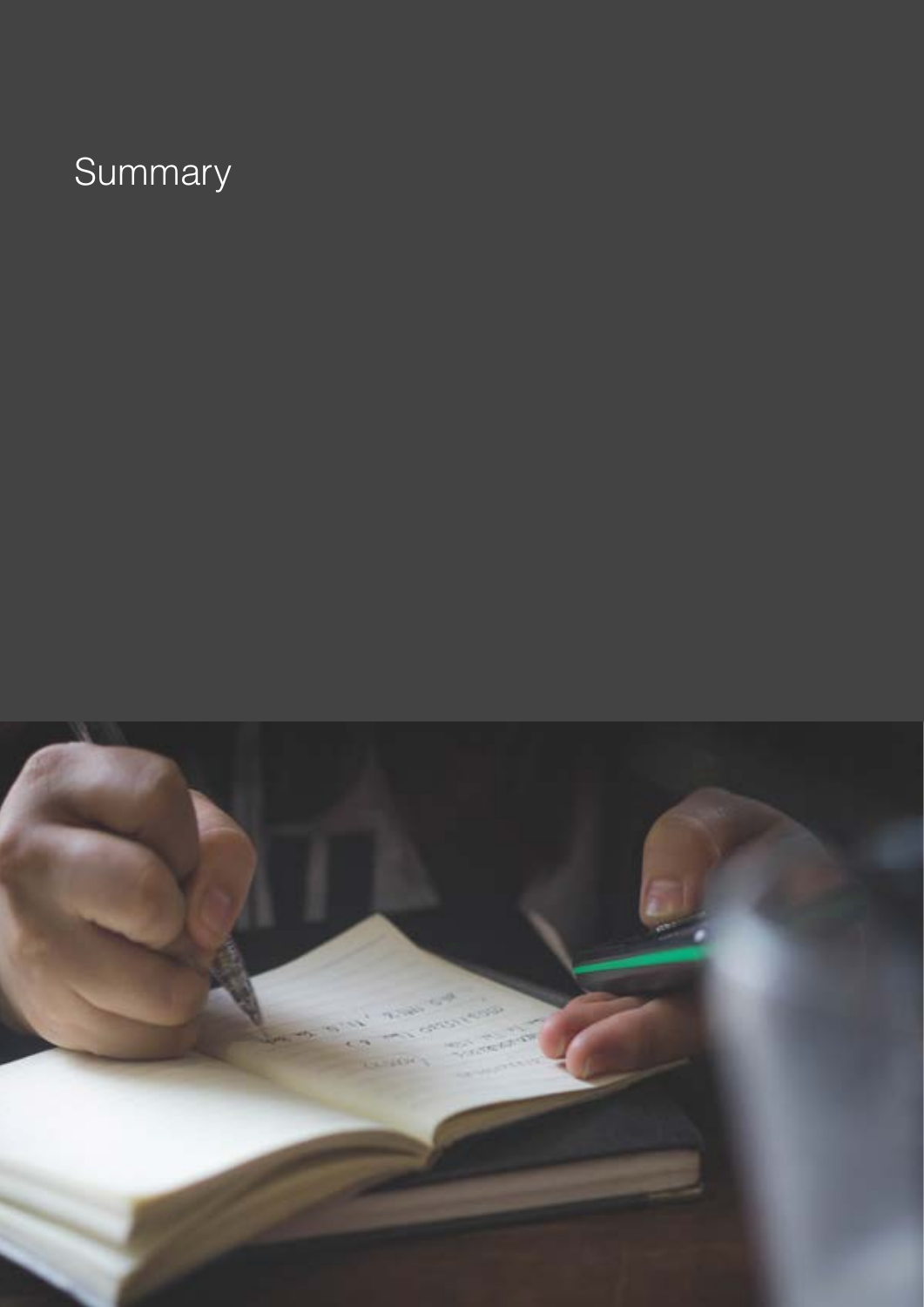# Summary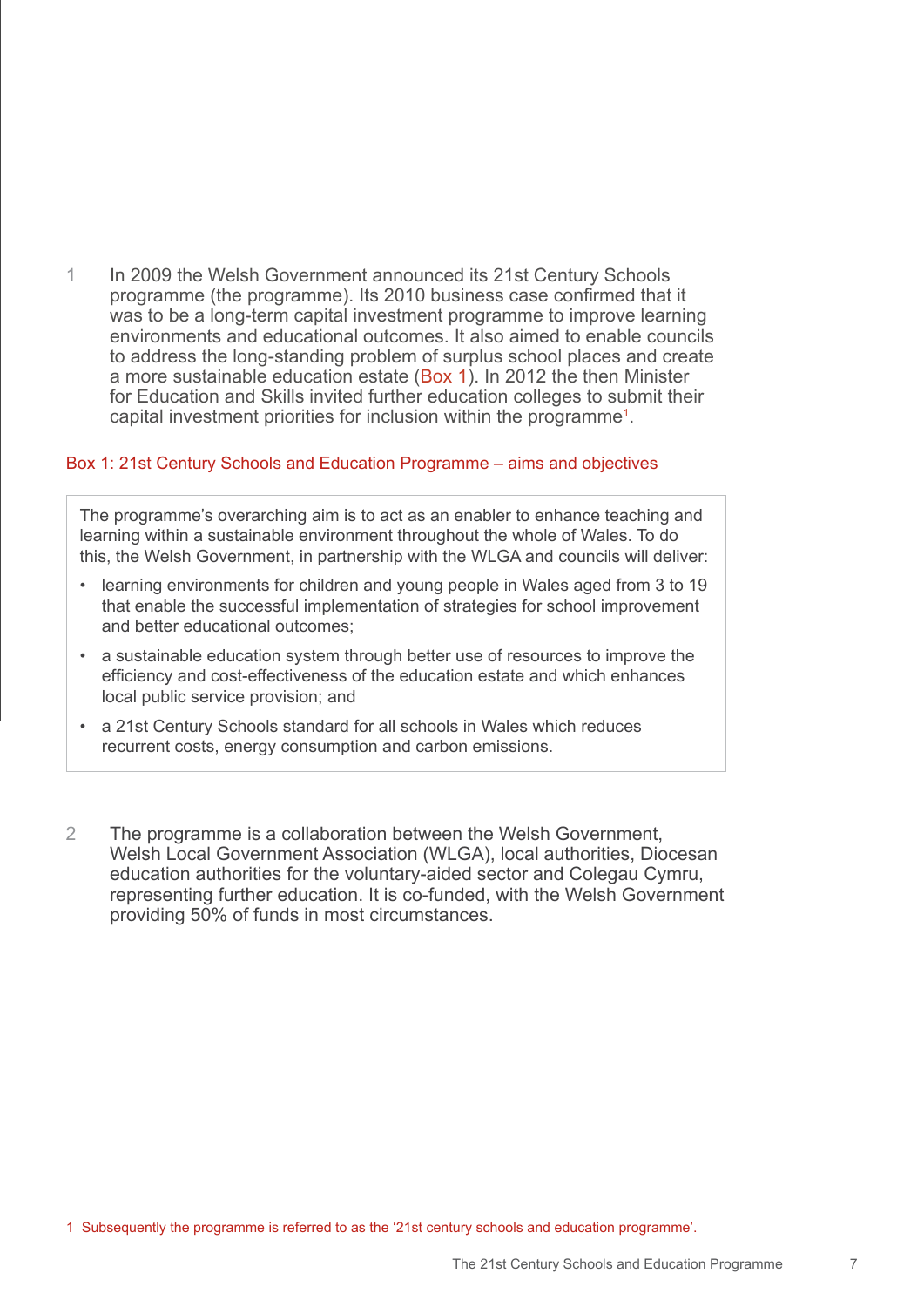1 In 2009 the Welsh Government announced its 21st Century Schools programme (the programme). Its 2010 business case confirmed that it was to be a long-term capital investment programme to improve learning environments and educational outcomes. It also aimed to enable councils to address the long-standing problem of surplus school places and create a more sustainable education estate (Box 1). In 2012 the then Minister for Education and Skills invited further education colleges to submit their capital investment priorities for inclusion within the programme[1].

**Box 1: 21st Century Schools and Education Programme – aims and objectives**

> The programme's overarching aim is to act as an enabler to enhance teaching and learning within a sustainable environment throughout the whole of Wales. To do this, the Welsh Government, in partnership with the WLGA and councils will deliver:
>
> - learning environments for children and young people in Wales aged from 3 to 19 that enable the successful implementation of strategies for school improvement and better educational outcomes;
> - a sustainable education system through better use of resources to improve the efficiency and cost-effectiveness of the education estate and which enhances local public service provision; and
> - a 21st Century Schools standard for all schools in Wales which reduces recurrent costs, energy consumption and carbon emissions.

2 The programme is a collaboration between the Welsh Government, Welsh Local Government Association (WLGA), local authorities, Diocesan education authorities for the voluntary-aided sector and Colegau Cymru, representing further education. It is co-funded, with the Welsh Government providing 50% of funds in most circumstances.

[1] Subsequently the programme is referred to as the '21st century schools and education programme'.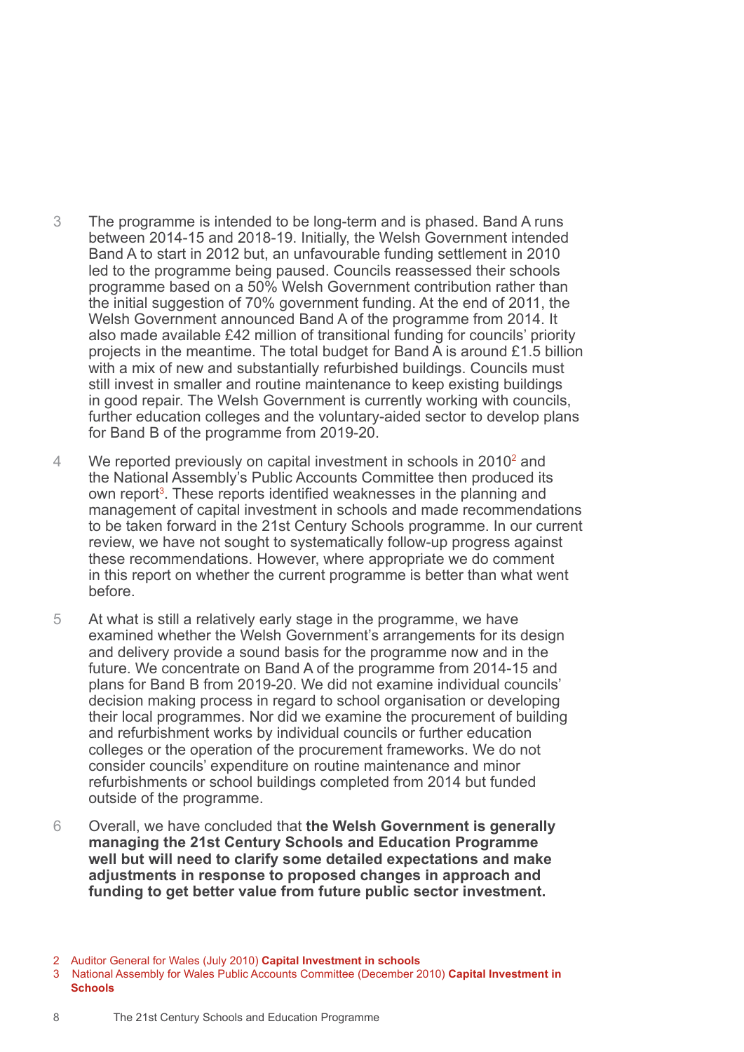3 The programme is intended to be long-term and is phased. Band A runs between 2014-15 and 2018-19. Initially, the Welsh Government intended Band A to start in 2012 but, an unfavourable funding settlement in 2010 led to the programme being paused. Councils reassessed their schools programme based on a 50% Welsh Government contribution rather than the initial suggestion of 70% government funding. At the end of 2011, the Welsh Government announced Band A of the programme from 2014. It also made available £42 million of transitional funding for councils' priority projects in the meantime. The total budget for Band A is around £1.5 billion with a mix of new and substantially refurbished buildings. Councils must still invest in smaller and routine maintenance to keep existing buildings in good repair. The Welsh Government is currently working with councils, further education colleges and the voluntary-aided sector to develop plans for Band B of the programme from 2019-20.

4 We reported previously on capital investment in schools in 2010[2] and the National Assembly's Public Accounts Committee then produced its own report[3]. These reports identified weaknesses in the planning and management of capital investment in schools and made recommendations to be taken forward in the 21st Century Schools programme. In our current review, we have not sought to systematically follow-up progress against these recommendations. However, where appropriate we do comment in this report on whether the current programme is better than what went before.

5 At what is still a relatively early stage in the programme, we have examined whether the Welsh Government's arrangements for its design and delivery provide a sound basis for the programme now and in the future. We concentrate on Band A of the programme from 2014-15 and plans for Band B from 2019-20. We did not examine individual councils' decision making process in regard to school organisation or developing their local programmes. Nor did we examine the procurement of building and refurbishment works by individual councils or further education colleges or the operation of the procurement frameworks. We do not consider councils' expenditure on routine maintenance and minor refurbishments or school buildings completed from 2014 but funded outside of the programme.

6 Overall, we have concluded that **the Welsh Government is generally managing the 21st Century Schools and Education Programme well but will need to clarify some detailed expectations and make adjustments in response to proposed changes in approach and funding to get better value from future public sector investment.**

2 Auditor General for Wales (July 2010) **Capital Investment in schools**

3 National Assembly for Wales Public Accounts Committee (December 2010) **Capital Investment in Schools**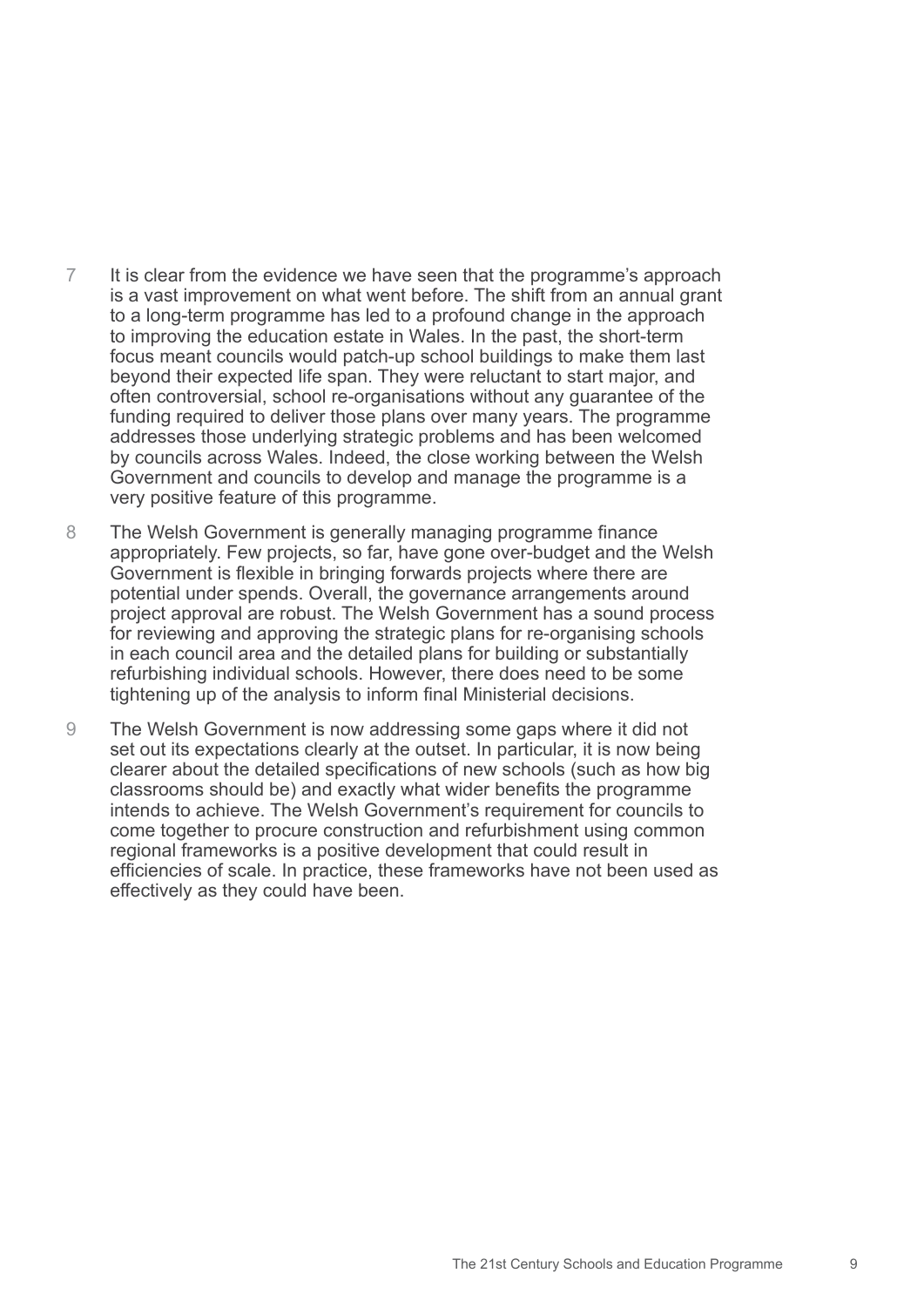7 It is clear from the evidence we have seen that the programme's approach is a vast improvement on what went before. The shift from an annual grant to a long-term programme has led to a profound change in the approach to improving the education estate in Wales. In the past, the short-term focus meant councils would patch-up school buildings to make them last beyond their expected life span. They were reluctant to start major, and often controversial, school re-organisations without any guarantee of the funding required to deliver those plans over many years. The programme addresses those underlying strategic problems and has been welcomed by councils across Wales. Indeed, the close working between the Welsh Government and councils to develop and manage the programme is a very positive feature of this programme.

8 The Welsh Government is generally managing programme finance appropriately. Few projects, so far, have gone over-budget and the Welsh Government is flexible in bringing forwards projects where there are potential under spends. Overall, the governance arrangements around project approval are robust. The Welsh Government has a sound process for reviewing and approving the strategic plans for re-organising schools in each council area and the detailed plans for building or substantially refurbishing individual schools. However, there does need to be some tightening up of the analysis to inform final Ministerial decisions.

9 The Welsh Government is now addressing some gaps where it did not set out its expectations clearly at the outset. In particular, it is now being clearer about the detailed specifications of new schools (such as how big classrooms should be) and exactly what wider benefits the programme intends to achieve. The Welsh Government's requirement for councils to come together to procure construction and refurbishment using common regional frameworks is a positive development that could result in efficiencies of scale. In practice, these frameworks have not been used as effectively as they could have been.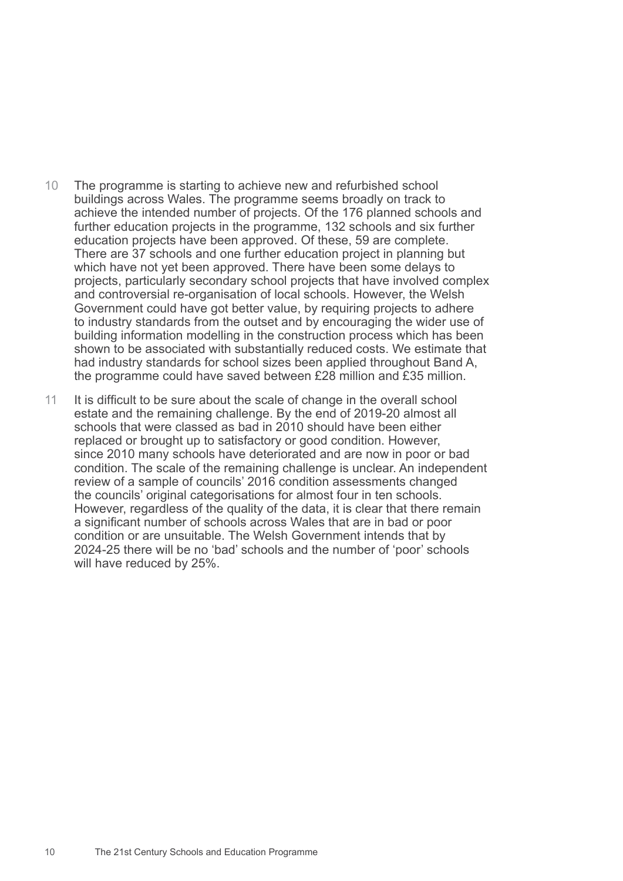10 The programme is starting to achieve new and refurbished school buildings across Wales. The programme seems broadly on track to achieve the intended number of projects. Of the 176 planned schools and further education projects in the programme, 132 schools and six further education projects have been approved. Of these, 59 are complete. There are 37 schools and one further education project in planning but which have not yet been approved. There have been some delays to projects, particularly secondary school projects that have involved complex and controversial re-organisation of local schools. However, the Welsh Government could have got better value, by requiring projects to adhere to industry standards from the outset and by encouraging the wider use of building information modelling in the construction process which has been shown to be associated with substantially reduced costs. We estimate that had industry standards for school sizes been applied throughout Band A, the programme could have saved between £28 million and £35 million.

11 It is difficult to be sure about the scale of change in the overall school estate and the remaining challenge. By the end of 2019-20 almost all schools that were classed as bad in 2010 should have been either replaced or brought up to satisfactory or good condition. However, since 2010 many schools have deteriorated and are now in poor or bad condition. The scale of the remaining challenge is unclear. An independent review of a sample of councils' 2016 condition assessments changed the councils' original categorisations for almost four in ten schools. However, regardless of the quality of the data, it is clear that there remain a significant number of schools across Wales that are in bad or poor condition or are unsuitable. The Welsh Government intends that by 2024-25 there will be no 'bad' schools and the number of 'poor' schools will have reduced by 25%.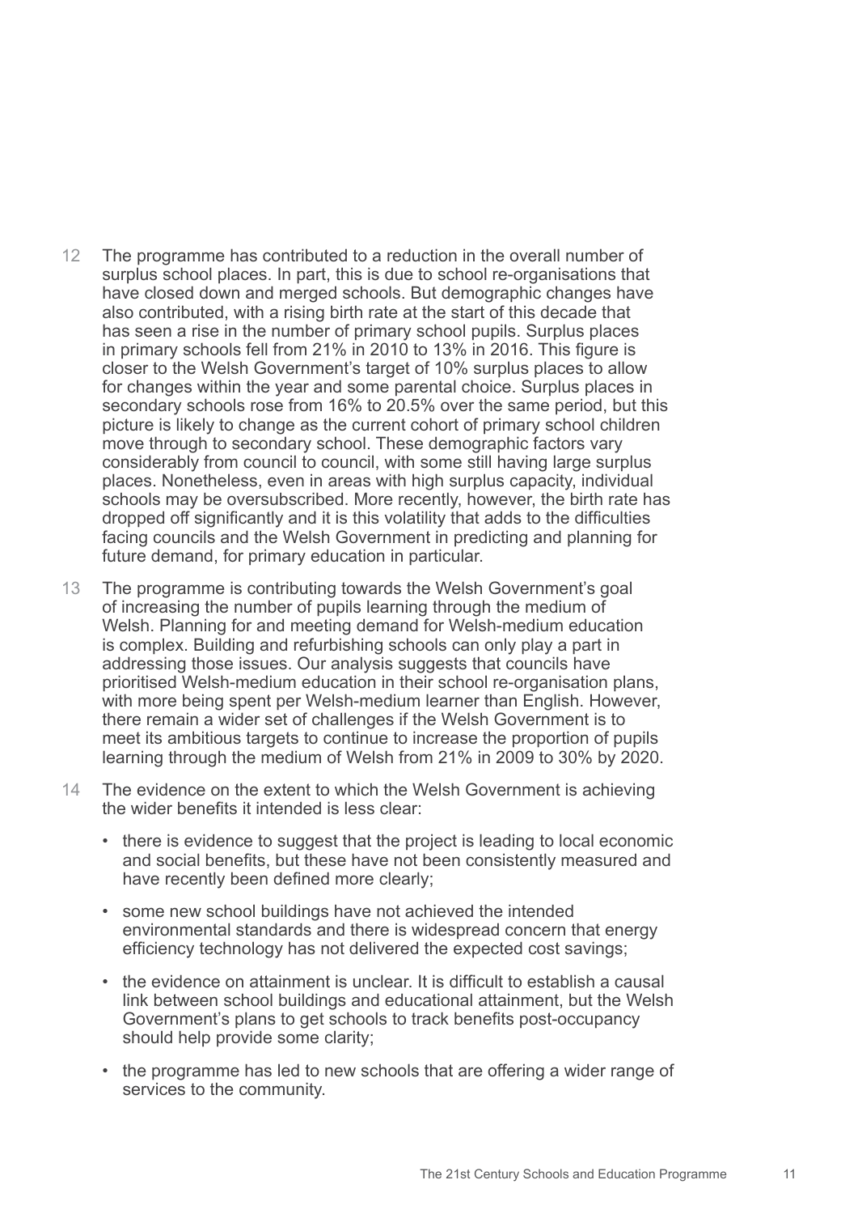12 The programme has contributed to a reduction in the overall number of surplus school places. In part, this is due to school re-organisations that have closed down and merged schools. But demographic changes have also contributed, with a rising birth rate at the start of this decade that has seen a rise in the number of primary school pupils. Surplus places in primary schools fell from 21% in 2010 to 13% in 2016. This figure is closer to the Welsh Government's target of 10% surplus places to allow for changes within the year and some parental choice. Surplus places in secondary schools rose from 16% to 20.5% over the same period, but this picture is likely to change as the current cohort of primary school children move through to secondary school. These demographic factors vary considerably from council to council, with some still having large surplus places. Nonetheless, even in areas with high surplus capacity, individual schools may be oversubscribed. More recently, however, the birth rate has dropped off significantly and it is this volatility that adds to the difficulties facing councils and the Welsh Government in predicting and planning for future demand, for primary education in particular.

13 The programme is contributing towards the Welsh Government's goal of increasing the number of pupils learning through the medium of Welsh. Planning for and meeting demand for Welsh-medium education is complex. Building and refurbishing schools can only play a part in addressing those issues. Our analysis suggests that councils have prioritised Welsh-medium education in their school re-organisation plans, with more being spent per Welsh-medium learner than English. However, there remain a wider set of challenges if the Welsh Government is to meet its ambitious targets to continue to increase the proportion of pupils learning through the medium of Welsh from 21% in 2009 to 30% by 2020.

14 The evidence on the extent to which the Welsh Government is achieving the wider benefits it intended is less clear:

- there is evidence to suggest that the project is leading to local economic and social benefits, but these have not been consistently measured and have recently been defined more clearly;
- some new school buildings have not achieved the intended environmental standards and there is widespread concern that energy efficiency technology has not delivered the expected cost savings;
- the evidence on attainment is unclear. It is difficult to establish a causal link between school buildings and educational attainment, but the Welsh Government's plans to get schools to track benefits post-occupancy should help provide some clarity;
- the programme has led to new schools that are offering a wider range of services to the community.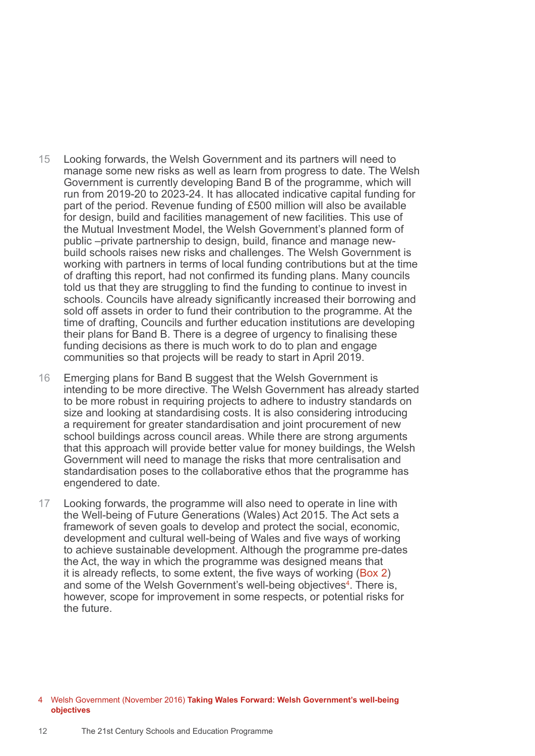15 Looking forwards, the Welsh Government and its partners will need to manage some new risks as well as learn from progress to date. The Welsh Government is currently developing Band B of the programme, which will run from 2019-20 to 2023-24. It has allocated indicative capital funding for part of the period. Revenue funding of £500 million will also be available for design, build and facilities management of new facilities. This use of the Mutual Investment Model, the Welsh Government's planned form of public –private partnership to design, build, finance and manage new-build schools raises new risks and challenges. The Welsh Government is working with partners in terms of local funding contributions but at the time of drafting this report, had not confirmed its funding plans. Many councils told us that they are struggling to find the funding to continue to invest in schools. Councils have already significantly increased their borrowing and sold off assets in order to fund their contribution to the programme. At the time of drafting, Councils and further education institutions are developing their plans for Band B. There is a degree of urgency to finalising these funding decisions as there is much work to do to plan and engage communities so that projects will be ready to start in April 2019.

16 Emerging plans for Band B suggest that the Welsh Government is intending to be more directive. The Welsh Government has already started to be more robust in requiring projects to adhere to industry standards on size and looking at standardising costs. It is also considering introducing a requirement for greater standardisation and joint procurement of new school buildings across council areas. While there are strong arguments that this approach will provide better value for money buildings, the Welsh Government will need to manage the risks that more centralisation and standardisation poses to the collaborative ethos that the programme has engendered to date.

17 Looking forwards, the programme will also need to operate in line with the Well-being of Future Generations (Wales) Act 2015. The Act sets a framework of seven goals to develop and protect the social, economic, development and cultural well-being of Wales and five ways of working to achieve sustainable development. Although the programme pre-dates the Act, the way in which the programme was designed means that it is already reflects, to some extent, the five ways of working (Box 2) and some of the Welsh Government's well-being objectives[4]. There is, however, scope for improvement in some respects, or potential risks for the future.

4 Welsh Government (November 2016) **Taking Wales Forward: Welsh Government's well-being objectives**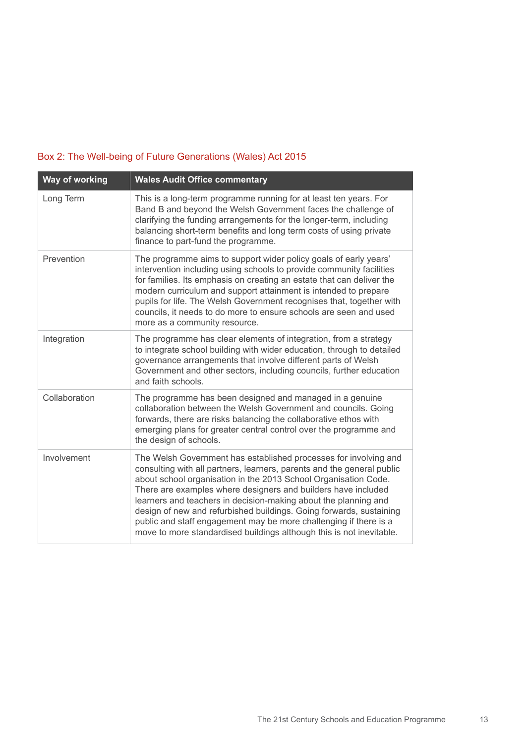Box 2: The Well-being of Future Generations (Wales) Act 2015

| Way of working | Wales Audit Office commentary |
| --- | --- |
| Long Term | This is a long-term programme running for at least ten years. For Band B and beyond the Welsh Government faces the challenge of clarifying the funding arrangements for the longer-term, including balancing short-term benefits and long term costs of using private finance to part-fund the programme. |
| Prevention | The programme aims to support wider policy goals of early years' intervention including using schools to provide community facilities for families. Its emphasis on creating an estate that can deliver the modern curriculum and support attainment is intended to prepare pupils for life. The Welsh Government recognises that, together with councils, it needs to do more to ensure schools are seen and used more as a community resource. |
| Integration | The programme has clear elements of integration, from a strategy to integrate school building with wider education, through to detailed governance arrangements that involve different parts of Welsh Government and other sectors, including councils, further education and faith schools. |
| Collaboration | The programme has been designed and managed in a genuine collaboration between the Welsh Government and councils. Going forwards, there are risks balancing the collaborative ethos with emerging plans for greater central control over the programme and the design of schools. |
| Involvement | The Welsh Government has established processes for involving and consulting with all partners, learners, parents and the general public about school organisation in the 2013 School Organisation Code. There are examples where designers and builders have included learners and teachers in decision-making about the planning and design of new and refurbished buildings. Going forwards, sustaining public and staff engagement may be more challenging if there is a move to more standardised buildings although this is not inevitable. |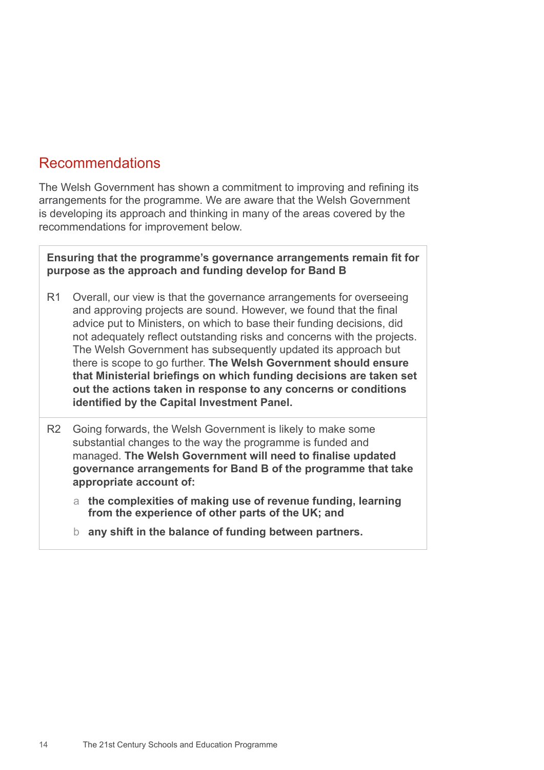## Recommendations

The Welsh Government has shown a commitment to improving and refining its arrangements for the programme. We are aware that the Welsh Government is developing its approach and thinking in many of the areas covered by the recommendations for improvement below.

**Ensuring that the programme's governance arrangements remain fit for purpose as the approach and funding develop for Band B**

R1 Overall, our view is that the governance arrangements for overseeing and approving projects are sound. However, we found that the final advice put to Ministers, on which to base their funding decisions, did not adequately reflect outstanding risks and concerns with the projects. The Welsh Government has subsequently updated its approach but there is scope to go further. **The Welsh Government should ensure that Ministerial briefings on which funding decisions are taken set out the actions taken in response to any concerns or conditions identified by the Capital Investment Panel.**

R2 Going forwards, the Welsh Government is likely to make some substantial changes to the way the programme is funded and managed. **The Welsh Government will need to finalise updated governance arrangements for Band B of the programme that take appropriate account of:**

a **the complexities of making use of revenue funding, learning from the experience of other parts of the UK; and**

b **any shift in the balance of funding between partners.**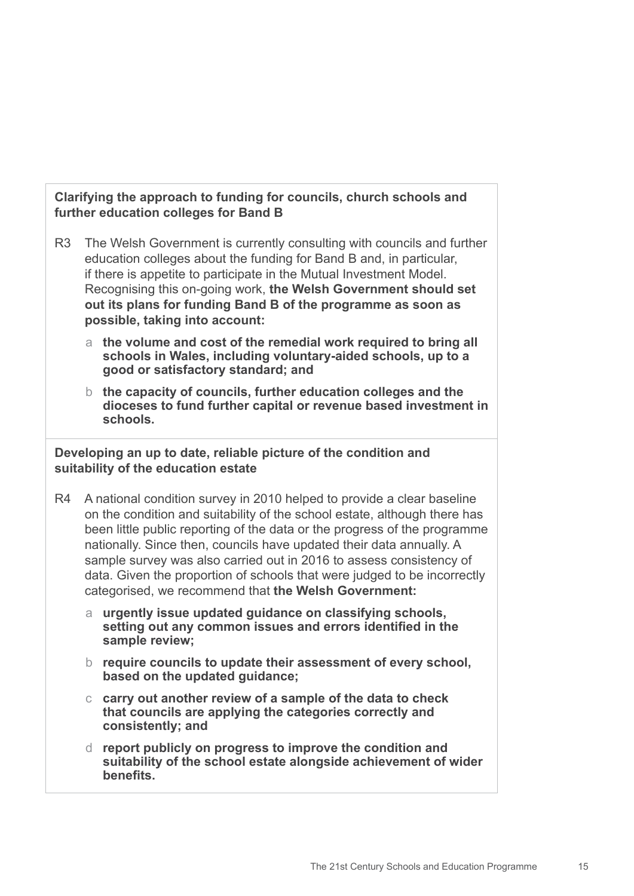**Clarifying the approach to funding for councils, church schools and further education colleges for Band B**

R3 The Welsh Government is currently consulting with councils and further education colleges about the funding for Band B and, in particular, if there is appetite to participate in the Mutual Investment Model. Recognising this on-going work, **the Welsh Government should set out its plans for funding Band B of the programme as soon as possible, taking into account:**

- a **the volume and cost of the remedial work required to bring all schools in Wales, including voluntary-aided schools, up to a good or satisfactory standard; and**
- b **the capacity of councils, further education colleges and the dioceses to fund further capital or revenue based investment in schools.**

**Developing an up to date, reliable picture of the condition and suitability of the education estate**

R4 A national condition survey in 2010 helped to provide a clear baseline on the condition and suitability of the school estate, although there has been little public reporting of the data or the progress of the programme nationally. Since then, councils have updated their data annually. A sample survey was also carried out in 2016 to assess consistency of data. Given the proportion of schools that were judged to be incorrectly categorised, we recommend that **the Welsh Government:**

- a **urgently issue updated guidance on classifying schools, setting out any common issues and errors identified in the sample review;**
- b **require councils to update their assessment of every school, based on the updated guidance;**
- c **carry out another review of a sample of the data to check that councils are applying the categories correctly and consistently; and**
- d **report publicly on progress to improve the condition and suitability of the school estate alongside achievement of wider benefits.**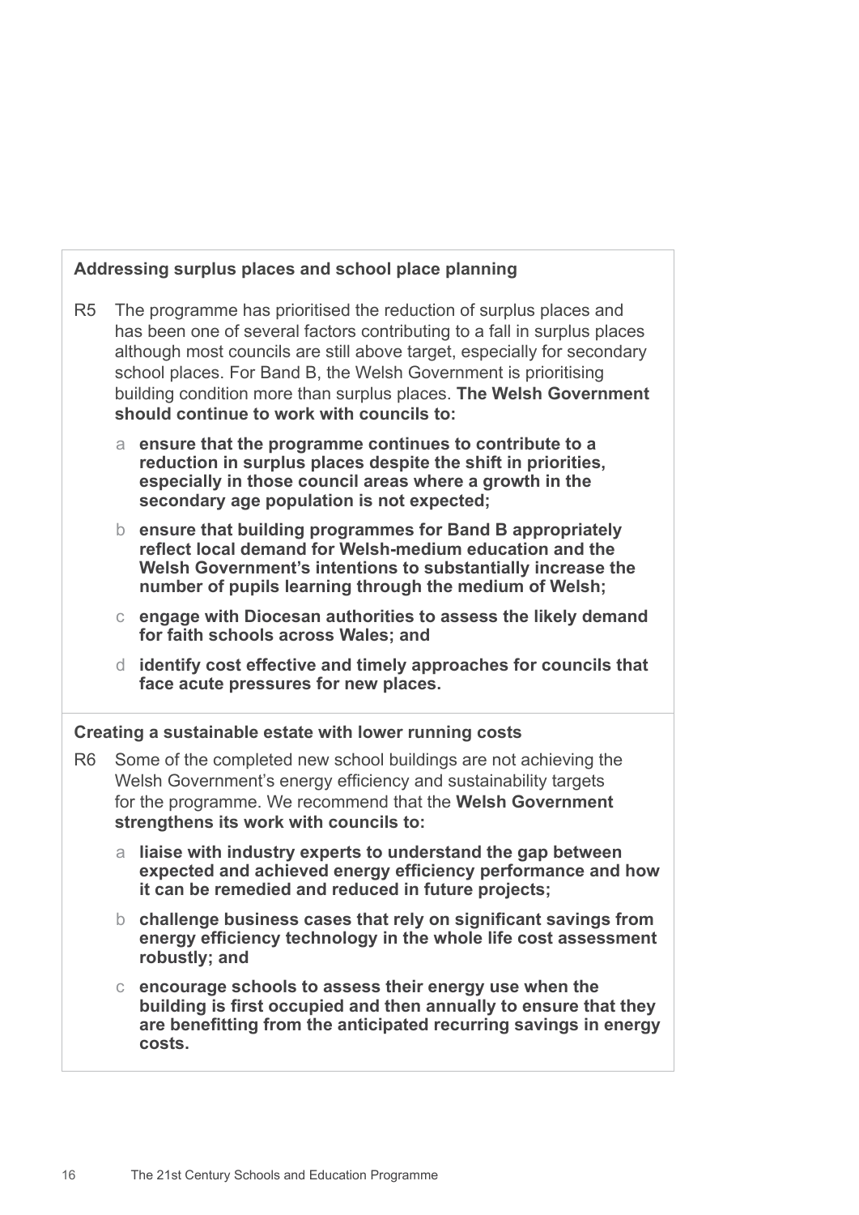**Addressing surplus places and school place planning**

R5 The programme has prioritised the reduction of surplus places and has been one of several factors contributing to a fall in surplus places although most councils are still above target, especially for secondary school places. For Band B, the Welsh Government is prioritising building condition more than surplus places. **The Welsh Government should continue to work with councils to:**

a **ensure that the programme continues to contribute to a reduction in surplus places despite the shift in priorities, especially in those council areas where a growth in the secondary age population is not expected;**

b **ensure that building programmes for Band B appropriately reflect local demand for Welsh-medium education and the Welsh Government's intentions to substantially increase the number of pupils learning through the medium of Welsh;**

c **engage with Diocesan authorities to assess the likely demand for faith schools across Wales; and**

d **identify cost effective and timely approaches for councils that face acute pressures for new places.**

**Creating a sustainable estate with lower running costs**

R6 Some of the completed new school buildings are not achieving the Welsh Government's energy efficiency and sustainability targets for the programme. We recommend that the **Welsh Government strengthens its work with councils to:**

a **liaise with industry experts to understand the gap between expected and achieved energy efficiency performance and how it can be remedied and reduced in future projects;**

b **challenge business cases that rely on significant savings from energy efficiency technology in the whole life cost assessment robustly; and**

c **encourage schools to assess their energy use when the building is first occupied and then annually to ensure that they are benefitting from the anticipated recurring savings in energy costs.**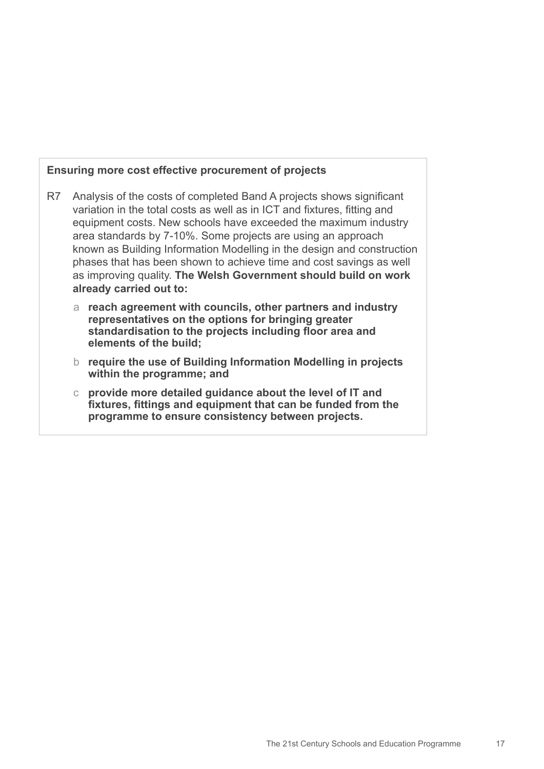**Ensuring more cost effective procurement of projects**

R7 Analysis of the costs of completed Band A projects shows significant variation in the total costs as well as in ICT and fixtures, fitting and equipment costs. New schools have exceeded the maximum industry area standards by 7-10%. Some projects are using an approach known as Building Information Modelling in the design and construction phases that has been shown to achieve time and cost savings as well as improving quality. **The Welsh Government should build on work already carried out to:**

a **reach agreement with councils, other partners and industry representatives on the options for bringing greater standardisation to the projects including floor area and elements of the build;**

b **require the use of Building Information Modelling in projects within the programme; and**

c **provide more detailed guidance about the level of IT and fixtures, fittings and equipment that can be funded from the programme to ensure consistency between projects.**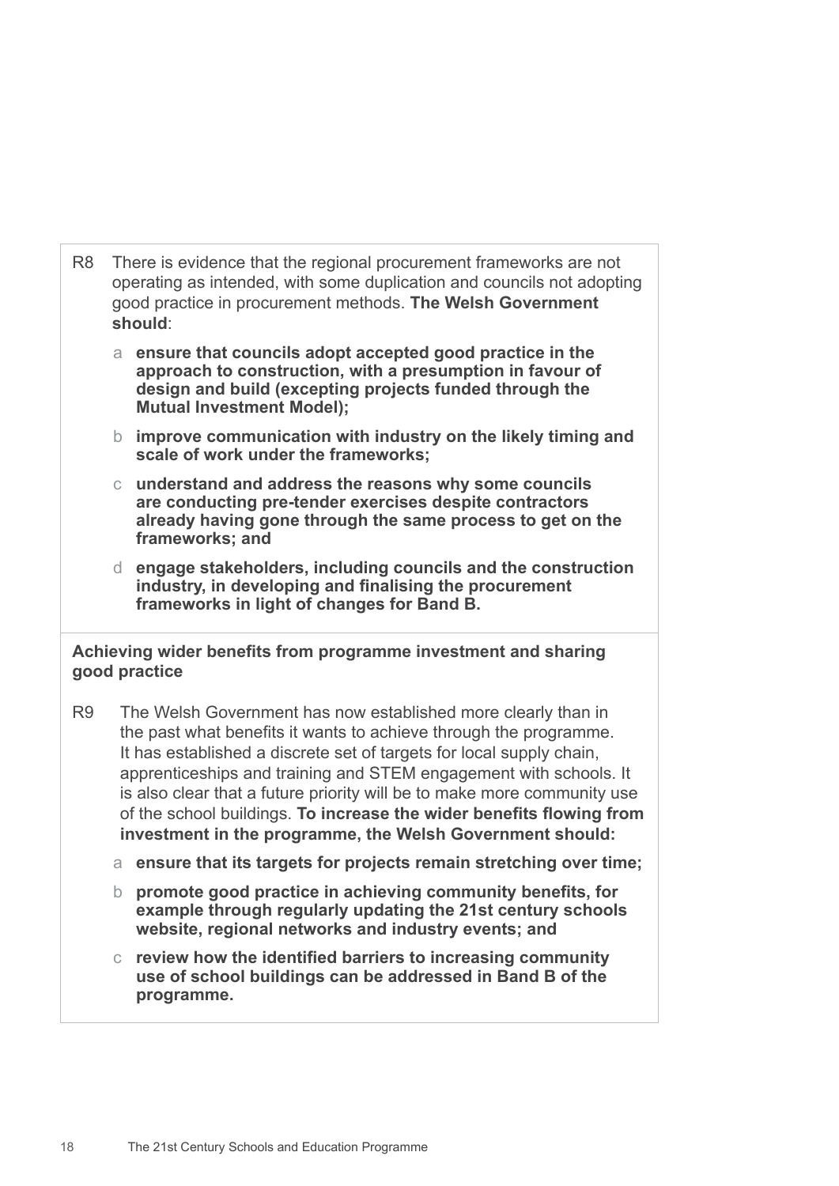R8 There is evidence that the regional procurement frameworks are not operating as intended, with some duplication and councils not adopting good practice in procurement methods. **The Welsh Government should**:

a **ensure that councils adopt accepted good practice in the approach to construction, with a presumption in favour of design and build (excepting projects funded through the Mutual Investment Model);**

b **improve communication with industry on the likely timing and scale of work under the frameworks;**

c **understand and address the reasons why some councils are conducting pre-tender exercises despite contractors already having gone through the same process to get on the frameworks; and**

d **engage stakeholders, including councils and the construction industry, in developing and finalising the procurement frameworks in light of changes for Band B.**

**Achieving wider benefits from programme investment and sharing good practice**

R9 The Welsh Government has now established more clearly than in the past what benefits it wants to achieve through the programme. It has established a discrete set of targets for local supply chain, apprenticeships and training and STEM engagement with schools. It is also clear that a future priority will be to make more community use of the school buildings. **To increase the wider benefits flowing from investment in the programme, the Welsh Government should:**

a **ensure that its targets for projects remain stretching over time;**

b **promote good practice in achieving community benefits, for example through regularly updating the 21st century schools website, regional networks and industry events; and**

c **review how the identified barriers to increasing community use of school buildings can be addressed in Band B of the programme.**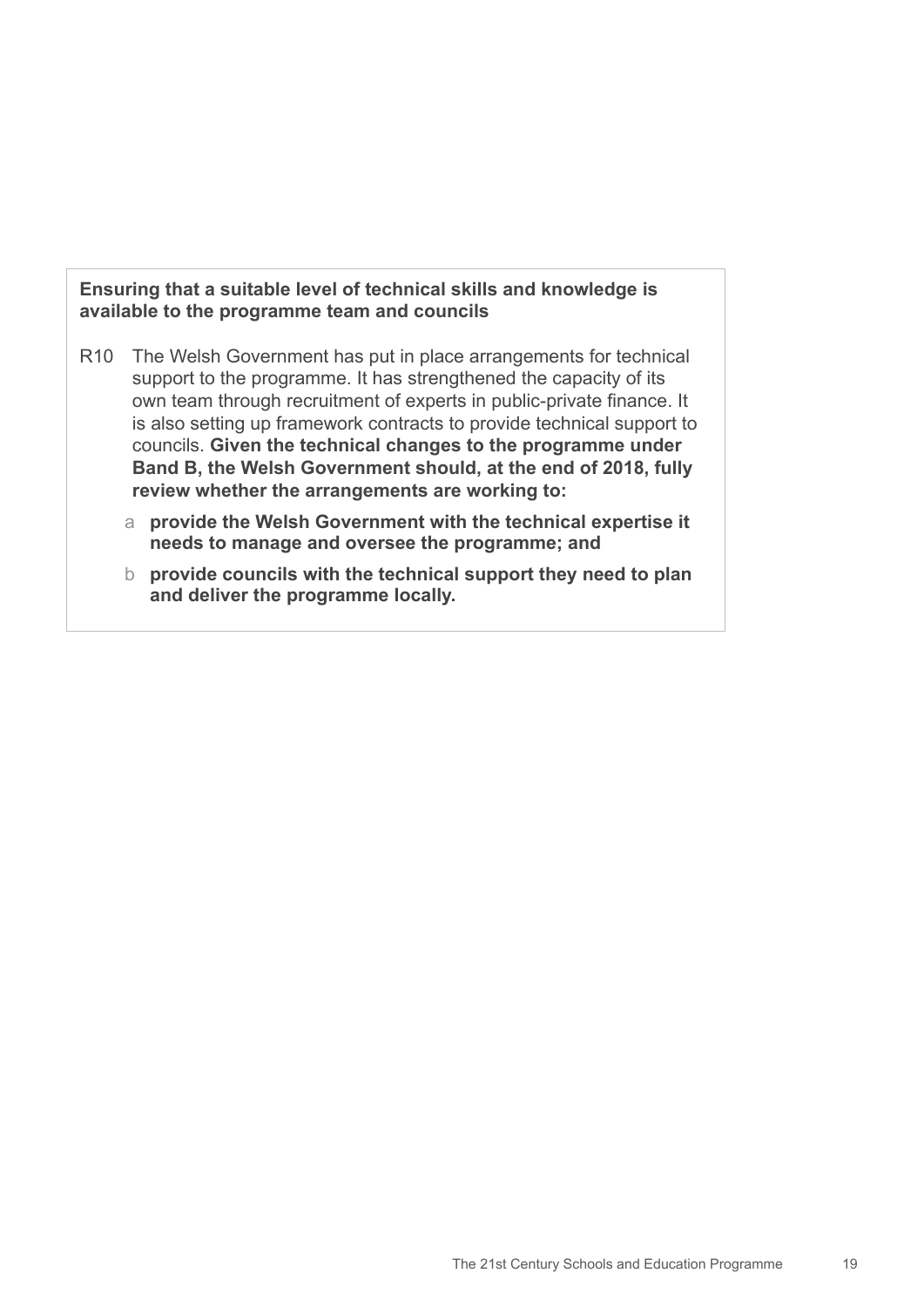**Ensuring that a suitable level of technical skills and knowledge is available to the programme team and councils**

R10 The Welsh Government has put in place arrangements for technical support to the programme. It has strengthened the capacity of its own team through recruitment of experts in public-private finance. It is also setting up framework contracts to provide technical support to councils. **Given the technical changes to the programme under Band B, the Welsh Government should, at the end of 2018, fully review whether the arrangements are working to:**

a **provide the Welsh Government with the technical expertise it needs to manage and oversee the programme; and**

b **provide councils with the technical support they need to plan and deliver the programme locally.**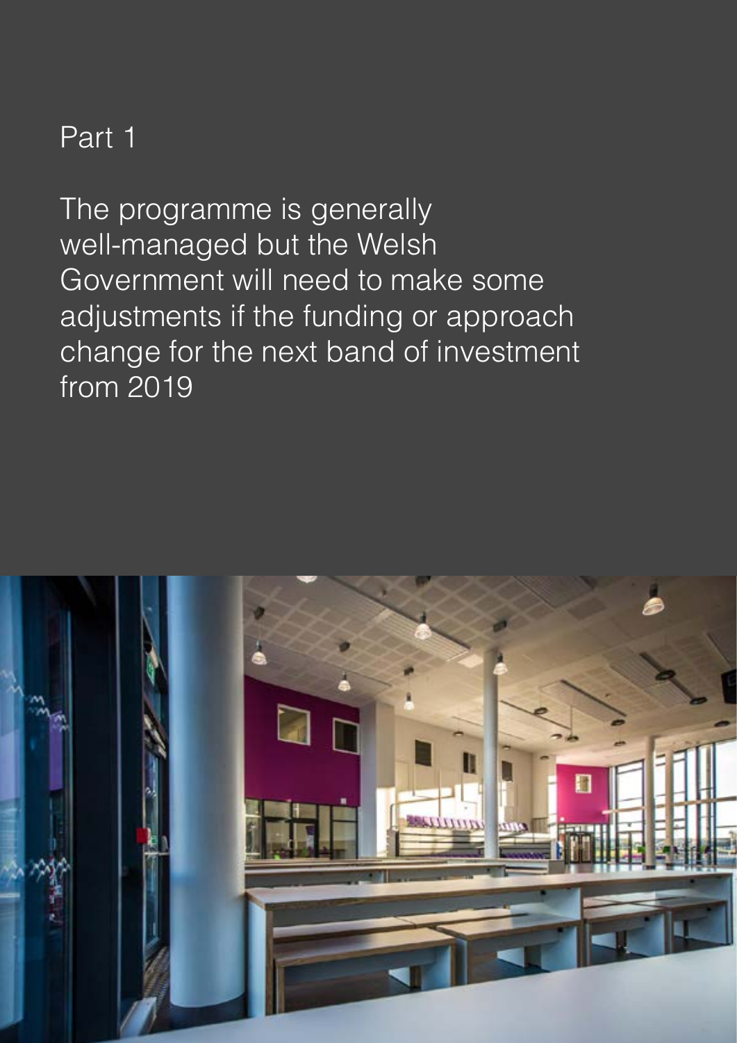# Part 1

## The programme is generally well-managed but the Welsh Government will need to make some adjustments if the funding or approach change for the next band of investment from 2019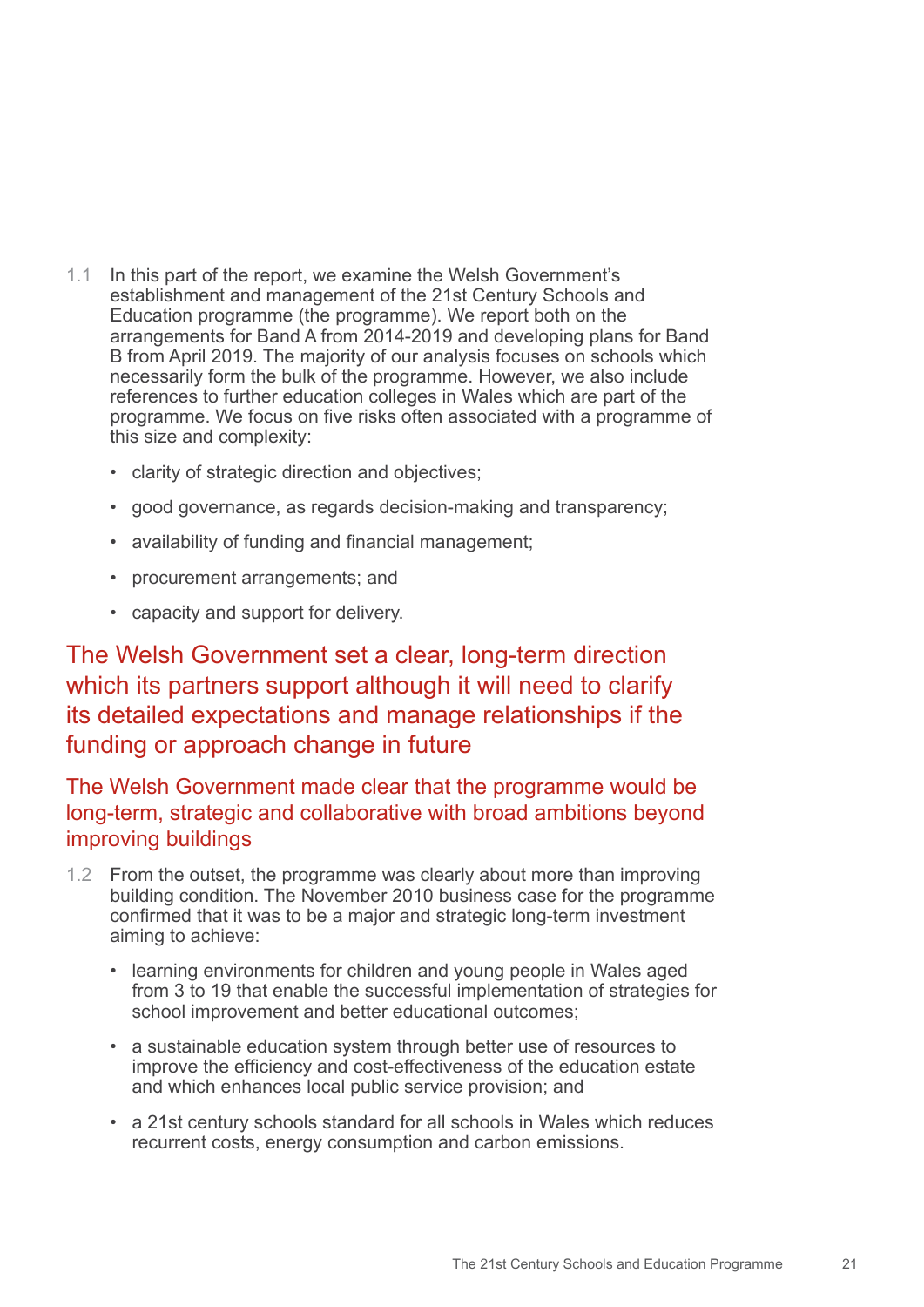1.1 In this part of the report, we examine the Welsh Government's establishment and management of the 21st Century Schools and Education programme (the programme). We report both on the arrangements for Band A from 2014-2019 and developing plans for Band B from April 2019. The majority of our analysis focuses on schools which necessarily form the bulk of the programme. However, we also include references to further education colleges in Wales which are part of the programme. We focus on five risks often associated with a programme of this size and complexity:

- clarity of strategic direction and objectives;
- good governance, as regards decision-making and transparency;
- availability of funding and financial management;
- procurement arrangements; and
- capacity and support for delivery.

## The Welsh Government set a clear, long-term direction which its partners support although it will need to clarify its detailed expectations and manage relationships if the funding or approach change in future

### The Welsh Government made clear that the programme would be long-term, strategic and collaborative with broad ambitions beyond improving buildings

1.2 From the outset, the programme was clearly about more than improving building condition. The November 2010 business case for the programme confirmed that it was to be a major and strategic long-term investment aiming to achieve:

- learning environments for children and young people in Wales aged from 3 to 19 that enable the successful implementation of strategies for school improvement and better educational outcomes;
- a sustainable education system through better use of resources to improve the efficiency and cost-effectiveness of the education estate and which enhances local public service provision; and
- a 21st century schools standard for all schools in Wales which reduces recurrent costs, energy consumption and carbon emissions.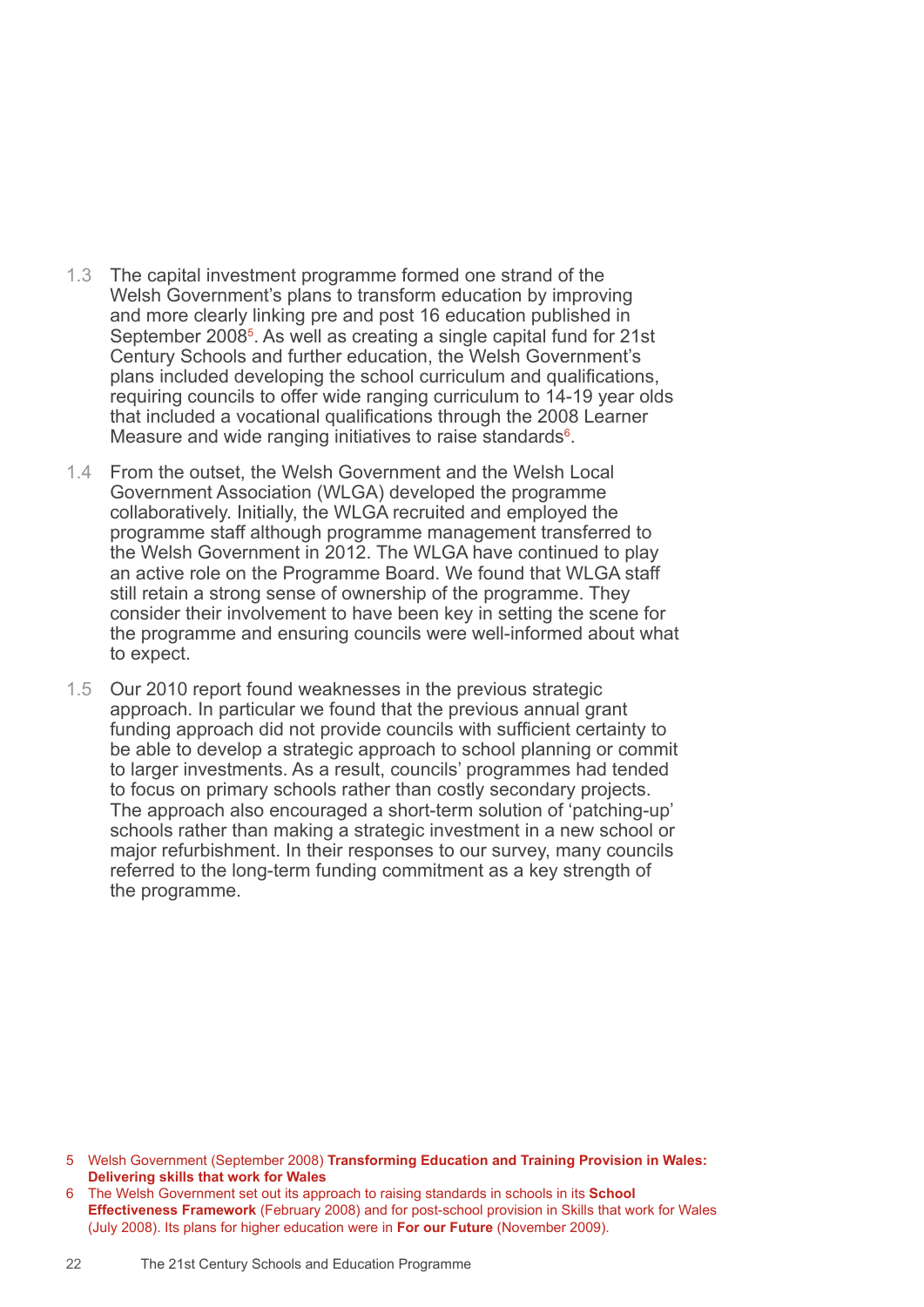1.3 The capital investment programme formed one strand of the Welsh Government's plans to transform education by improving and more clearly linking pre and post 16 education published in September 2008[5]. As well as creating a single capital fund for 21st Century Schools and further education, the Welsh Government's plans included developing the school curriculum and qualifications, requiring councils to offer wide ranging curriculum to 14-19 year olds that included a vocational qualifications through the 2008 Learner Measure and wide ranging initiatives to raise standards[6].

1.4 From the outset, the Welsh Government and the Welsh Local Government Association (WLGA) developed the programme collaboratively. Initially, the WLGA recruited and employed the programme staff although programme management transferred to the Welsh Government in 2012. The WLGA have continued to play an active role on the Programme Board. We found that WLGA staff still retain a strong sense of ownership of the programme. They consider their involvement to have been key in setting the scene for the programme and ensuring councils were well-informed about what to expect.

1.5 Our 2010 report found weaknesses in the previous strategic approach. In particular we found that the previous annual grant funding approach did not provide councils with sufficient certainty to be able to develop a strategic approach to school planning or commit to larger investments. As a result, councils' programmes had tended to focus on primary schools rather than costly secondary projects. The approach also encouraged a short-term solution of 'patching-up' schools rather than making a strategic investment in a new school or major refurbishment. In their responses to our survey, many councils referred to the long-term funding commitment as a key strength of the programme.

5 Welsh Government (September 2008) **Transforming Education and Training Provision in Wales: Delivering skills that work for Wales**

6 The Welsh Government set out its approach to raising standards in schools in its **School Effectiveness Framework** (February 2008) and for post-school provision in Skills that work for Wales (July 2008). Its plans for higher education were in **For our Future** (November 2009).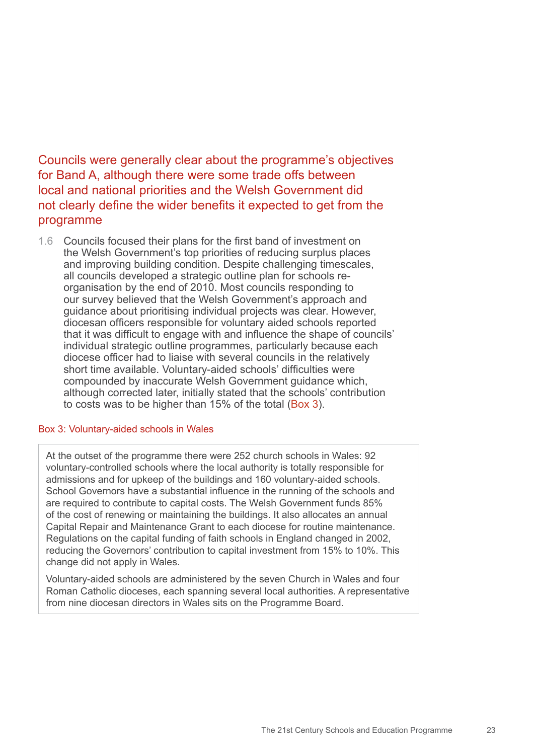## Councils were generally clear about the programme's objectives for Band A, although there were some trade offs between local and national priorities and the Welsh Government did not clearly define the wider benefits it expected to get from the programme

1.6 Councils focused their plans for the first band of investment on the Welsh Government's top priorities of reducing surplus places and improving building condition. Despite challenging timescales, all councils developed a strategic outline plan for schools re-organisation by the end of 2010. Most councils responding to our survey believed that the Welsh Government's approach and guidance about prioritising individual projects was clear. However, diocesan officers responsible for voluntary aided schools reported that it was difficult to engage with and influence the shape of councils' individual strategic outline programmes, particularly because each diocese officer had to liaise with several councils in the relatively short time available. Voluntary-aided schools' difficulties were compounded by inaccurate Welsh Government guidance which, although corrected later, initially stated that the schools' contribution to costs was to be higher than 15% of the total (Box 3).

**Box 3: Voluntary-aided schools in Wales**

At the outset of the programme there were 252 church schools in Wales: 92 voluntary-controlled schools where the local authority is totally responsible for admissions and for upkeep of the buildings and 160 voluntary-aided schools. School Governors have a substantial influence in the running of the schools and are required to contribute to capital costs. The Welsh Government funds 85% of the cost of renewing or maintaining the buildings. It also allocates an annual Capital Repair and Maintenance Grant to each diocese for routine maintenance. Regulations on the capital funding of faith schools in England changed in 2002, reducing the Governors' contribution to capital investment from 15% to 10%. This change did not apply in Wales.

Voluntary-aided schools are administered by the seven Church in Wales and four Roman Catholic dioceses, each spanning several local authorities. A representative from nine diocesan directors in Wales sits on the Programme Board.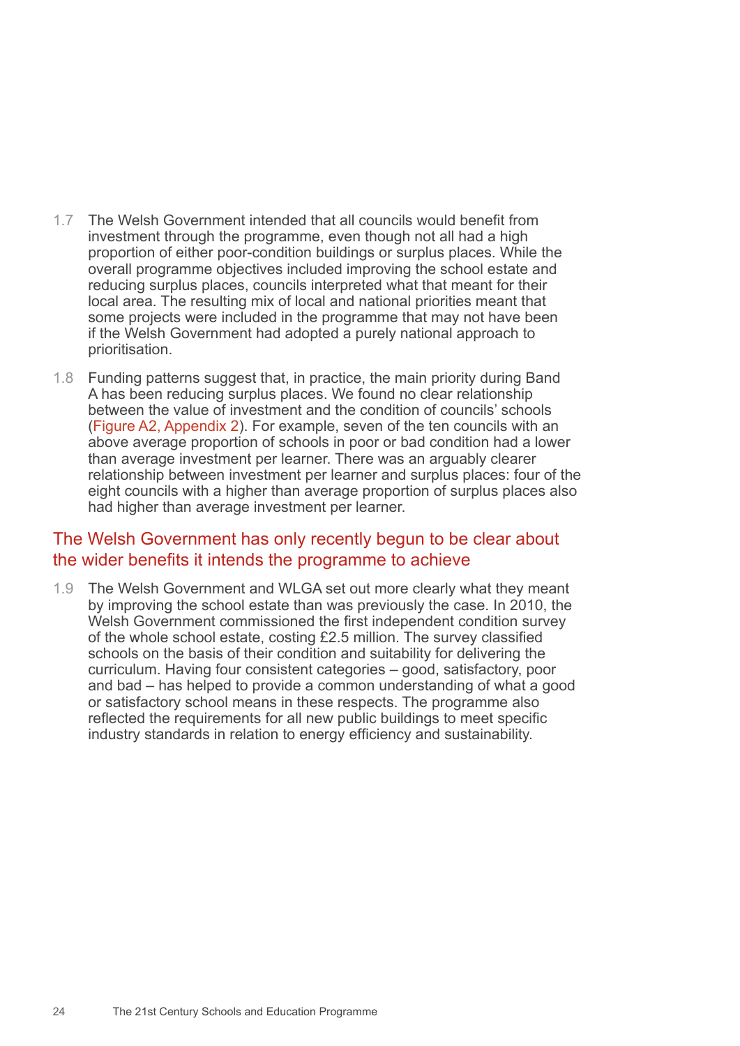1.7 The Welsh Government intended that all councils would benefit from investment through the programme, even though not all had a high proportion of either poor-condition buildings or surplus places. While the overall programme objectives included improving the school estate and reducing surplus places, councils interpreted what that meant for their local area. The resulting mix of local and national priorities meant that some projects were included in the programme that may not have been if the Welsh Government had adopted a purely national approach to prioritisation.

1.8 Funding patterns suggest that, in practice, the main priority during Band A has been reducing surplus places. We found no clear relationship between the value of investment and the condition of councils' schools (Figure A2, Appendix 2). For example, seven of the ten councils with an above average proportion of schools in poor or bad condition had a lower than average investment per learner. There was an arguably clearer relationship between investment per learner and surplus places: four of the eight councils with a higher than average proportion of surplus places also had higher than average investment per learner.

## The Welsh Government has only recently begun to be clear about the wider benefits it intends the programme to achieve

1.9 The Welsh Government and WLGA set out more clearly what they meant by improving the school estate than was previously the case. In 2010, the Welsh Government commissioned the first independent condition survey of the whole school estate, costing £2.5 million. The survey classified schools on the basis of their condition and suitability for delivering the curriculum. Having four consistent categories – good, satisfactory, poor and bad – has helped to provide a common understanding of what a good or satisfactory school means in these respects. The programme also reflected the requirements for all new public buildings to meet specific industry standards in relation to energy efficiency and sustainability.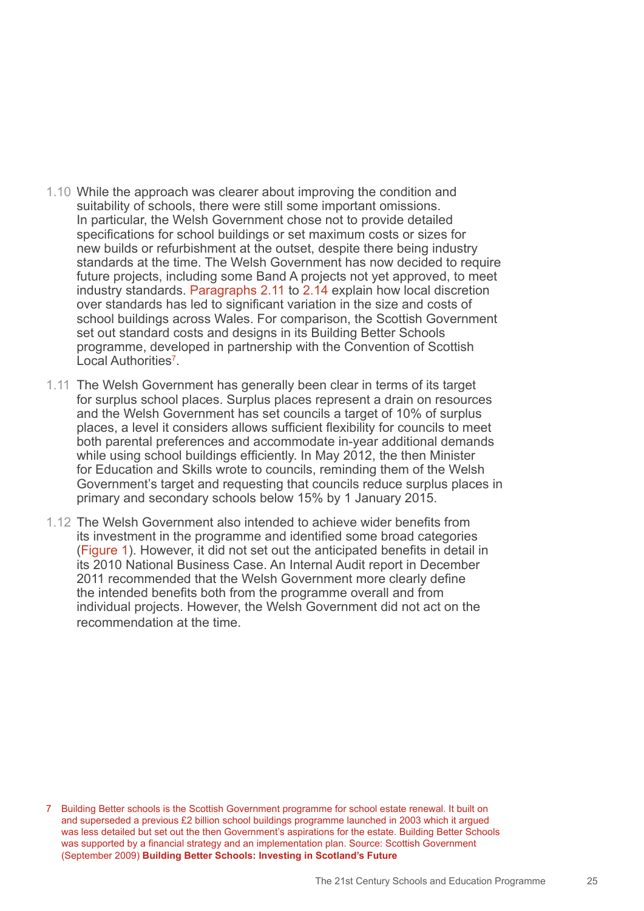1.10 While the approach was clearer about improving the condition and suitability of schools, there were still some important omissions. In particular, the Welsh Government chose not to provide detailed specifications for school buildings or set maximum costs or sizes for new builds or refurbishment at the outset, despite there being industry standards at the time. The Welsh Government has now decided to require future projects, including some Band A projects not yet approved, to meet industry standards. Paragraphs 2.11 to 2.14 explain how local discretion over standards has led to significant variation in the size and costs of school buildings across Wales. For comparison, the Scottish Government set out standard costs and designs in its Building Better Schools programme, developed in partnership with the Convention of Scottish Local Authorities[7].

1.11 The Welsh Government has generally been clear in terms of its target for surplus school places. Surplus places represent a drain on resources and the Welsh Government has set councils a target of 10% of surplus places, a level it considers allows sufficient flexibility for councils to meet both parental preferences and accommodate in-year additional demands while using school buildings efficiently. In May 2012, the then Minister for Education and Skills wrote to councils, reminding them of the Welsh Government's target and requesting that councils reduce surplus places in primary and secondary schools below 15% by 1 January 2015.

1.12 The Welsh Government also intended to achieve wider benefits from its investment in the programme and identified some broad categories (Figure 1). However, it did not set out the anticipated benefits in detail in its 2010 National Business Case. An Internal Audit report in December 2011 recommended that the Welsh Government more clearly define the intended benefits both from the programme overall and from individual projects. However, the Welsh Government did not act on the recommendation at the time.

7 Building Better schools is the Scottish Government programme for school estate renewal. It built on and superseded a previous £2 billion school buildings programme launched in 2003 which it argued was less detailed but set out the then Government's aspirations for the estate. Building Better Schools was supported by a financial strategy and an implementation plan. Source: Scottish Government (September 2009) **Building Better Schools: Investing in Scotland's Future**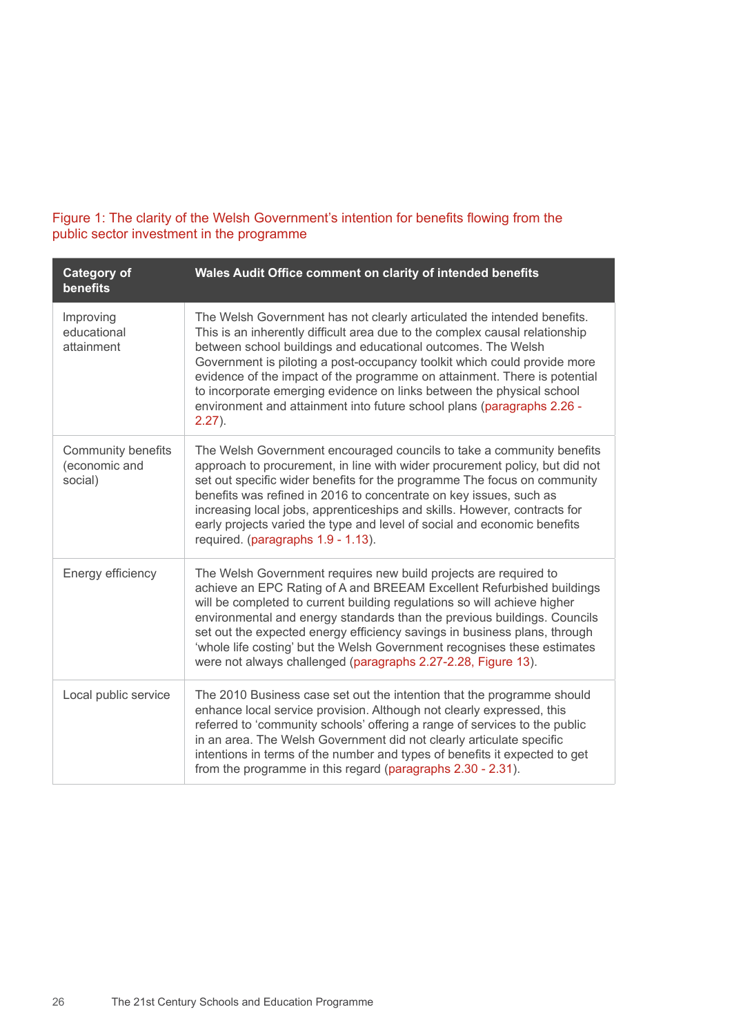Figure 1: The clarity of the Welsh Government's intention for benefits flowing from the public sector investment in the programme

| Category of benefits | Wales Audit Office comment on clarity of intended benefits |
| --- | --- |
| Improving educational attainment | The Welsh Government has not clearly articulated the intended benefits. This is an inherently difficult area due to the complex causal relationship between school buildings and educational outcomes. The Welsh Government is piloting a post-occupancy toolkit which could provide more evidence of the impact of the programme on attainment. There is potential to incorporate emerging evidence on links between the physical school environment and attainment into future school plans (paragraphs 2.26 - 2.27). |
| Community benefits (economic and social) | The Welsh Government encouraged councils to take a community benefits approach to procurement, in line with wider procurement policy, but did not set out specific wider benefits for the programme The focus on community benefits was refined in 2016 to concentrate on key issues, such as increasing local jobs, apprenticeships and skills. However, contracts for early projects varied the type and level of social and economic benefits required. (paragraphs 1.9 - 1.13). |
| Energy efficiency | The Welsh Government requires new build projects are required to achieve an EPC Rating of A and BREEAM Excellent Refurbished buildings will be completed to current building regulations so will achieve higher environmental and energy standards than the previous buildings. Councils set out the expected energy efficiency savings in business plans, through 'whole life costing' but the Welsh Government recognises these estimates were not always challenged (paragraphs 2.27-2.28, Figure 13). |
| Local public service | The 2010 Business case set out the intention that the programme should enhance local service provision. Although not clearly expressed, this referred to 'community schools' offering a range of services to the public in an area. The Welsh Government did not clearly articulate specific intentions in terms of the number and types of benefits it expected to get from the programme in this regard (paragraphs 2.30 - 2.31). |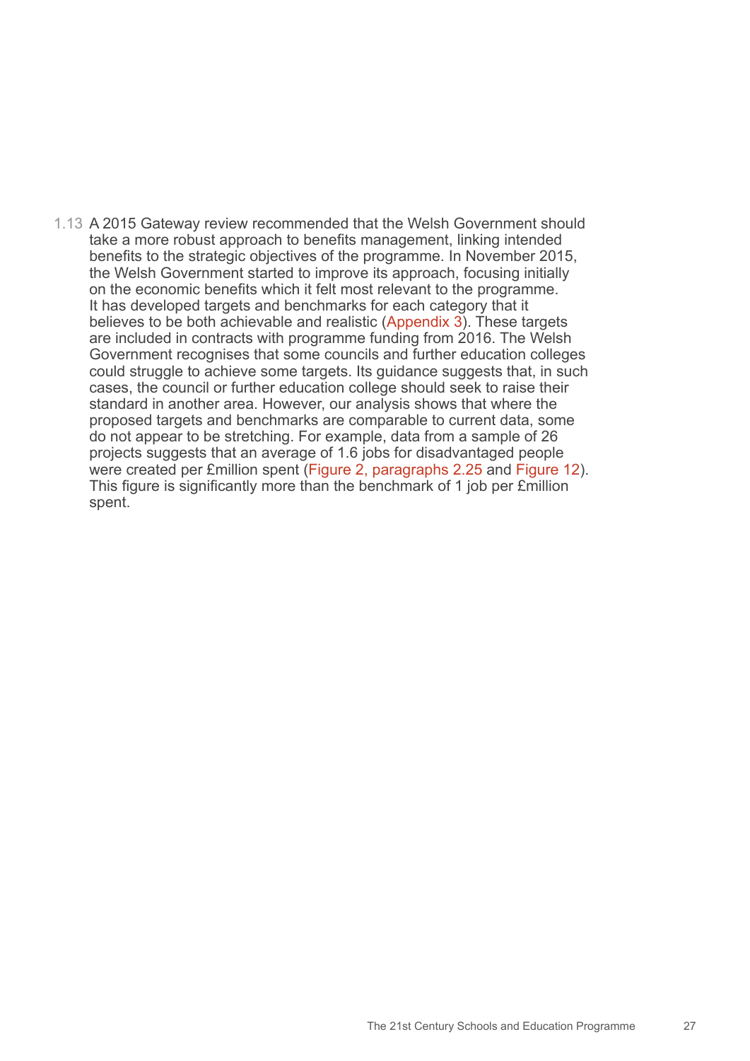1.13 A 2015 Gateway review recommended that the Welsh Government should take a more robust approach to benefits management, linking intended benefits to the strategic objectives of the programme. In November 2015, the Welsh Government started to improve its approach, focusing initially on the economic benefits which it felt most relevant to the programme. It has developed targets and benchmarks for each category that it believes to be both achievable and realistic (Appendix 3). These targets are included in contracts with programme funding from 2016. The Welsh Government recognises that some councils and further education colleges could struggle to achieve some targets. Its guidance suggests that, in such cases, the council or further education college should seek to raise their standard in another area. However, our analysis shows that where the proposed targets and benchmarks are comparable to current data, some do not appear to be stretching. For example, data from a sample of 26 projects suggests that an average of 1.6 jobs for disadvantaged people were created per £million spent (Figure 2, paragraphs 2.25 and Figure 12). This figure is significantly more than the benchmark of 1 job per £million spent.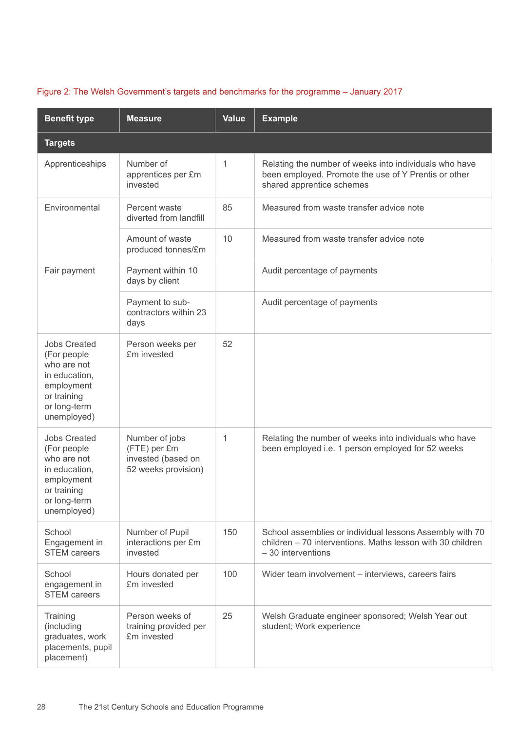Figure 2: The Welsh Government's targets and benchmarks for the programme – January 2017

| Benefit type | Measure | Value | Example |
|---|---|---|---|
| **Targets** | | | |
| Apprenticeships | Number of apprentices per £m invested | 1 | Relating the number of weeks into individuals who have been employed. Promote the use of Y Prentis or other shared apprentice schemes |
| Environmental | Percent waste diverted from landfill | 85 | Measured from waste transfer advice note |
| | Amount of waste produced tonnes/£m | 10 | Measured from waste transfer advice note |
| Fair payment | Payment within 10 days by client | | Audit percentage of payments |
| | Payment to sub-contractors within 23 days | | Audit percentage of payments |
| Jobs Created (For people who are not in education, employment or training or long-term unemployed) | Person weeks per £m invested | 52 | |
| Jobs Created (For people who are not in education, employment or training or long-term unemployed) | Number of jobs (FTE) per £m invested (based on 52 weeks provision) | 1 | Relating the number of weeks into individuals who have been employed i.e. 1 person employed for 52 weeks |
| School Engagement in STEM careers | Number of Pupil interactions per £m invested | 150 | School assemblies or individual lessons Assembly with 70 children – 70 interventions. Maths lesson with 30 children – 30 interventions |
| School engagement in STEM careers | Hours donated per £m invested | 100 | Wider team involvement – interviews, careers fairs |
| Training (including graduates, work placements, pupil placement) | Person weeks of training provided per £m invested | 25 | Welsh Graduate engineer sponsored; Welsh Year out student; Work experience |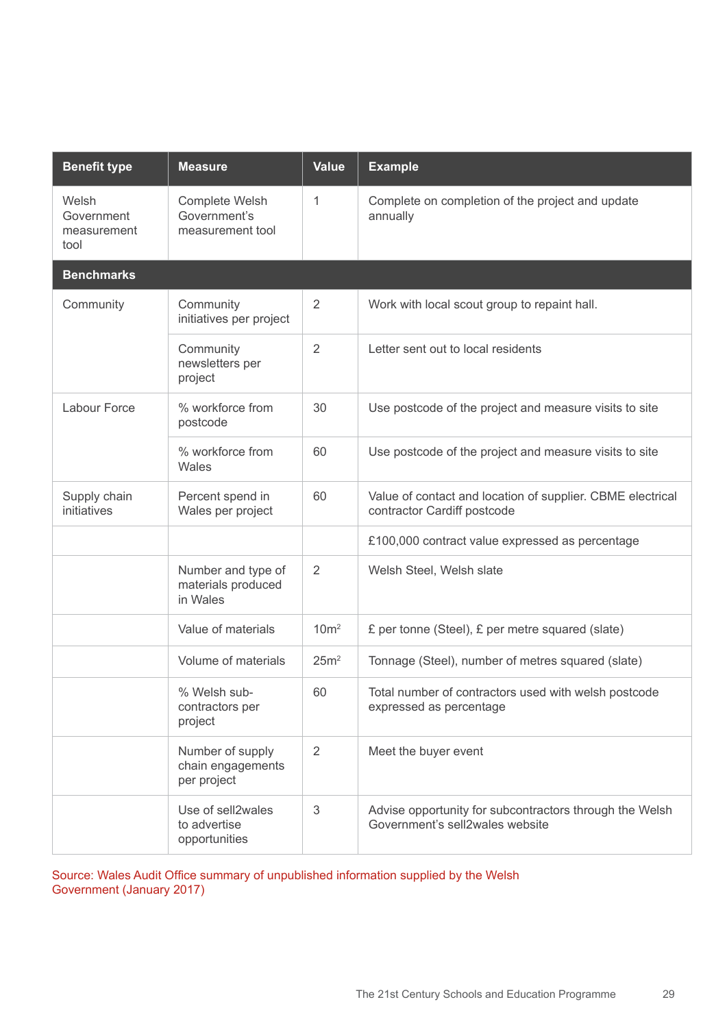| Benefit type | Measure | Value | Example |
|---|---|---|---|
| Welsh Government measurement tool | Complete Welsh Government's measurement tool | 1 | Complete on completion of the project and update annually |
| **Benchmarks** | | | |
| Community | Community initiatives per project | 2 | Work with local scout group to repaint hall. |
| | Community newsletters per project | 2 | Letter sent out to local residents |
| Labour Force | % workforce from postcode | 30 | Use postcode of the project and measure visits to site |
| | % workforce from Wales | 60 | Use postcode of the project and measure visits to site |
| Supply chain initiatives | Percent spend in Wales per project | 60 | Value of contact and location of supplier. CBME electrical contractor Cardiff postcode |
| | | | £100,000 contract value expressed as percentage |
| | Number and type of materials produced in Wales | 2 | Welsh Steel, Welsh slate |
| | Value of materials | $10m^2$ | £ per tonne (Steel), £ per metre squared (slate) |
| | Volume of materials | $25m^2$ | Tonnage (Steel), number of metres squared (slate) |
| | % Welsh sub-contractors per project | 60 | Total number of contractors used with welsh postcode expressed as percentage |
| | Number of supply chain engagements per project | 2 | Meet the buyer event |
| | Use of sell2wales to advertise opportunities | 3 | Advise opportunity for subcontractors through the Welsh Government's sell2wales website |

Source: Wales Audit Office summary of unpublished information supplied by the Welsh Government (January 2017)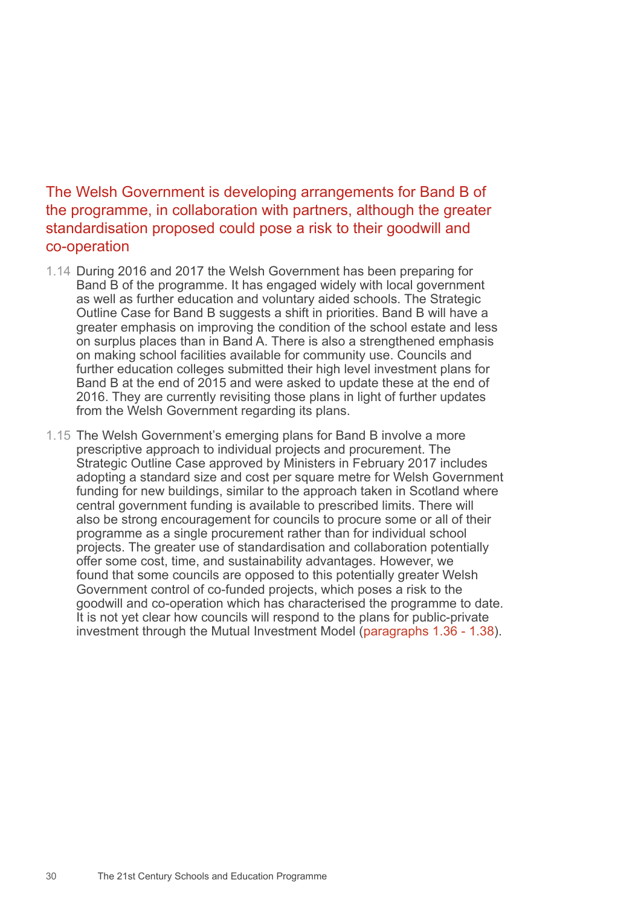### The Welsh Government is developing arrangements for Band B of the programme, in collaboration with partners, although the greater standardisation proposed could pose a risk to their goodwill and co-operation

1.14 During 2016 and 2017 the Welsh Government has been preparing for Band B of the programme. It has engaged widely with local government as well as further education and voluntary aided schools. The Strategic Outline Case for Band B suggests a shift in priorities. Band B will have a greater emphasis on improving the condition of the school estate and less on surplus places than in Band A. There is also a strengthened emphasis on making school facilities available for community use. Councils and further education colleges submitted their high level investment plans for Band B at the end of 2015 and were asked to update these at the end of 2016. They are currently revisiting those plans in light of further updates from the Welsh Government regarding its plans.

1.15 The Welsh Government's emerging plans for Band B involve a more prescriptive approach to individual projects and procurement. The Strategic Outline Case approved by Ministers in February 2017 includes adopting a standard size and cost per square metre for Welsh Government funding for new buildings, similar to the approach taken in Scotland where central government funding is available to prescribed limits. There will also be strong encouragement for councils to procure some or all of their programme as a single procurement rather than for individual school projects. The greater use of standardisation and collaboration potentially offer some cost, time, and sustainability advantages. However, we found that some councils are opposed to this potentially greater Welsh Government control of co-funded projects, which poses a risk to the goodwill and co-operation which has characterised the programme to date. It is not yet clear how councils will respond to the plans for public-private investment through the Mutual Investment Model (paragraphs 1.36 - 1.38).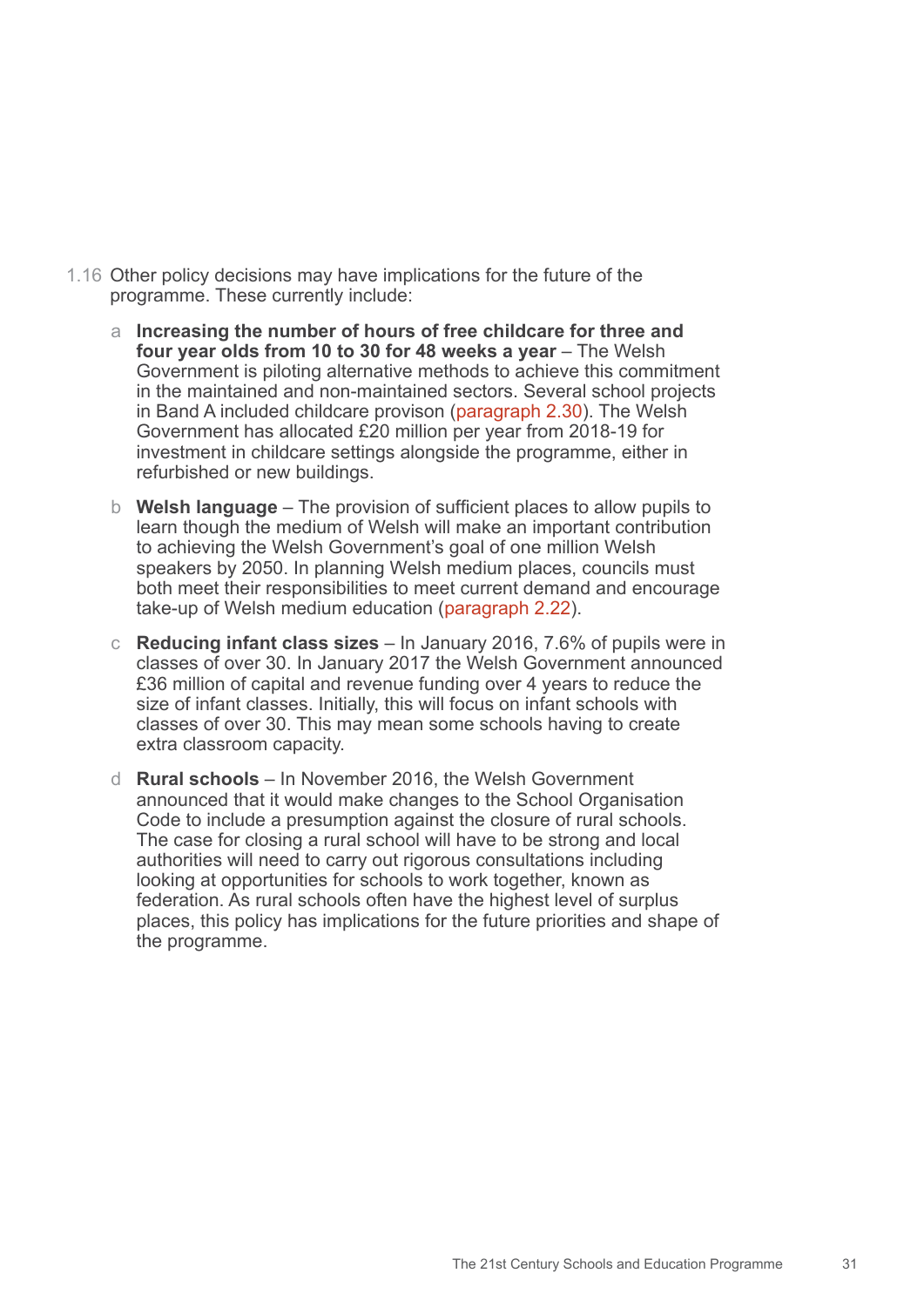1.16 Other policy decisions may have implications for the future of the programme. These currently include:

a **Increasing the number of hours of free childcare for three and four year olds from 10 to 30 for 48 weeks a year** – The Welsh Government is piloting alternative methods to achieve this commitment in the maintained and non-maintained sectors. Several school projects in Band A included childcare provison (paragraph 2.30). The Welsh Government has allocated £20 million per year from 2018-19 for investment in childcare settings alongside the programme, either in refurbished or new buildings.

b **Welsh language** – The provision of sufficient places to allow pupils to learn though the medium of Welsh will make an important contribution to achieving the Welsh Government's goal of one million Welsh speakers by 2050. In planning Welsh medium places, councils must both meet their responsibilities to meet current demand and encourage take-up of Welsh medium education (paragraph 2.22).

c **Reducing infant class sizes** – In January 2016, 7.6% of pupils were in classes of over 30. In January 2017 the Welsh Government announced £36 million of capital and revenue funding over 4 years to reduce the size of infant classes. Initially, this will focus on infant schools with classes of over 30. This may mean some schools having to create extra classroom capacity.

d **Rural schools** – In November 2016, the Welsh Government announced that it would make changes to the School Organisation Code to include a presumption against the closure of rural schools. The case for closing a rural school will have to be strong and local authorities will need to carry out rigorous consultations including looking at opportunities for schools to work together, known as federation. As rural schools often have the highest level of surplus places, this policy has implications for the future priorities and shape of the programme.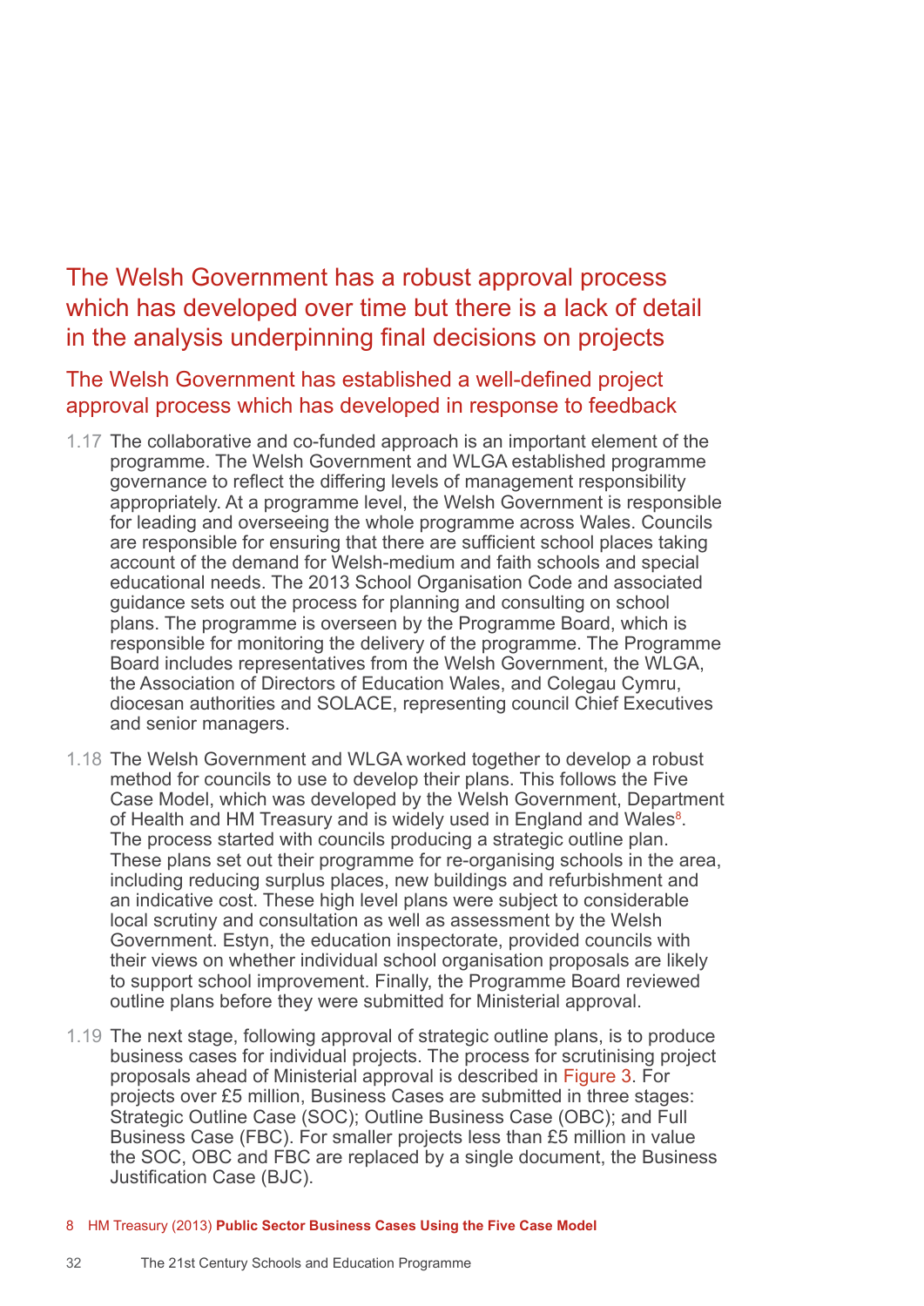## The Welsh Government has a robust approval process which has developed over time but there is a lack of detail in the analysis underpinning final decisions on projects

### The Welsh Government has established a well-defined project approval process which has developed in response to feedback

1.17 The collaborative and co-funded approach is an important element of the programme. The Welsh Government and WLGA established programme governance to reflect the differing levels of management responsibility appropriately. At a programme level, the Welsh Government is responsible for leading and overseeing the whole programme across Wales. Councils are responsible for ensuring that there are sufficient school places taking account of the demand for Welsh-medium and faith schools and special educational needs. The 2013 School Organisation Code and associated guidance sets out the process for planning and consulting on school plans. The programme is overseen by the Programme Board, which is responsible for monitoring the delivery of the programme. The Programme Board includes representatives from the Welsh Government, the WLGA, the Association of Directors of Education Wales, and Colegau Cymru, diocesan authorities and SOLACE, representing council Chief Executives and senior managers.

1.18 The Welsh Government and WLGA worked together to develop a robust method for councils to use to develop their plans. This follows the Five Case Model, which was developed by the Welsh Government, Department of Health and HM Treasury and is widely used in England and Wales[8]. The process started with councils producing a strategic outline plan. These plans set out their programme for re-organising schools in the area, including reducing surplus places, new buildings and refurbishment and an indicative cost. These high level plans were subject to considerable local scrutiny and consultation as well as assessment by the Welsh Government. Estyn, the education inspectorate, provided councils with their views on whether individual school organisation proposals are likely to support school improvement. Finally, the Programme Board reviewed outline plans before they were submitted for Ministerial approval.

1.19 The next stage, following approval of strategic outline plans, is to produce business cases for individual projects. The process for scrutinising project proposals ahead of Ministerial approval is described in Figure 3. For projects over £5 million, Business Cases are submitted in three stages: Strategic Outline Case (SOC); Outline Business Case (OBC); and Full Business Case (FBC). For smaller projects less than £5 million in value the SOC, OBC and FBC are replaced by a single document, the Business Justification Case (BJC).

8 HM Treasury (2013) **Public Sector Business Cases Using the Five Case Model**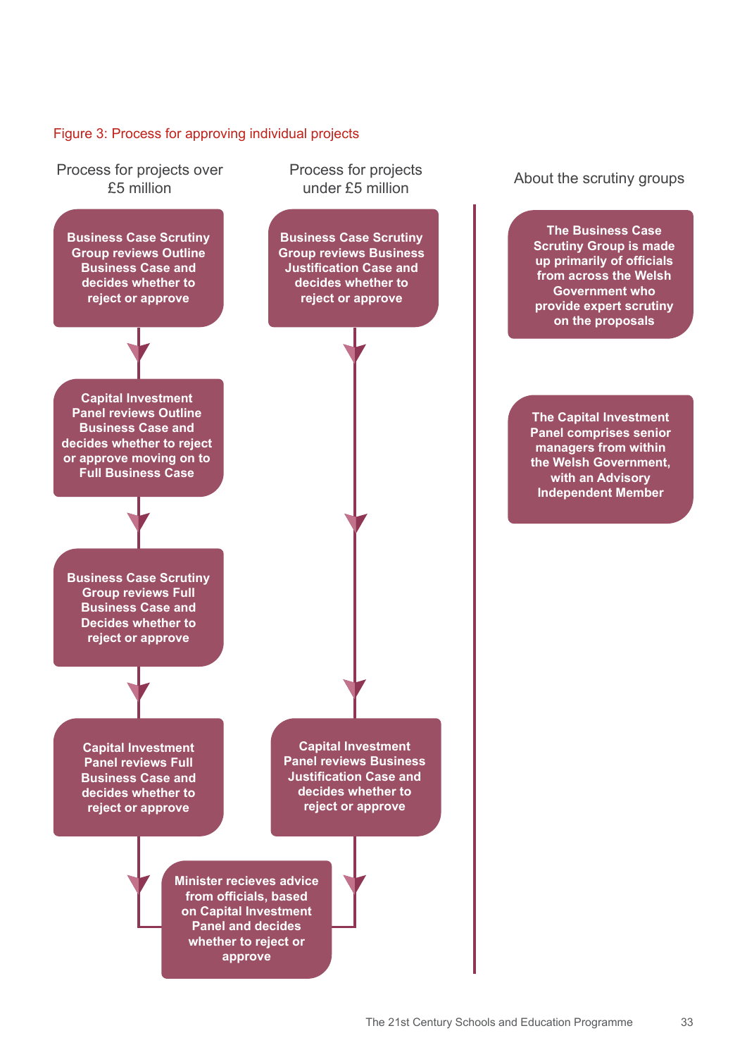Figure 3: Process for approving individual projects

**Process for projects over £5 million**

1. Business Case Scrutiny Group reviews Outline Business Case and decides whether to reject or approve
2. Capital Investment Panel reviews Outline Business Case and decides whether to reject or approve moving on to Full Business Case
3. Business Case Scrutiny Group reviews Full Business Case and Decides whether to reject or approve
4. Capital Investment Panel reviews Full Business Case and decides whether to reject or approve
5. Minister recieves advice from officials, based on Capital Investment Panel and decides whether to reject or approve

**Process for projects under £5 million**

1. Business Case Scrutiny Group reviews Business Justification Case and decides whether to reject or approve
2. Capital Investment Panel reviews Business Justification Case and decides whether to reject or approve
3. Minister recieves advice from officials, based on Capital Investment Panel and decides whether to reject or approve

**About the scrutiny groups**

The Business Case Scrutiny Group is made up primarily of officials from across the Welsh Government who provide expert scrutiny on the proposals

The Capital Investment Panel comprises senior managers from within the Welsh Government, with an Advisory Independent Member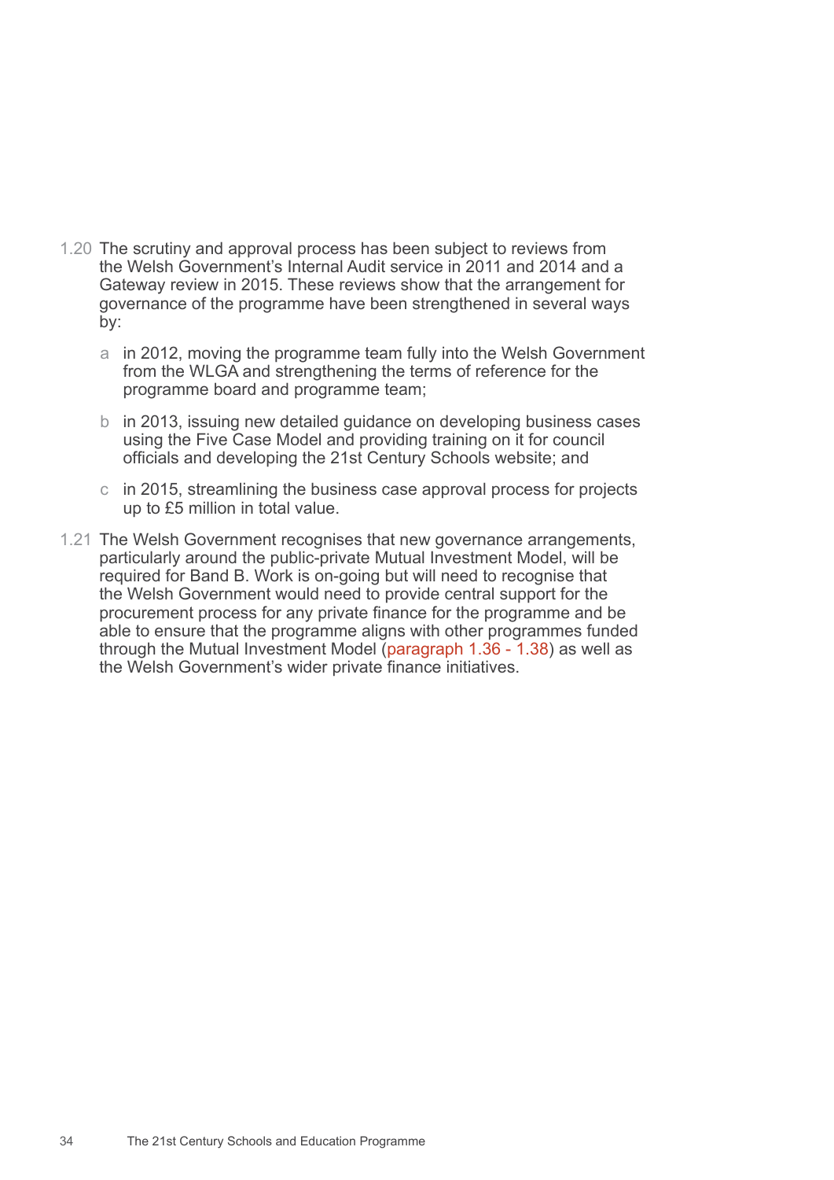1.20 The scrutiny and approval process has been subject to reviews from the Welsh Government's Internal Audit service in 2011 and 2014 and a Gateway review in 2015. These reviews show that the arrangement for governance of the programme have been strengthened in several ways by:

a in 2012, moving the programme team fully into the Welsh Government from the WLGA and strengthening the terms of reference for the programme board and programme team;

b in 2013, issuing new detailed guidance on developing business cases using the Five Case Model and providing training on it for council officials and developing the 21st Century Schools website; and

c in 2015, streamlining the business case approval process for projects up to £5 million in total value.

1.21 The Welsh Government recognises that new governance arrangements, particularly around the public-private Mutual Investment Model, will be required for Band B. Work is on-going but will need to recognise that the Welsh Government would need to provide central support for the procurement process for any private finance for the programme and be able to ensure that the programme aligns with other programmes funded through the Mutual Investment Model (paragraph 1.36 - 1.38) as well as the Welsh Government's wider private finance initiatives.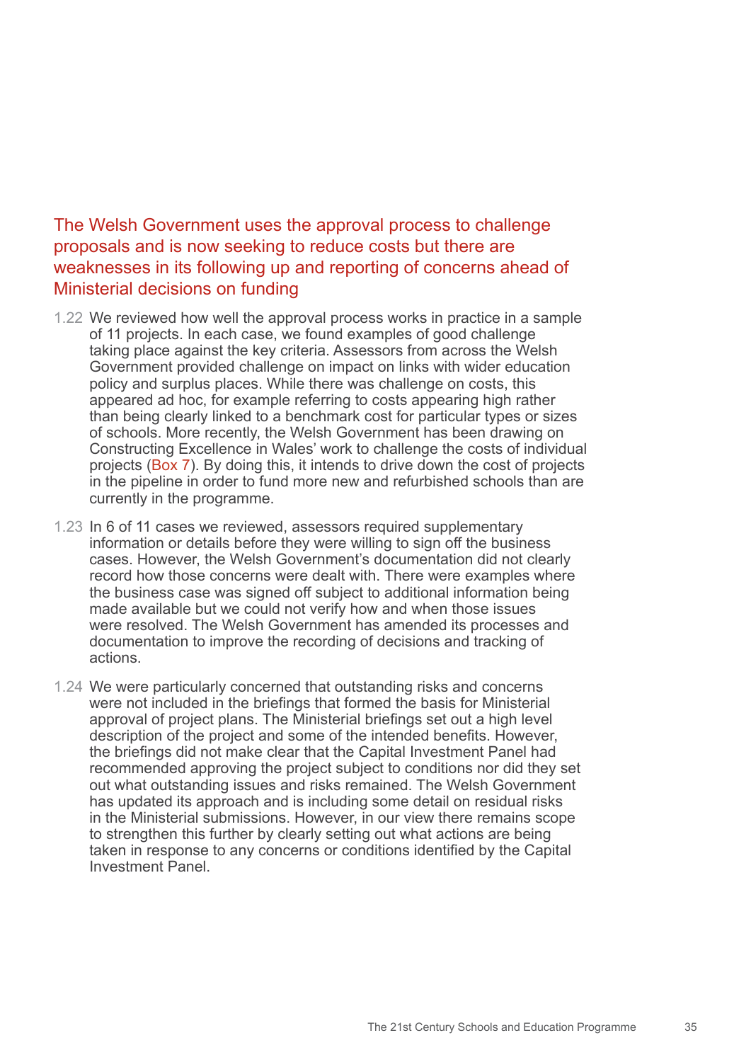## The Welsh Government uses the approval process to challenge proposals and is now seeking to reduce costs but there are weaknesses in its following up and reporting of concerns ahead of Ministerial decisions on funding

1.22 We reviewed how well the approval process works in practice in a sample of 11 projects. In each case, we found examples of good challenge taking place against the key criteria. Assessors from across the Welsh Government provided challenge on impact on links with wider education policy and surplus places. While there was challenge on costs, this appeared ad hoc, for example referring to costs appearing high rather than being clearly linked to a benchmark cost for particular types or sizes of schools. More recently, the Welsh Government has been drawing on Constructing Excellence in Wales' work to challenge the costs of individual projects (Box 7). By doing this, it intends to drive down the cost of projects in the pipeline in order to fund more new and refurbished schools than are currently in the programme.

1.23 In 6 of 11 cases we reviewed, assessors required supplementary information or details before they were willing to sign off the business cases. However, the Welsh Government's documentation did not clearly record how those concerns were dealt with. There were examples where the business case was signed off subject to additional information being made available but we could not verify how and when those issues were resolved. The Welsh Government has amended its processes and documentation to improve the recording of decisions and tracking of actions.

1.24 We were particularly concerned that outstanding risks and concerns were not included in the briefings that formed the basis for Ministerial approval of project plans. The Ministerial briefings set out a high level description of the project and some of the intended benefits. However, the briefings did not make clear that the Capital Investment Panel had recommended approving the project subject to conditions nor did they set out what outstanding issues and risks remained. The Welsh Government has updated its approach and is including some detail on residual risks in the Ministerial submissions. However, in our view there remains scope to strengthen this further by clearly setting out what actions are being taken in response to any concerns or conditions identified by the Capital Investment Panel.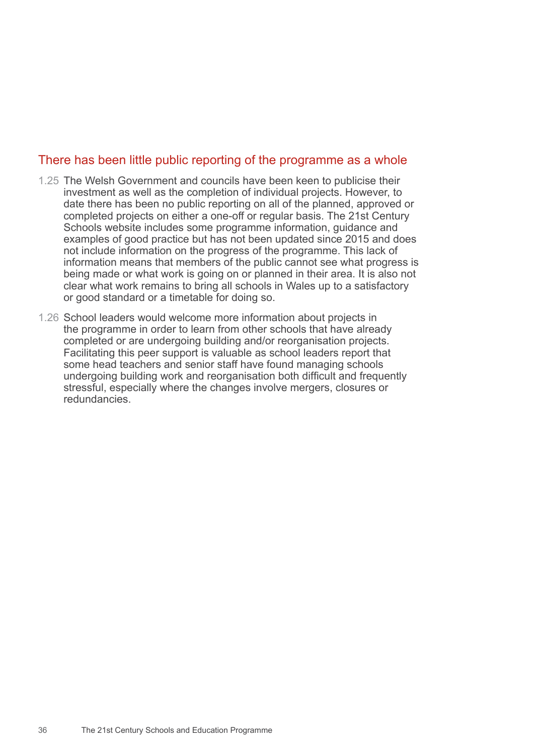## There has been little public reporting of the programme as a whole

1.25 The Welsh Government and councils have been keen to publicise their investment as well as the completion of individual projects. However, to date there has been no public reporting on all of the planned, approved or completed projects on either a one-off or regular basis. The 21st Century Schools website includes some programme information, guidance and examples of good practice but has not been updated since 2015 and does not include information on the progress of the programme. This lack of information means that members of the public cannot see what progress is being made or what work is going on or planned in their area. It is also not clear what work remains to bring all schools in Wales up to a satisfactory or good standard or a timetable for doing so.

1.26 School leaders would welcome more information about projects in the programme in order to learn from other schools that have already completed or are undergoing building and/or reorganisation projects. Facilitating this peer support is valuable as school leaders report that some head teachers and senior staff have found managing schools undergoing building work and reorganisation both difficult and frequently stressful, especially where the changes involve mergers, closures or redundancies.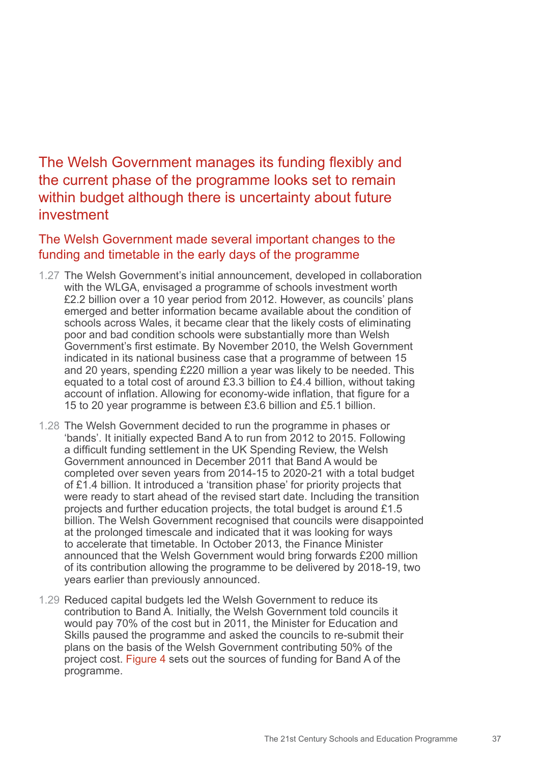## The Welsh Government manages its funding flexibly and the current phase of the programme looks set to remain within budget although there is uncertainty about future investment

### The Welsh Government made several important changes to the funding and timetable in the early days of the programme

1.27 The Welsh Government's initial announcement, developed in collaboration with the WLGA, envisaged a programme of schools investment worth £2.2 billion over a 10 year period from 2012. However, as councils' plans emerged and better information became available about the condition of schools across Wales, it became clear that the likely costs of eliminating poor and bad condition schools were substantially more than Welsh Government's first estimate. By November 2010, the Welsh Government indicated in its national business case that a programme of between 15 and 20 years, spending £220 million a year was likely to be needed. This equated to a total cost of around £3.3 billion to £4.4 billion, without taking account of inflation. Allowing for economy-wide inflation, that figure for a 15 to 20 year programme is between £3.6 billion and £5.1 billion.

1.28 The Welsh Government decided to run the programme in phases or 'bands'. It initially expected Band A to run from 2012 to 2015. Following a difficult funding settlement in the UK Spending Review, the Welsh Government announced in December 2011 that Band A would be completed over seven years from 2014-15 to 2020-21 with a total budget of £1.4 billion. It introduced a 'transition phase' for priority projects that were ready to start ahead of the revised start date. Including the transition projects and further education projects, the total budget is around £1.5 billion. The Welsh Government recognised that councils were disappointed at the prolonged timescale and indicated that it was looking for ways to accelerate that timetable. In October 2013, the Finance Minister announced that the Welsh Government would bring forwards £200 million of its contribution allowing the programme to be delivered by 2018-19, two years earlier than previously announced.

1.29 Reduced capital budgets led the Welsh Government to reduce its contribution to Band A. Initially, the Welsh Government told councils it would pay 70% of the cost but in 2011, the Minister for Education and Skills paused the programme and asked the councils to re-submit their plans on the basis of the Welsh Government contributing 50% of the project cost. Figure 4 sets out the sources of funding for Band A of the programme.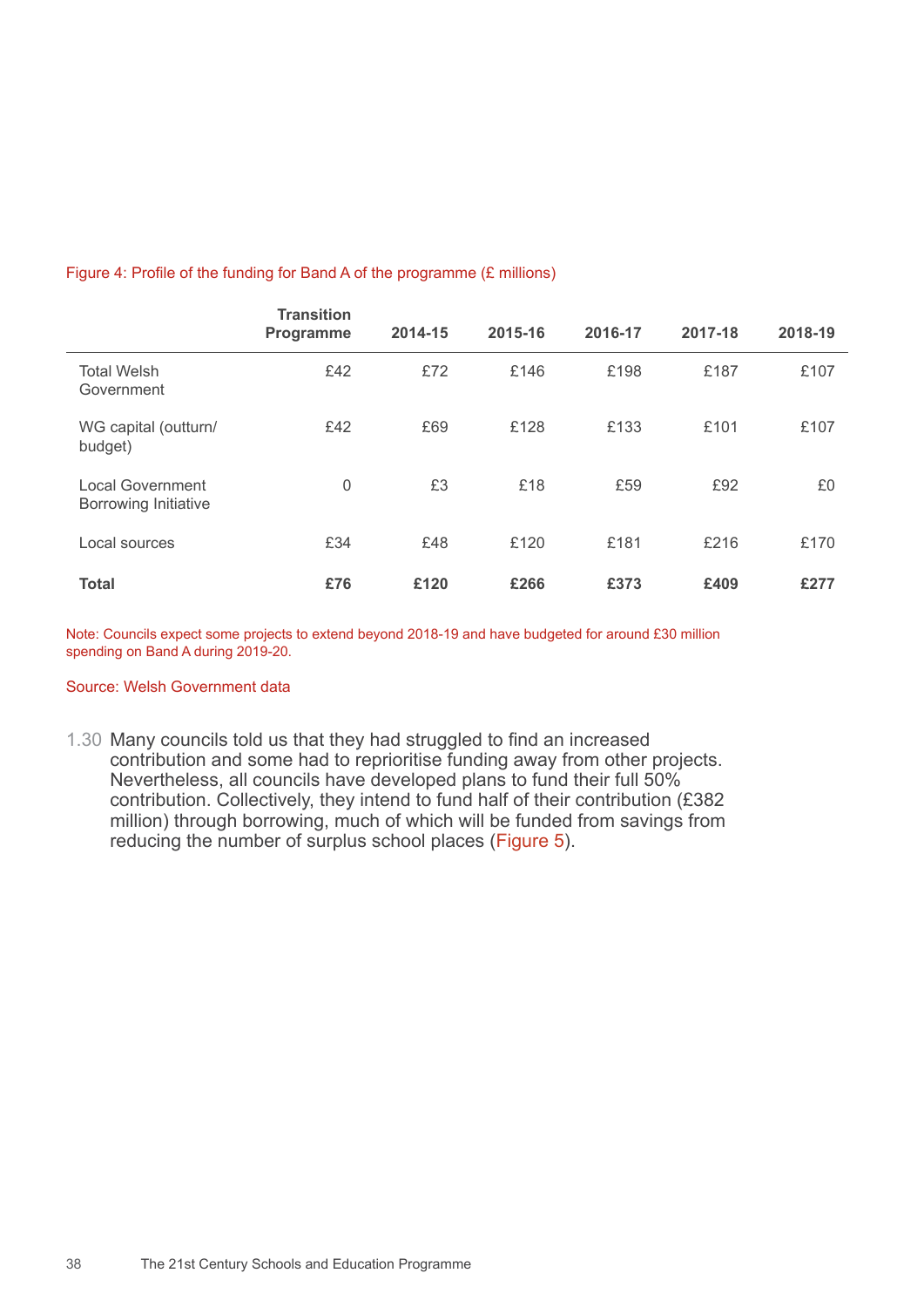Figure 4: Profile of the funding for Band A of the programme (£ millions)

| | Transition Programme | 2014-15 | 2015-16 | 2016-17 | 2017-18 | 2018-19 |
|---|---|---|---|---|---|---|
| Total Welsh Government | £42 | £72 | £146 | £198 | £187 | £107 |
| WG capital (outturn/ budget) | £42 | £69 | £128 | £133 | £101 | £107 |
| Local Government Borrowing Initiative | 0 | £3 | £18 | £59 | £92 | £0 |
| Local sources | £34 | £48 | £120 | £181 | £216 | £170 |
| **Total** | **£76** | **£120** | **£266** | **£373** | **£409** | **£277** |

Note: Councils expect some projects to extend beyond 2018-19 and have budgeted for around £30 million spending on Band A during 2019-20.

Source: Welsh Government data

1.30 Many councils told us that they had struggled to find an increased contribution and some had to reprioritise funding away from other projects. Nevertheless, all councils have developed plans to fund their full 50% contribution. Collectively, they intend to fund half of their contribution (£382 million) through borrowing, much of which will be funded from savings from reducing the number of surplus school places (Figure 5).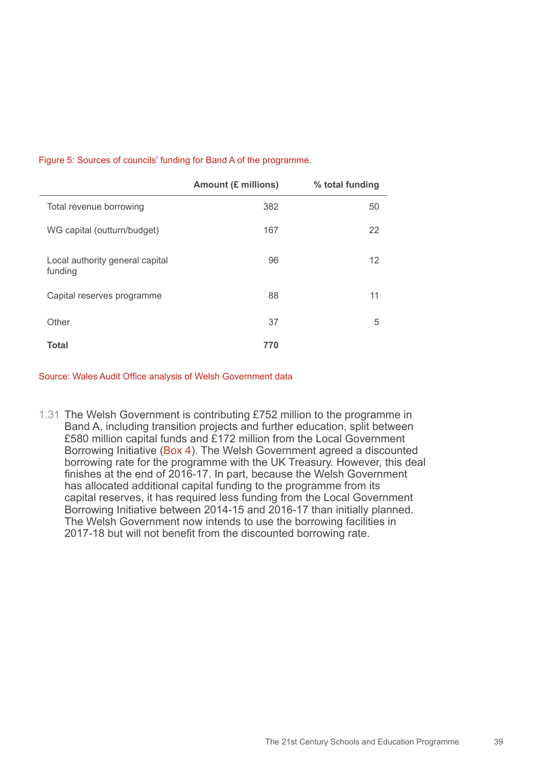Figure 5: Sources of councils' funding for Band A of the programme.

| | Amount (£ millions) | % total funding |
|---|---|---|
| Total revenue borrowing | 382 | 50 |
| WG capital (outturn/budget) | 167 | 22 |
| Local authority general capital funding | 96 | 12 |
| Capital reserves programme | 88 | 11 |
| Other | 37 | 5 |
| **Total** | **770** | |

Source: Wales Audit Office analysis of Welsh Government data

1.31 The Welsh Government is contributing £752 million to the programme in Band A, including transition projects and further education, split between £580 million capital funds and £172 million from the Local Government Borrowing Initiative (Box 4). The Welsh Government agreed a discounted borrowing rate for the programme with the UK Treasury. However, this deal finishes at the end of 2016-17. In part, because the Welsh Government has allocated additional capital funding to the programme from its capital reserves, it has required less funding from the Local Government Borrowing Initiative between 2014-15 and 2016-17 than initially planned. The Welsh Government now intends to use the borrowing facilities in 2017-18 but will not benefit from the discounted borrowing rate.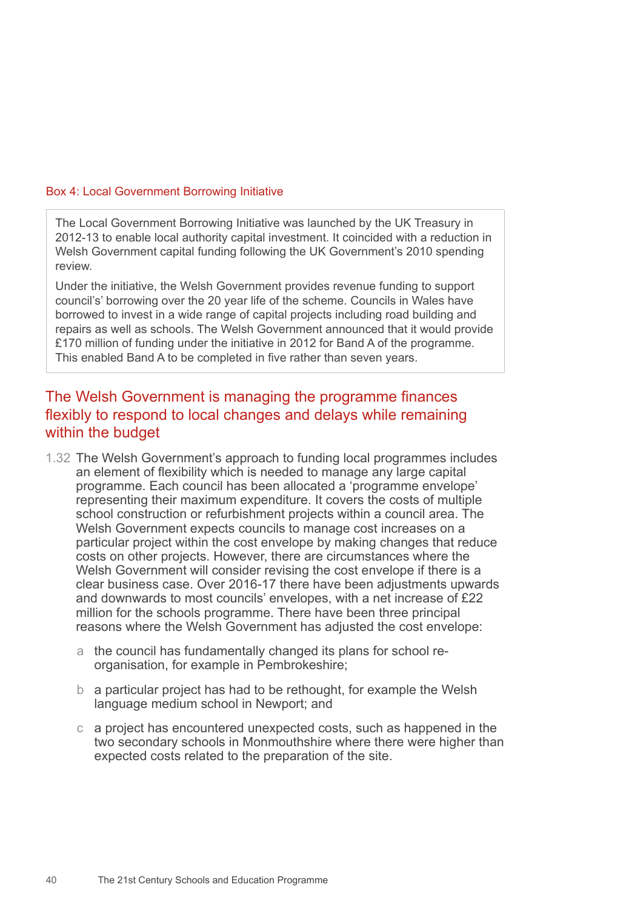Box 4: Local Government Borrowing Initiative

> The Local Government Borrowing Initiative was launched by the UK Treasury in 2012-13 to enable local authority capital investment. It coincided with a reduction in Welsh Government capital funding following the UK Government's 2010 spending review.
>
> Under the initiative, the Welsh Government provides revenue funding to support council's' borrowing over the 20 year life of the scheme. Councils in Wales have borrowed to invest in a wide range of capital projects including road building and repairs as well as schools. The Welsh Government announced that it would provide £170 million of funding under the initiative in 2012 for Band A of the programme. This enabled Band A to be completed in five rather than seven years.

## The Welsh Government is managing the programme finances flexibly to respond to local changes and delays while remaining within the budget

1.32 The Welsh Government's approach to funding local programmes includes an element of flexibility which is needed to manage any large capital programme. Each council has been allocated a 'programme envelope' representing their maximum expenditure. It covers the costs of multiple school construction or refurbishment projects within a council area. The Welsh Government expects councils to manage cost increases on a particular project within the cost envelope by making changes that reduce costs on other projects. However, there are circumstances where the Welsh Government will consider revising the cost envelope if there is a clear business case. Over 2016-17 there have been adjustments upwards and downwards to most councils' envelopes, with a net increase of £22 million for the schools programme. There have been three principal reasons where the Welsh Government has adjusted the cost envelope:

a the council has fundamentally changed its plans for school re-organisation, for example in Pembrokeshire;

b a particular project has had to be rethought, for example the Welsh language medium school in Newport; and

c a project has encountered unexpected costs, such as happened in the two secondary schools in Monmouthshire where there were higher than expected costs related to the preparation of the site.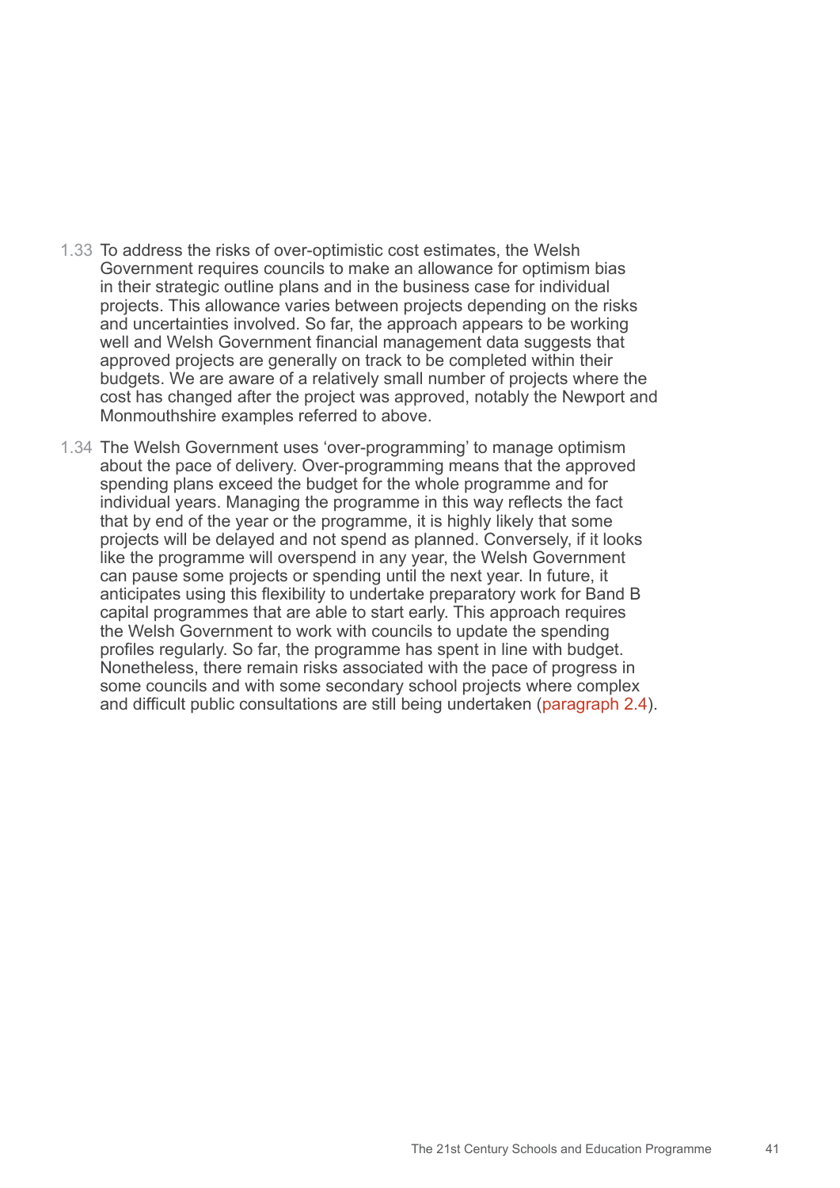1.33 To address the risks of over-optimistic cost estimates, the Welsh Government requires councils to make an allowance for optimism bias in their strategic outline plans and in the business case for individual projects. This allowance varies between projects depending on the risks and uncertainties involved. So far, the approach appears to be working well and Welsh Government financial management data suggests that approved projects are generally on track to be completed within their budgets. We are aware of a relatively small number of projects where the cost has changed after the project was approved, notably the Newport and Monmouthshire examples referred to above.

1.34 The Welsh Government uses 'over-programming' to manage optimism about the pace of delivery. Over-programming means that the approved spending plans exceed the budget for the whole programme and for individual years. Managing the programme in this way reflects the fact that by end of the year or the programme, it is highly likely that some projects will be delayed and not spend as planned. Conversely, if it looks like the programme will overspend in any year, the Welsh Government can pause some projects or spending until the next year. In future, it anticipates using this flexibility to undertake preparatory work for Band B capital programmes that are able to start early. This approach requires the Welsh Government to work with councils to update the spending profiles regularly. So far, the programme has spent in line with budget. Nonetheless, there remain risks associated with the pace of progress in some councils and with some secondary school projects where complex and difficult public consultations are still being undertaken (paragraph 2.4).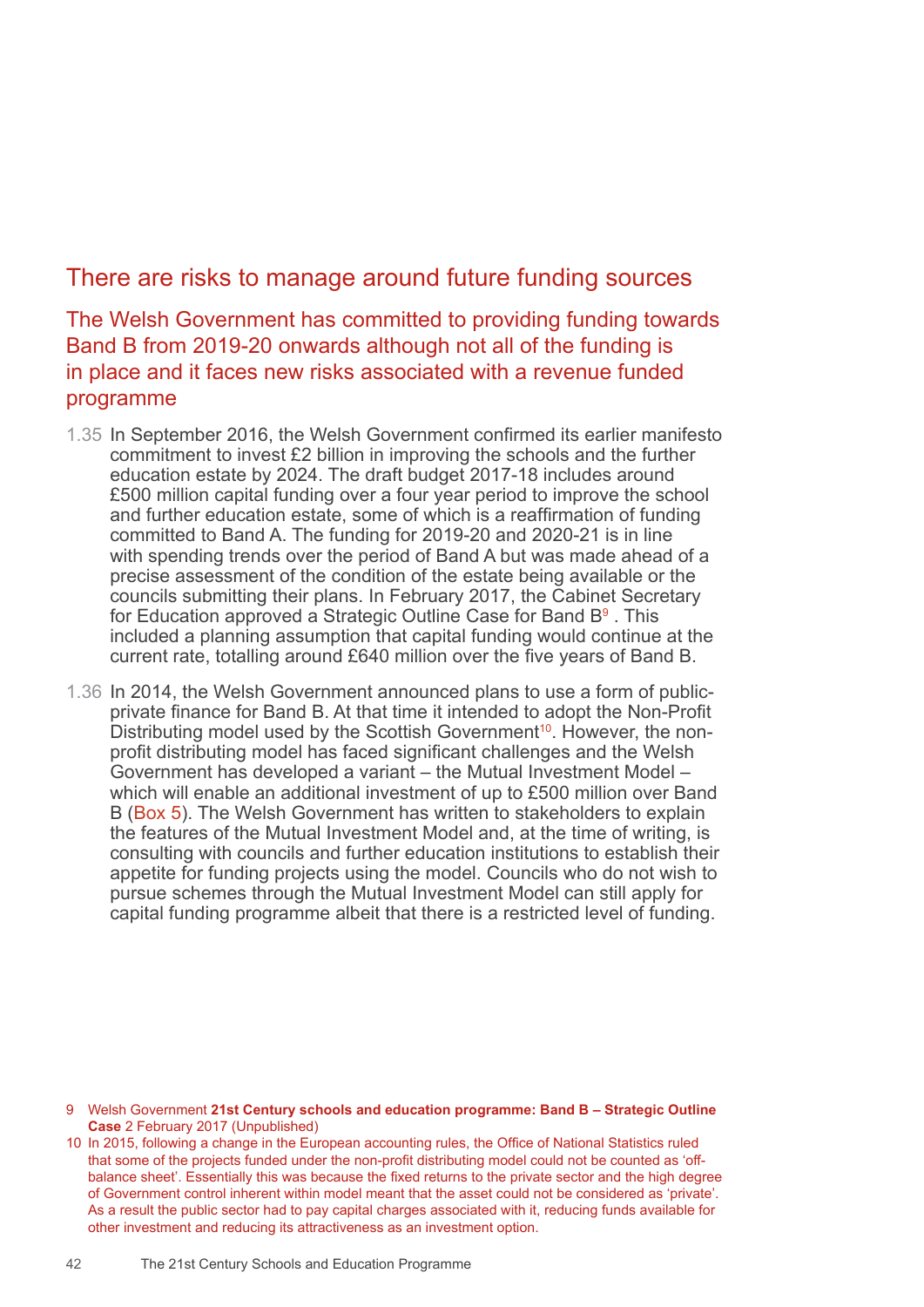## There are risks to manage around future funding sources

### The Welsh Government has committed to providing funding towards Band B from 2019-20 onwards although not all of the funding is in place and it faces new risks associated with a revenue funded programme

1.35 In September 2016, the Welsh Government confirmed its earlier manifesto commitment to invest £2 billion in improving the schools and the further education estate by 2024. The draft budget 2017-18 includes around £500 million capital funding over a four year period to improve the school and further education estate, some of which is a reaffirmation of funding committed to Band A. The funding for 2019-20 and 2020-21 is in line with spending trends over the period of Band A but was made ahead of a precise assessment of the condition of the estate being available or the councils submitting their plans. In February 2017, the Cabinet Secretary for Education approved a Strategic Outline Case for Band B[9] . This included a planning assumption that capital funding would continue at the current rate, totalling around £640 million over the five years of Band B.

1.36 In 2014, the Welsh Government announced plans to use a form of public-private finance for Band B. At that time it intended to adopt the Non-Profit Distributing model used by the Scottish Government[10]. However, the non-profit distributing model has faced significant challenges and the Welsh Government has developed a variant – the Mutual Investment Model – which will enable an additional investment of up to £500 million over Band B (Box 5). The Welsh Government has written to stakeholders to explain the features of the Mutual Investment Model and, at the time of writing, is consulting with councils and further education institutions to establish their appetite for funding projects using the model. Councils who do not wish to pursue schemes through the Mutual Investment Model can still apply for capital funding programme albeit that there is a restricted level of funding.

9 Welsh Government **21st Century schools and education programme: Band B – Strategic Outline Case** 2 February 2017 (Unpublished)

10 In 2015, following a change in the European accounting rules, the Office of National Statistics ruled that some of the projects funded under the non-profit distributing model could not be counted as 'off-balance sheet'. Essentially this was because the fixed returns to the private sector and the high degree of Government control inherent within model meant that the asset could not be considered as 'private'. As a result the public sector had to pay capital charges associated with it, reducing funds available for other investment and reducing its attractiveness as an investment option.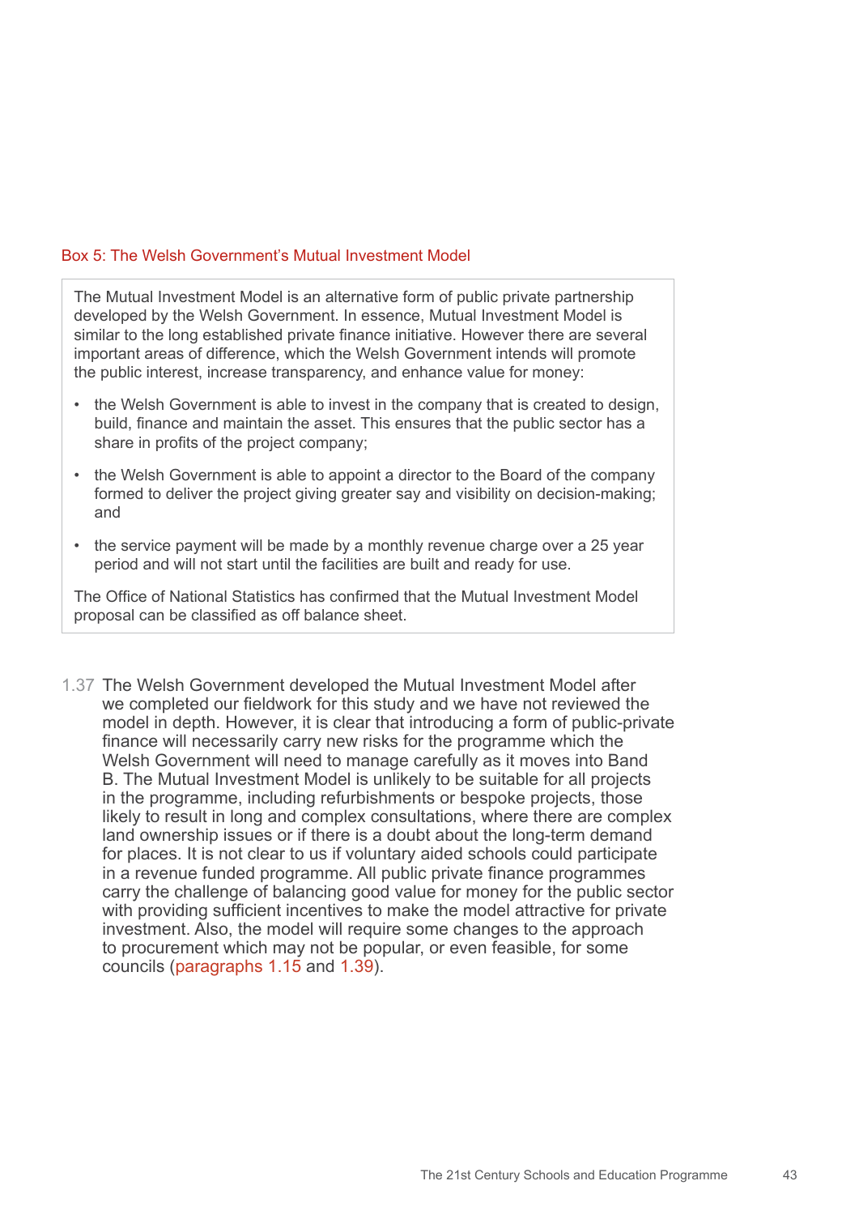**Box 5: The Welsh Government's Mutual Investment Model**

The Mutual Investment Model is an alternative form of public private partnership developed by the Welsh Government. In essence, Mutual Investment Model is similar to the long established private finance initiative. However there are several important areas of difference, which the Welsh Government intends will promote the public interest, increase transparency, and enhance value for money:

- the Welsh Government is able to invest in the company that is created to design, build, finance and maintain the asset. This ensures that the public sector has a share in profits of the project company;
- the Welsh Government is able to appoint a director to the Board of the company formed to deliver the project giving greater say and visibility on decision-making; and
- the service payment will be made by a monthly revenue charge over a 25 year period and will not start until the facilities are built and ready for use.

The Office of National Statistics has confirmed that the Mutual Investment Model proposal can be classified as off balance sheet.

1.37 The Welsh Government developed the Mutual Investment Model after we completed our fieldwork for this study and we have not reviewed the model in depth. However, it is clear that introducing a form of public-private finance will necessarily carry new risks for the programme which the Welsh Government will need to manage carefully as it moves into Band B. The Mutual Investment Model is unlikely to be suitable for all projects in the programme, including refurbishments or bespoke projects, those likely to result in long and complex consultations, where there are complex land ownership issues or if there is a doubt about the long-term demand for places. It is not clear to us if voluntary aided schools could participate in a revenue funded programme. All public private finance programmes carry the challenge of balancing good value for money for the public sector with providing sufficient incentives to make the model attractive for private investment. Also, the model will require some changes to the approach to procurement which may not be popular, or even feasible, for some councils (paragraphs 1.15 and 1.39).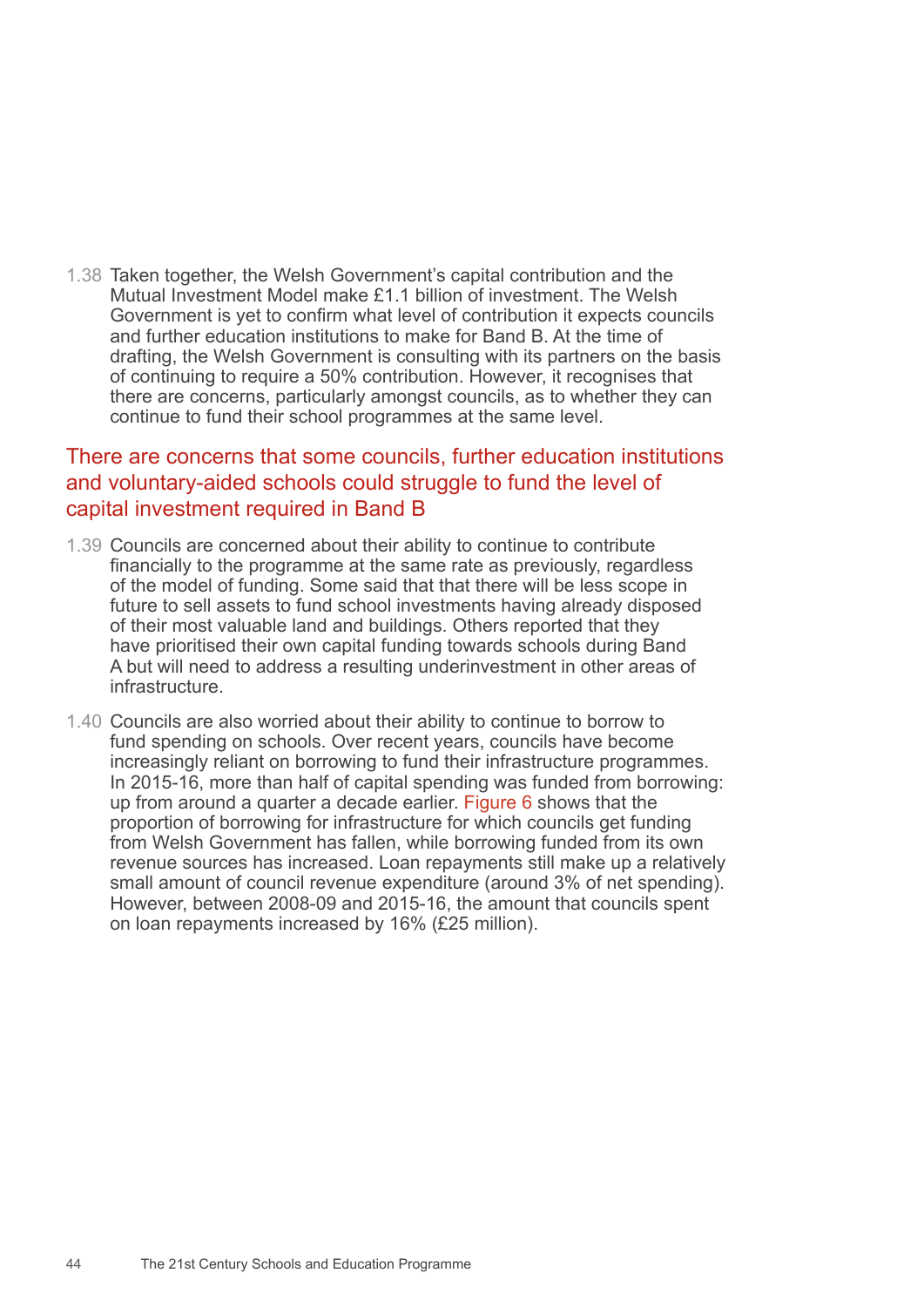1.38 Taken together, the Welsh Government's capital contribution and the Mutual Investment Model make £1.1 billion of investment. The Welsh Government is yet to confirm what level of contribution it expects councils and further education institutions to make for Band B. At the time of drafting, the Welsh Government is consulting with its partners on the basis of continuing to require a 50% contribution. However, it recognises that there are concerns, particularly amongst councils, as to whether they can continue to fund their school programmes at the same level.

## There are concerns that some councils, further education institutions and voluntary-aided schools could struggle to fund the level of capital investment required in Band B

1.39 Councils are concerned about their ability to continue to contribute financially to the programme at the same rate as previously, regardless of the model of funding. Some said that that there will be less scope in future to sell assets to fund school investments having already disposed of their most valuable land and buildings. Others reported that they have prioritised their own capital funding towards schools during Band A but will need to address a resulting underinvestment in other areas of infrastructure.

1.40 Councils are also worried about their ability to continue to borrow to fund spending on schools. Over recent years, councils have become increasingly reliant on borrowing to fund their infrastructure programmes. In 2015-16, more than half of capital spending was funded from borrowing: up from around a quarter a decade earlier. Figure 6 shows that the proportion of borrowing for infrastructure for which councils get funding from Welsh Government has fallen, while borrowing funded from its own revenue sources has increased. Loan repayments still make up a relatively small amount of council revenue expenditure (around 3% of net spending). However, between 2008-09 and 2015-16, the amount that councils spent on loan repayments increased by 16% (£25 million).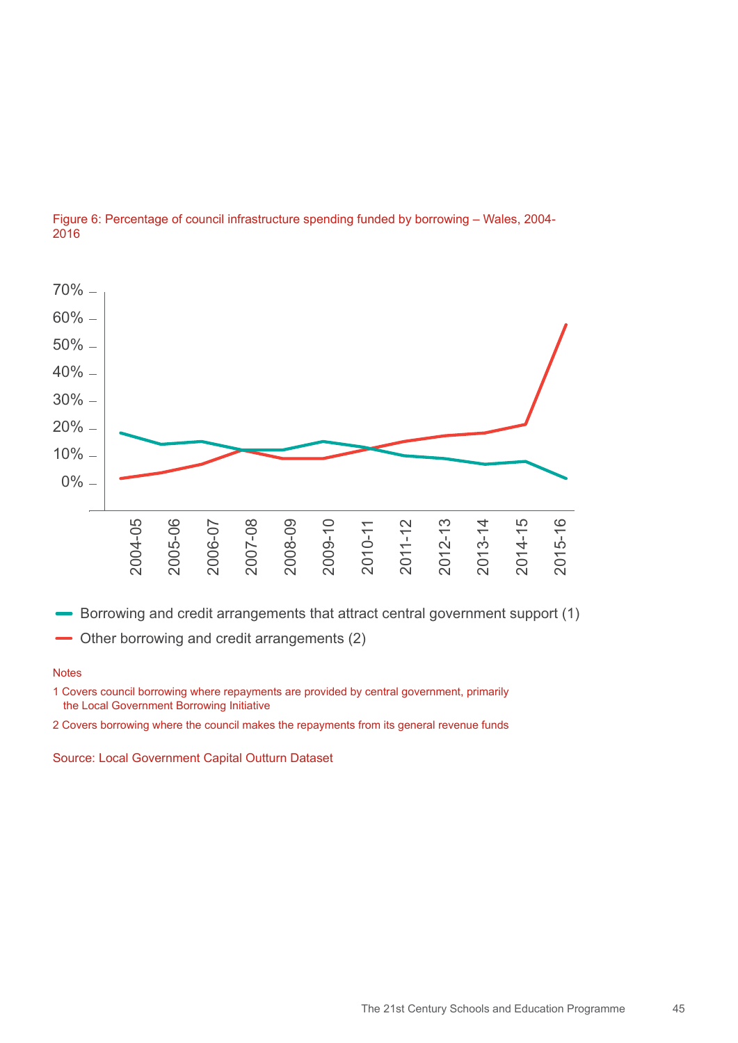Figure 6: Percentage of council infrastructure spending funded by borrowing – Wales, 2004-2016

- Borrowing and credit arrangements that attract central government support (1)
- Other borrowing and credit arrangements (2)

Notes

1 Covers council borrowing where repayments are provided by central government, primarily the Local Government Borrowing Initiative

2 Covers borrowing where the council makes the repayments from its general revenue funds

Source: Local Government Capital Outturn Dataset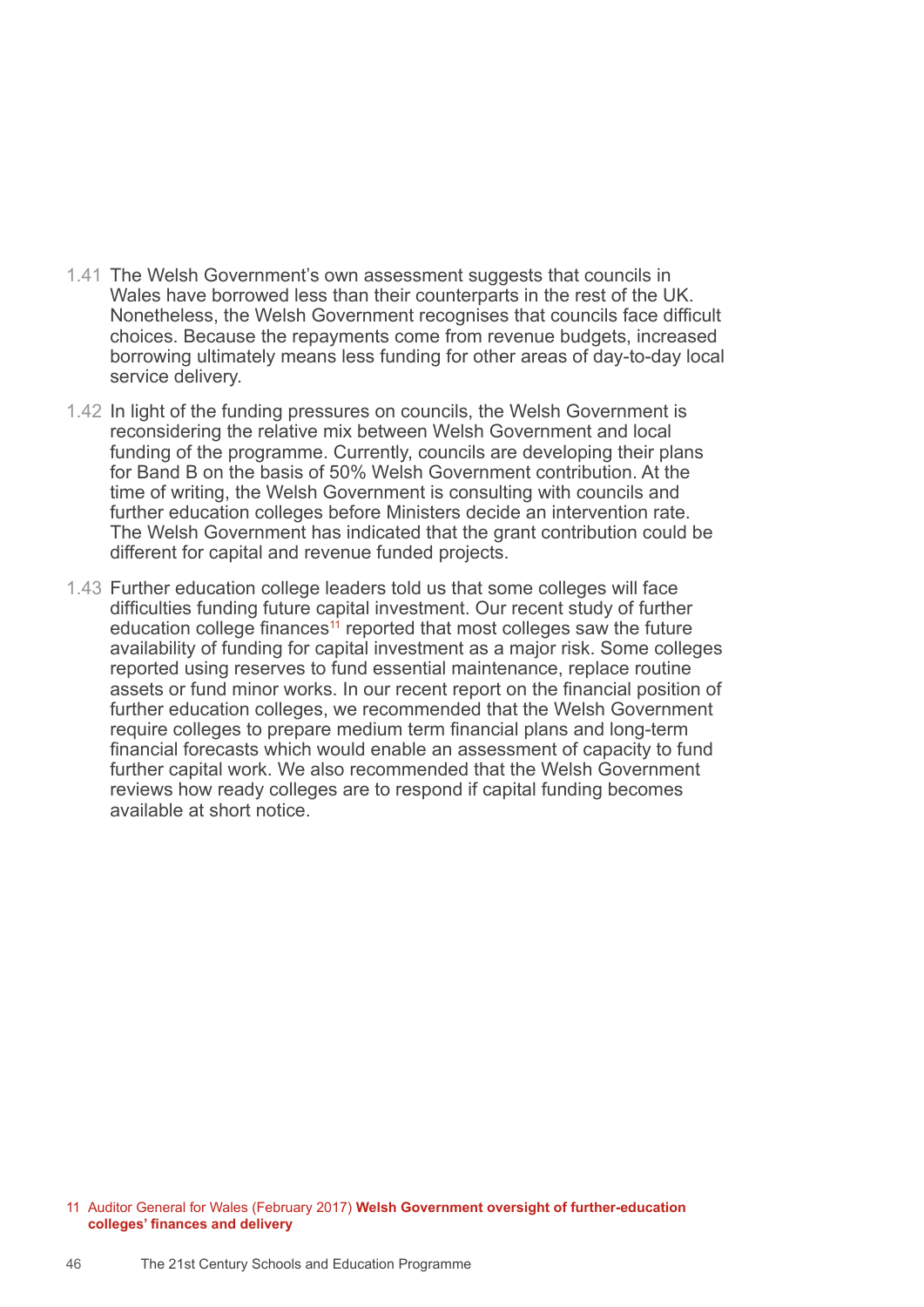1.41 The Welsh Government's own assessment suggests that councils in Wales have borrowed less than their counterparts in the rest of the UK. Nonetheless, the Welsh Government recognises that councils face difficult choices. Because the repayments come from revenue budgets, increased borrowing ultimately means less funding for other areas of day-to-day local service delivery.

1.42 In light of the funding pressures on councils, the Welsh Government is reconsidering the relative mix between Welsh Government and local funding of the programme. Currently, councils are developing their plans for Band B on the basis of 50% Welsh Government contribution. At the time of writing, the Welsh Government is consulting with councils and further education colleges before Ministers decide an intervention rate. The Welsh Government has indicated that the grant contribution could be different for capital and revenue funded projects.

1.43 Further education college leaders told us that some colleges will face difficulties funding future capital investment. Our recent study of further education college finances[11] reported that most colleges saw the future availability of funding for capital investment as a major risk. Some colleges reported using reserves to fund essential maintenance, replace routine assets or fund minor works. In our recent report on the financial position of further education colleges, we recommended that the Welsh Government require colleges to prepare medium term financial plans and long-term financial forecasts which would enable an assessment of capacity to fund further capital work. We also recommended that the Welsh Government reviews how ready colleges are to respond if capital funding becomes available at short notice.

11 Auditor General for Wales (February 2017) **Welsh Government oversight of further-education colleges' finances and delivery**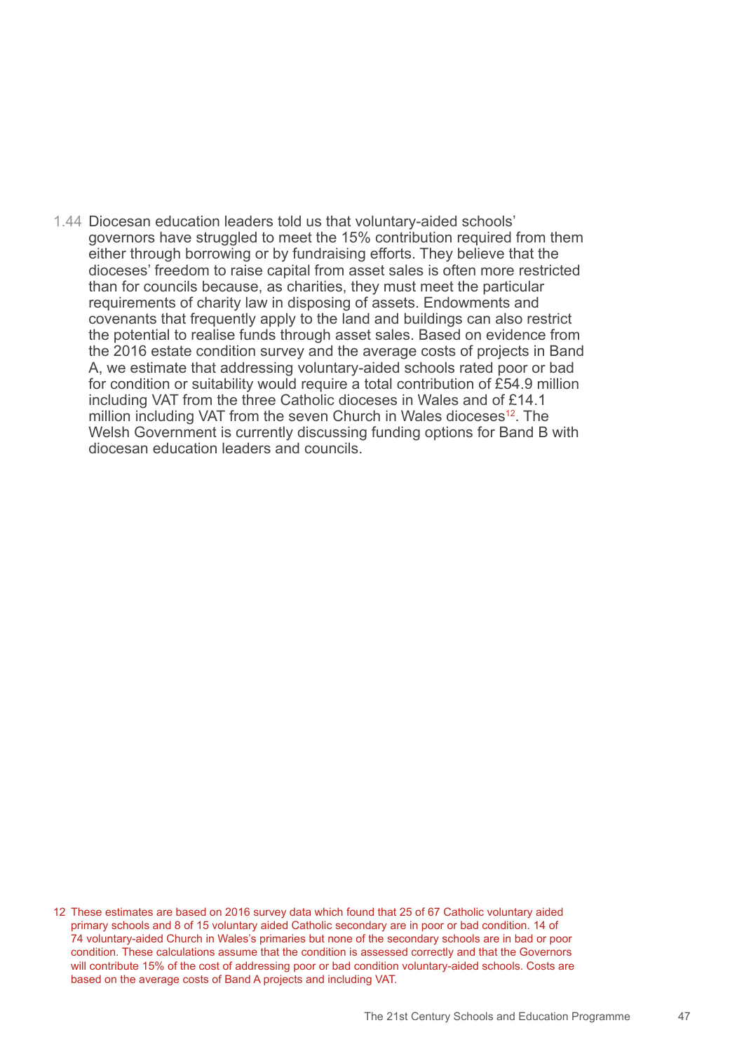1.44 Diocesan education leaders told us that voluntary-aided schools' governors have struggled to meet the 15% contribution required from them either through borrowing or by fundraising efforts. They believe that the dioceses' freedom to raise capital from asset sales is often more restricted than for councils because, as charities, they must meet the particular requirements of charity law in disposing of assets. Endowments and covenants that frequently apply to the land and buildings can also restrict the potential to realise funds through asset sales. Based on evidence from the 2016 estate condition survey and the average costs of projects in Band A, we estimate that addressing voluntary-aided schools rated poor or bad for condition or suitability would require a total contribution of £54.9 million including VAT from the three Catholic dioceses in Wales and of £14.1 million including VAT from the seven Church in Wales dioceses[12]. The Welsh Government is currently discussing funding options for Band B with diocesan education leaders and councils.

12 These estimates are based on 2016 survey data which found that 25 of 67 Catholic voluntary aided primary schools and 8 of 15 voluntary aided Catholic secondary are in poor or bad condition. 14 of 74 voluntary-aided Church in Wales's primaries but none of the secondary schools are in bad or poor condition. These calculations assume that the condition is assessed correctly and that the Governors will contribute 15% of the cost of addressing poor or bad condition voluntary-aided schools. Costs are based on the average costs of Band A projects and including VAT.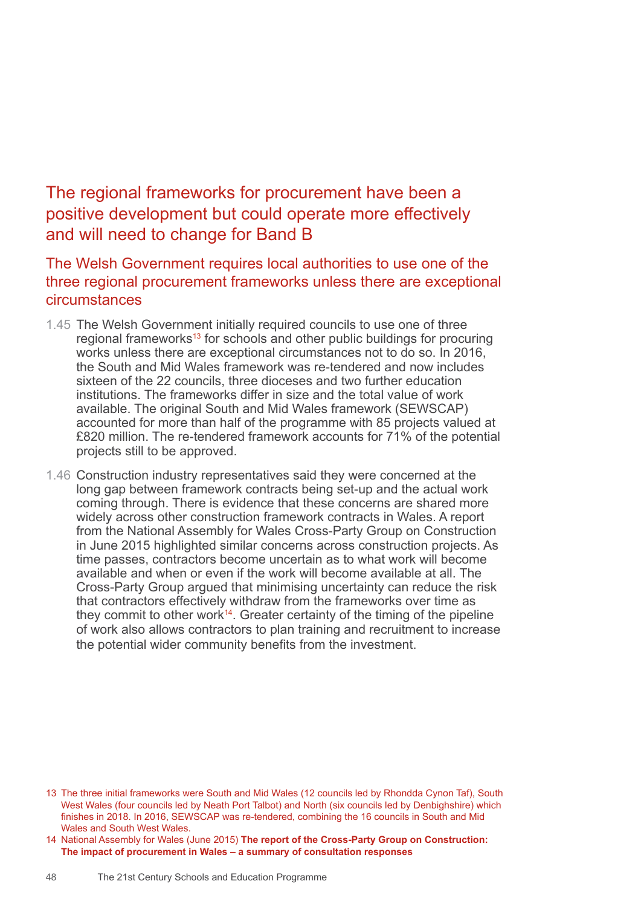## The regional frameworks for procurement have been a positive development but could operate more effectively and will need to change for Band B

### The Welsh Government requires local authorities to use one of the three regional procurement frameworks unless there are exceptional circumstances

1.45 The Welsh Government initially required councils to use one of three regional frameworks[13] for schools and other public buildings for procuring works unless there are exceptional circumstances not to do so. In 2016, the South and Mid Wales framework was re-tendered and now includes sixteen of the 22 councils, three dioceses and two further education institutions. The frameworks differ in size and the total value of work available. The original South and Mid Wales framework (SEWSCAP) accounted for more than half of the programme with 85 projects valued at £820 million. The re-tendered framework accounts for 71% of the potential projects still to be approved.

1.46 Construction industry representatives said they were concerned at the long gap between framework contracts being set-up and the actual work coming through. There is evidence that these concerns are shared more widely across other construction framework contracts in Wales. A report from the National Assembly for Wales Cross-Party Group on Construction in June 2015 highlighted similar concerns across construction projects. As time passes, contractors become uncertain as to what work will become available and when or even if the work will become available at all. The Cross-Party Group argued that minimising uncertainty can reduce the risk that contractors effectively withdraw from the frameworks over time as they commit to other work[14]. Greater certainty of the timing of the pipeline of work also allows contractors to plan training and recruitment to increase the potential wider community benefits from the investment.

13 The three initial frameworks were South and Mid Wales (12 councils led by Rhondda Cynon Taf), South West Wales (four councils led by Neath Port Talbot) and North (six councils led by Denbighshire) which finishes in 2018. In 2016, SEWSCAP was re-tendered, combining the 16 councils in South and Mid Wales and South West Wales.

14 National Assembly for Wales (June 2015) **The report of the Cross-Party Group on Construction: The impact of procurement in Wales – a summary of consultation responses**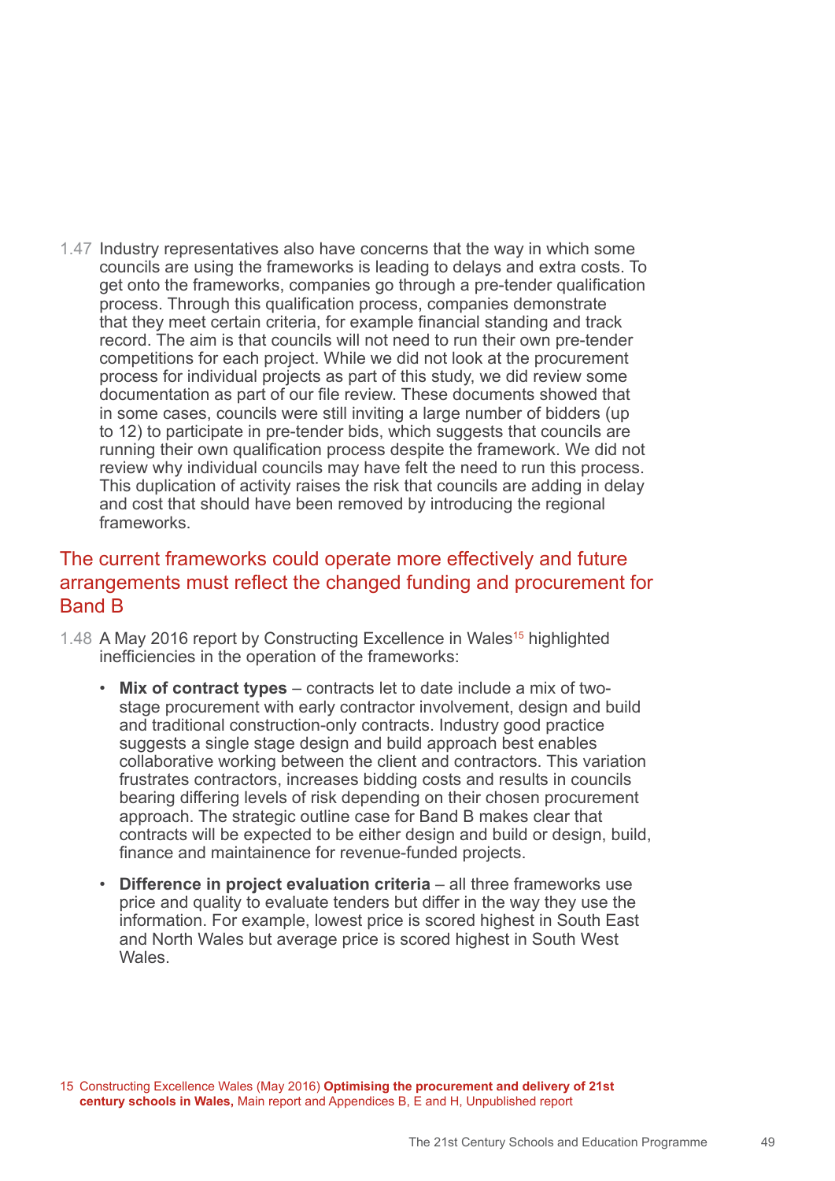1.47 Industry representatives also have concerns that the way in which some councils are using the frameworks is leading to delays and extra costs. To get onto the frameworks, companies go through a pre-tender qualification process. Through this qualification process, companies demonstrate that they meet certain criteria, for example financial standing and track record. The aim is that councils will not need to run their own pre-tender competitions for each project. While we did not look at the procurement process for individual projects as part of this study, we did review some documentation as part of our file review. These documents showed that in some cases, councils were still inviting a large number of bidders (up to 12) to participate in pre-tender bids, which suggests that councils are running their own qualification process despite the framework. We did not review why individual councils may have felt the need to run this process. This duplication of activity raises the risk that councils are adding in delay and cost that should have been removed by introducing the regional frameworks.

## The current frameworks could operate more effectively and future arrangements must reflect the changed funding and procurement for Band B

1.48 A May 2016 report by Constructing Excellence in Wales[15] highlighted inefficiencies in the operation of the frameworks:

- **Mix of contract types** – contracts let to date include a mix of two-stage procurement with early contractor involvement, design and build and traditional construction-only contracts. Industry good practice suggests a single stage design and build approach best enables collaborative working between the client and contractors. This variation frustrates contractors, increases bidding costs and results in councils bearing differing levels of risk depending on their chosen procurement approach. The strategic outline case for Band B makes clear that contracts will be expected to be either design and build or design, build, finance and maintainence for revenue-funded projects.

- **Difference in project evaluation criteria** – all three frameworks use price and quality to evaluate tenders but differ in the way they use the information. For example, lowest price is scored highest in South East and North Wales but average price is scored highest in South West Wales.

15 Constructing Excellence Wales (May 2016) **Optimising the procurement and delivery of 21st century schools in Wales,** Main report and Appendices B, E and H, Unpublished report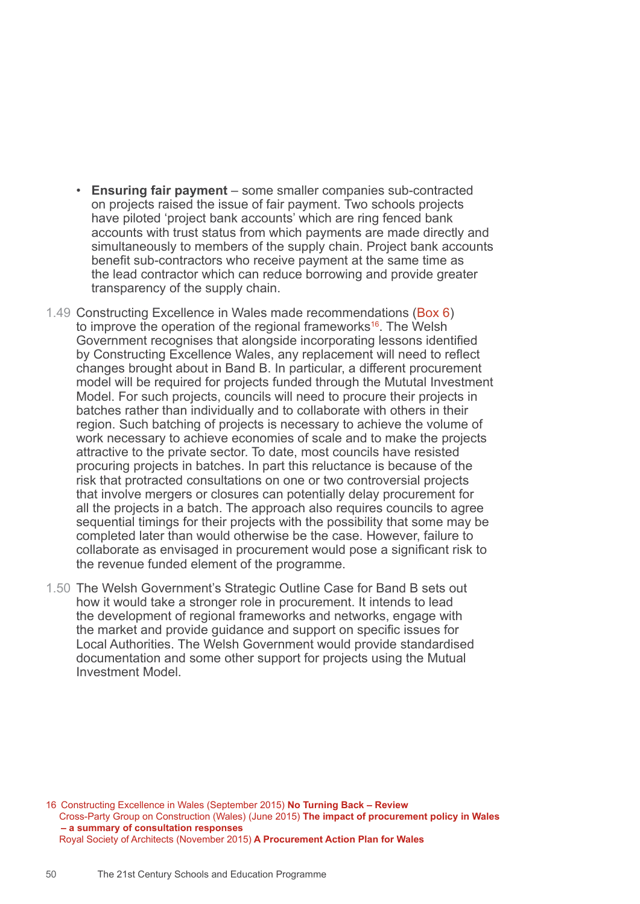- **Ensuring fair payment** – some smaller companies sub-contracted on projects raised the issue of fair payment. Two schools projects have piloted 'project bank accounts' which are ring fenced bank accounts with trust status from which payments are made directly and simultaneously to members of the supply chain. Project bank accounts benefit sub-contractors who receive payment at the same time as the lead contractor which can reduce borrowing and provide greater transparency of the supply chain.

1.49 Constructing Excellence in Wales made recommendations (Box 6) to improve the operation of the regional frameworks[16]. The Welsh Government recognises that alongside incorporating lessons identified by Constructing Excellence Wales, any replacement will need to reflect changes brought about in Band B. In particular, a different procurement model will be required for projects funded through the Mututal Investment Model. For such projects, councils will need to procure their projects in batches rather than individually and to collaborate with others in their region. Such batching of projects is necessary to achieve the volume of work necessary to achieve economies of scale and to make the projects attractive to the private sector. To date, most councils have resisted procuring projects in batches. In part this reluctance is because of the risk that protracted consultations on one or two controversial projects that involve mergers or closures can potentially delay procurement for all the projects in a batch. The approach also requires councils to agree sequential timings for their projects with the possibility that some may be completed later than would otherwise be the case. However, failure to collaborate as envisaged in procurement would pose a significant risk to the revenue funded element of the programme.

1.50 The Welsh Government's Strategic Outline Case for Band B sets out how it would take a stronger role in procurement. It intends to lead the development of regional frameworks and networks, engage with the market and provide guidance and support on specific issues for Local Authorities. The Welsh Government would provide standardised documentation and some other support for projects using the Mutual Investment Model.

16 Constructing Excellence in Wales (September 2015) **No Turning Back – Review**
Cross-Party Group on Construction (Wales) (June 2015) **The impact of procurement policy in Wales – a summary of consultation responses**
Royal Society of Architects (November 2015) **A Procurement Action Plan for Wales**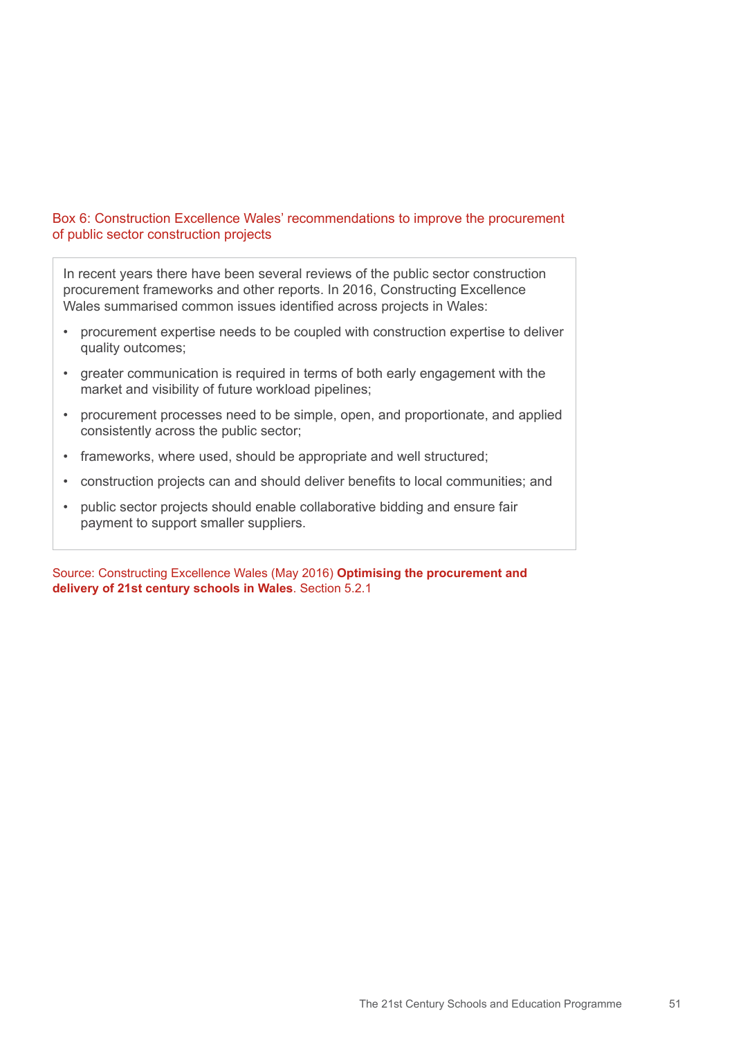Box 6: Construction Excellence Wales' recommendations to improve the procurement of public sector construction projects

In recent years there have been several reviews of the public sector construction procurement frameworks and other reports. In 2016, Constructing Excellence Wales summarised common issues identified across projects in Wales:

- procurement expertise needs to be coupled with construction expertise to deliver quality outcomes;
- greater communication is required in terms of both early engagement with the market and visibility of future workload pipelines;
- procurement processes need to be simple, open, and proportionate, and applied consistently across the public sector;
- frameworks, where used, should be appropriate and well structured;
- construction projects can and should deliver benefits to local communities; and
- public sector projects should enable collaborative bidding and ensure fair payment to support smaller suppliers.

Source: Constructing Excellence Wales (May 2016) **Optimising the procurement and delivery of 21st century schools in Wales**. Section 5.2.1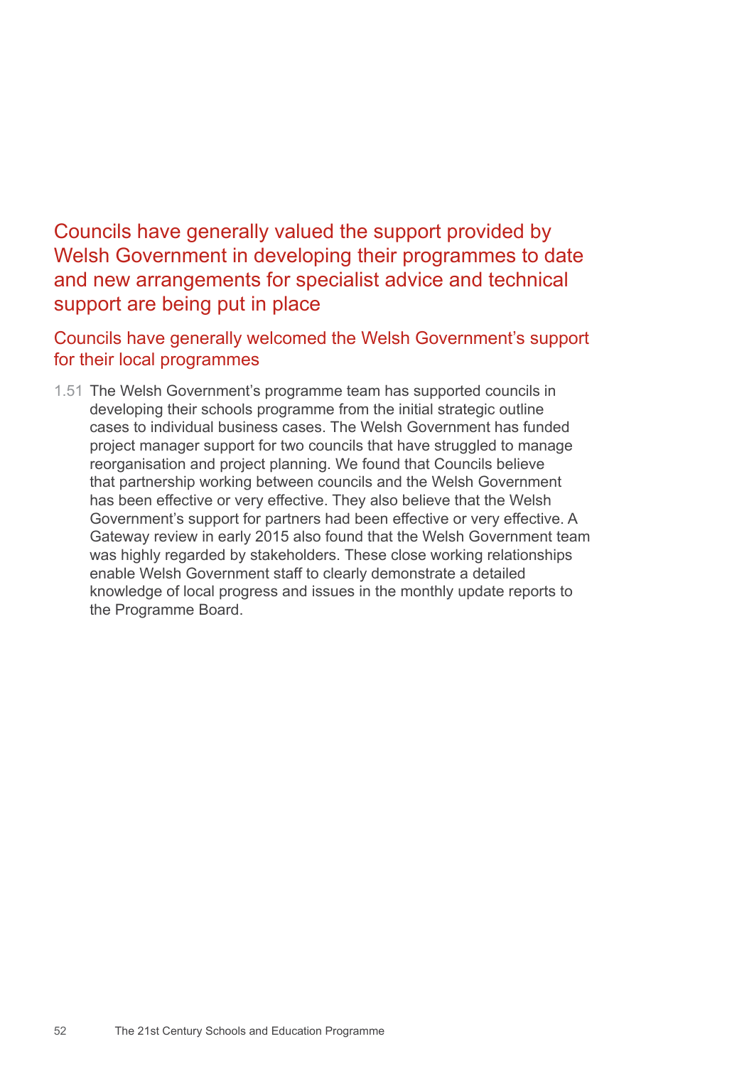## Councils have generally valued the support provided by Welsh Government in developing their programmes to date and new arrangements for specialist advice and technical support are being put in place

### Councils have generally welcomed the Welsh Government's support for their local programmes

1.51 The Welsh Government's programme team has supported councils in developing their schools programme from the initial strategic outline cases to individual business cases. The Welsh Government has funded project manager support for two councils that have struggled to manage reorganisation and project planning. We found that Councils believe that partnership working between councils and the Welsh Government has been effective or very effective. They also believe that the Welsh Government's support for partners had been effective or very effective. A Gateway review in early 2015 also found that the Welsh Government team was highly regarded by stakeholders. These close working relationships enable Welsh Government staff to clearly demonstrate a detailed knowledge of local progress and issues in the monthly update reports to the Programme Board.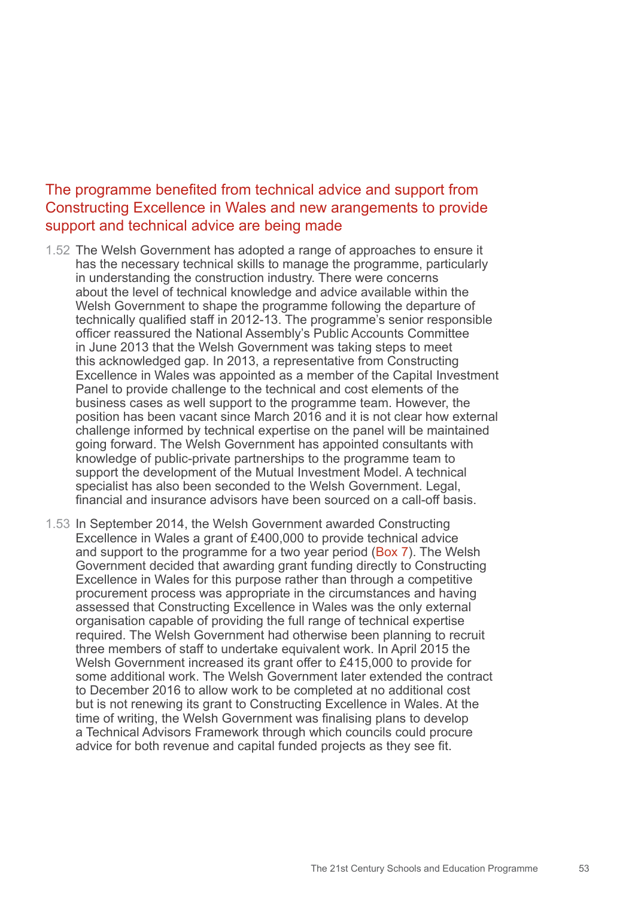## The programme benefited from technical advice and support from Constructing Excellence in Wales and new arrangements to provide support and technical advice are being made

1.52 The Welsh Government has adopted a range of approaches to ensure it has the necessary technical skills to manage the programme, particularly in understanding the construction industry. There were concerns about the level of technical knowledge and advice available within the Welsh Government to shape the programme following the departure of technically qualified staff in 2012-13. The programme's senior responsible officer reassured the National Assembly's Public Accounts Committee in June 2013 that the Welsh Government was taking steps to meet this acknowledged gap. In 2013, a representative from Constructing Excellence in Wales was appointed as a member of the Capital Investment Panel to provide challenge to the technical and cost elements of the business cases as well support to the programme team. However, the position has been vacant since March 2016 and it is not clear how external challenge informed by technical expertise on the panel will be maintained going forward. The Welsh Government has appointed consultants with knowledge of public-private partnerships to the programme team to support the development of the Mutual Investment Model. A technical specialist has also been seconded to the Welsh Government. Legal, financial and insurance advisors have been sourced on a call-off basis.

1.53 In September 2014, the Welsh Government awarded Constructing Excellence in Wales a grant of £400,000 to provide technical advice and support to the programme for a two year period (Box 7). The Welsh Government decided that awarding grant funding directly to Constructing Excellence in Wales for this purpose rather than through a competitive procurement process was appropriate in the circumstances and having assessed that Constructing Excellence in Wales was the only external organisation capable of providing the full range of technical expertise required. The Welsh Government had otherwise been planning to recruit three members of staff to undertake equivalent work. In April 2015 the Welsh Government increased its grant offer to £415,000 to provide for some additional work. The Welsh Government later extended the contract to December 2016 to allow work to be completed at no additional cost but is not renewing its grant to Constructing Excellence in Wales. At the time of writing, the Welsh Government was finalising plans to develop a Technical Advisors Framework through which councils could procure advice for both revenue and capital funded projects as they see fit.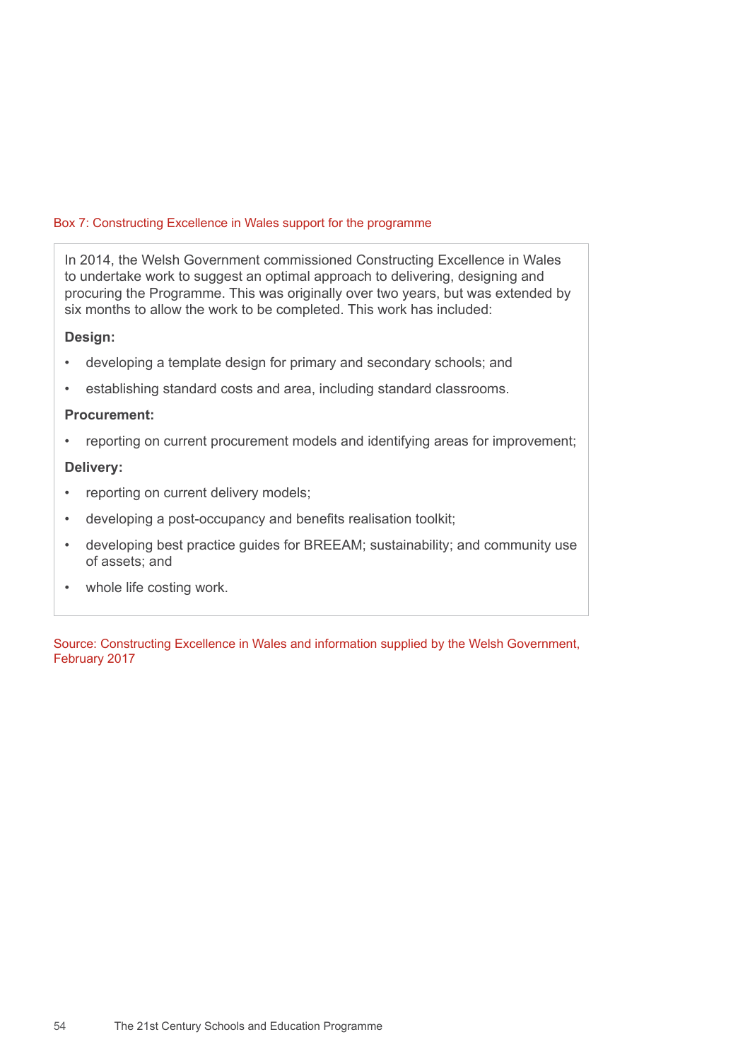Box 7: Constructing Excellence in Wales support for the programme

In 2014, the Welsh Government commissioned Constructing Excellence in Wales to undertake work to suggest an optimal approach to delivering, designing and procuring the Programme. This was originally over two years, but was extended by six months to allow the work to be completed. This work has included:

**Design:**

- developing a template design for primary and secondary schools; and
- establishing standard costs and area, including standard classrooms.

**Procurement:**

- reporting on current procurement models and identifying areas for improvement;

**Delivery:**

- reporting on current delivery models;
- developing a post-occupancy and benefits realisation toolkit;
- developing best practice guides for BREEAM; sustainability; and community use of assets; and
- whole life costing work.

Source: Constructing Excellence in Wales and information supplied by the Welsh Government, February 2017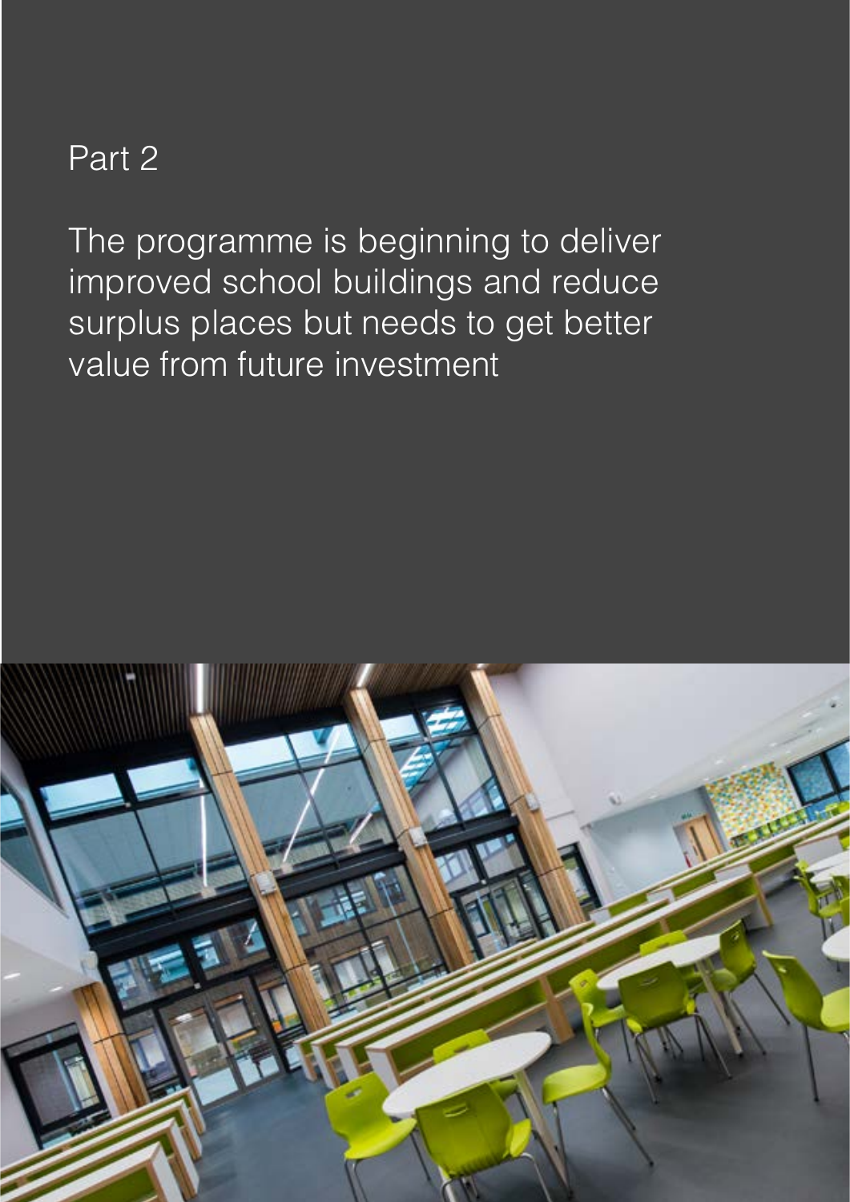# Part 2

## The programme is beginning to deliver improved school buildings and reduce surplus places but needs to get better value from future investment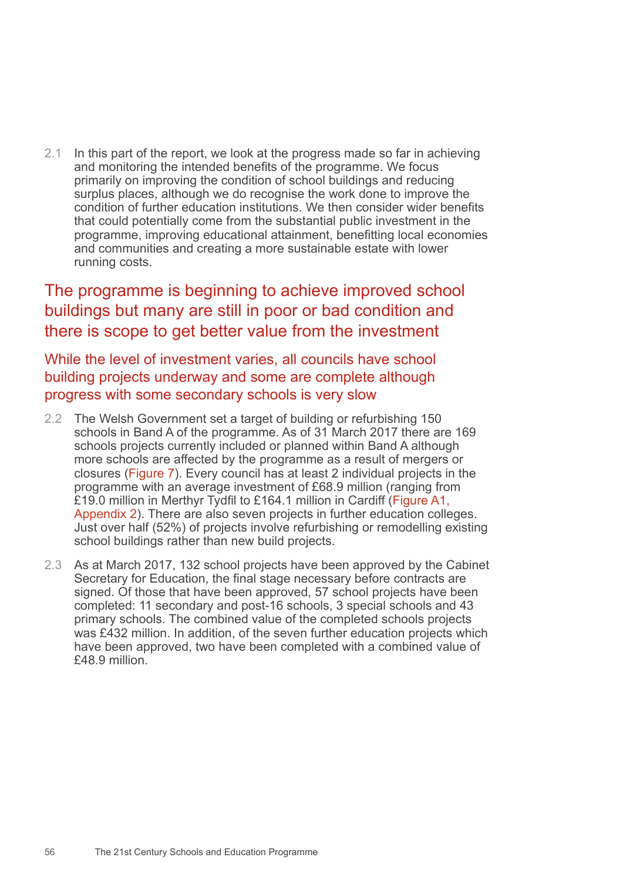2.1 In this part of the report, we look at the progress made so far in achieving and monitoring the intended benefits of the programme. We focus primarily on improving the condition of school buildings and reducing surplus places, although we do recognise the work done to improve the condition of further education institutions. We then consider wider benefits that could potentially come from the substantial public investment in the programme, improving educational attainment, benefitting local economies and communities and creating a more sustainable estate with lower running costs.

## The programme is beginning to achieve improved school buildings but many are still in poor or bad condition and there is scope to get better value from the investment

### While the level of investment varies, all councils have school building projects underway and some are complete although progress with some secondary schools is very slow

2.2 The Welsh Government set a target of building or refurbishing 150 schools in Band A of the programme. As of 31 March 2017 there are 169 schools projects currently included or planned within Band A although more schools are affected by the programme as a result of mergers or closures (Figure 7). Every council has at least 2 individual projects in the programme with an average investment of £68.9 million (ranging from £19.0 million in Merthyr Tydfil to £164.1 million in Cardiff (Figure A1, Appendix 2). There are also seven projects in further education colleges. Just over half (52%) of projects involve refurbishing or remodelling existing school buildings rather than new build projects.

2.3 As at March 2017, 132 school projects have been approved by the Cabinet Secretary for Education, the final stage necessary before contracts are signed. Of those that have been approved, 57 school projects have been completed: 11 secondary and post-16 schools, 3 special schools and 43 primary schools. The combined value of the completed schools projects was £432 million. In addition, of the seven further education projects which have been approved, two have been completed with a combined value of £48.9 million.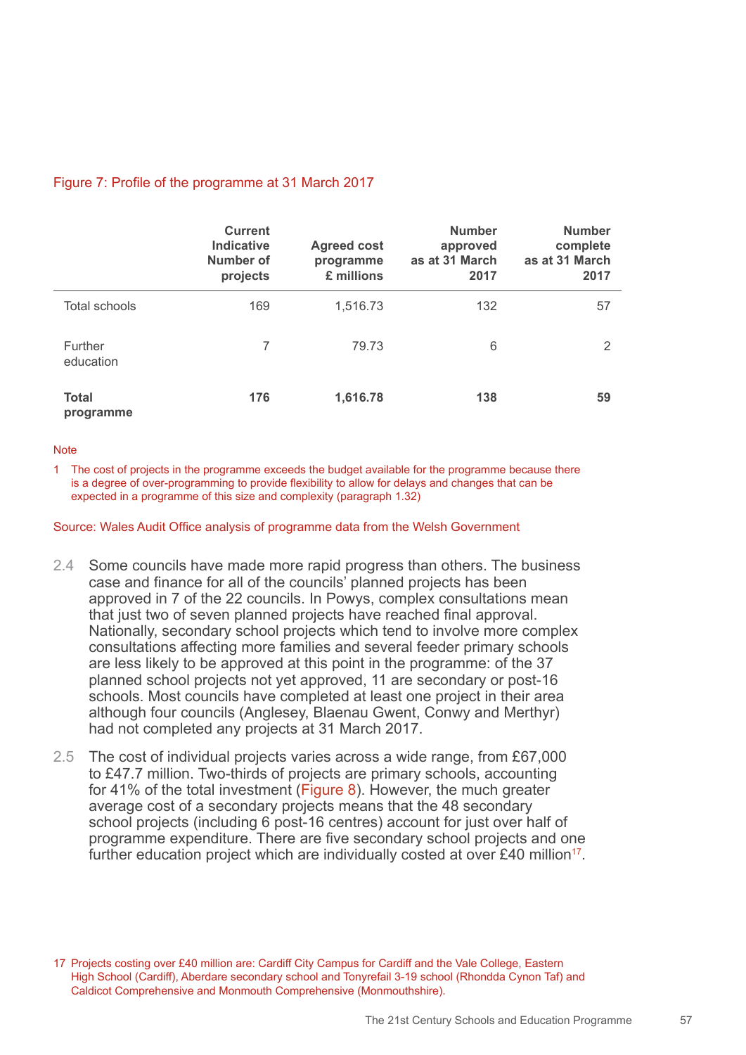Figure 7: Profile of the programme at 31 March 2017

| | Current Indicative Number of projects | Agreed cost programme £ millions | Number approved as at 31 March 2017 | Number complete as at 31 March 2017 |
|---|---|---|---|---|
| Total schools | 169 | 1,516.73 | 132 | 57 |
| Further education | 7 | 79.73 | 6 | 2 |
| **Total programme** | **176** | **1,616.78** | **138** | **59** |

Note

1 The cost of projects in the programme exceeds the budget available for the programme because there is a degree of over-programming to provide flexibility to allow for delays and changes that can be expected in a programme of this size and complexity (paragraph 1.32)

Source: Wales Audit Office analysis of programme data from the Welsh Government

2.4 Some councils have made more rapid progress than others. The business case and finance for all of the councils' planned projects has been approved in 7 of the 22 councils. In Powys, complex consultations mean that just two of seven planned projects have reached final approval. Nationally, secondary school projects which tend to involve more complex consultations affecting more families and several feeder primary schools are less likely to be approved at this point in the programme: of the 37 planned school projects not yet approved, 11 are secondary or post-16 schools. Most councils have completed at least one project in their area although four councils (Anglesey, Blaenau Gwent, Conwy and Merthyr) had not completed any projects at 31 March 2017.

2.5 The cost of individual projects varies across a wide range, from £67,000 to £47.7 million. Two-thirds of projects are primary schools, accounting for 41% of the total investment (Figure 8). However, the much greater average cost of a secondary projects means that the 48 secondary school projects (including 6 post-16 centres) account for just over half of programme expenditure. There are five secondary school projects and one further education project which are individually costed at over £40 million[17].

17 Projects costing over £40 million are: Cardiff City Campus for Cardiff and the Vale College, Eastern High School (Cardiff), Aberdare secondary school and Tonyrefail 3-19 school (Rhondda Cynon Taf) and Caldicot Comprehensive and Monmouth Comprehensive (Monmouthshire).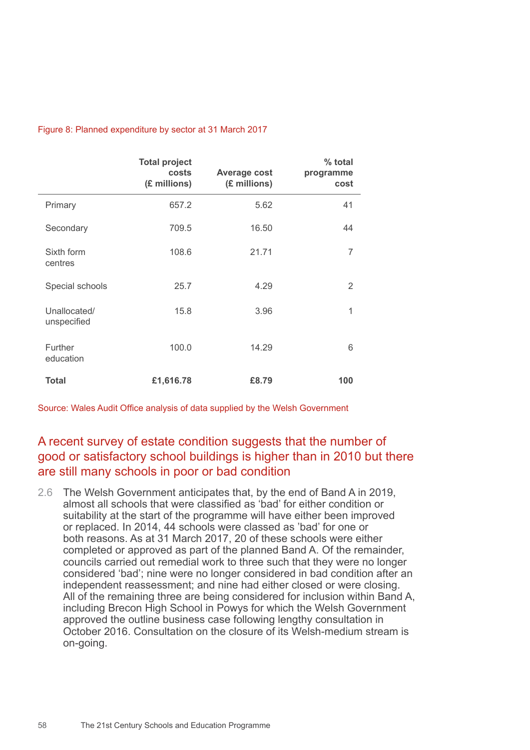Figure 8: Planned expenditure by sector at 31 March 2017

| | Total project costs (£ millions) | Average cost (£ millions) | % total programme cost |
|---|---|---|---|
| Primary | 657.2 | 5.62 | 41 |
| Secondary | 709.5 | 16.50 | 44 |
| Sixth form centres | 108.6 | 21.71 | 7 |
| Special schools | 25.7 | 4.29 | 2 |
| Unallocated/ unspecified | 15.8 | 3.96 | 1 |
| Further education | 100.0 | 14.29 | 6 |
| **Total** | **£1,616.78** | **£8.79** | **100** |

Source: Wales Audit Office analysis of data supplied by the Welsh Government

## A recent survey of estate condition suggests that the number of good or satisfactory school buildings is higher than in 2010 but there are still many schools in poor or bad condition

2.6 The Welsh Government anticipates that, by the end of Band A in 2019, almost all schools that were classified as 'bad' for either condition or suitability at the start of the programme will have either been improved or replaced. In 2014, 44 schools were classed as 'bad' for one or both reasons. As at 31 March 2017, 20 of these schools were either completed or approved as part of the planned Band A. Of the remainder, councils carried out remedial work to three such that they were no longer considered 'bad'; nine were no longer considered in bad condition after an independent reassessment; and nine had either closed or were closing. All of the remaining three are being considered for inclusion within Band A, including Brecon High School in Powys for which the Welsh Government approved the outline business case following lengthy consultation in October 2016. Consultation on the closure of its Welsh-medium stream is on-going.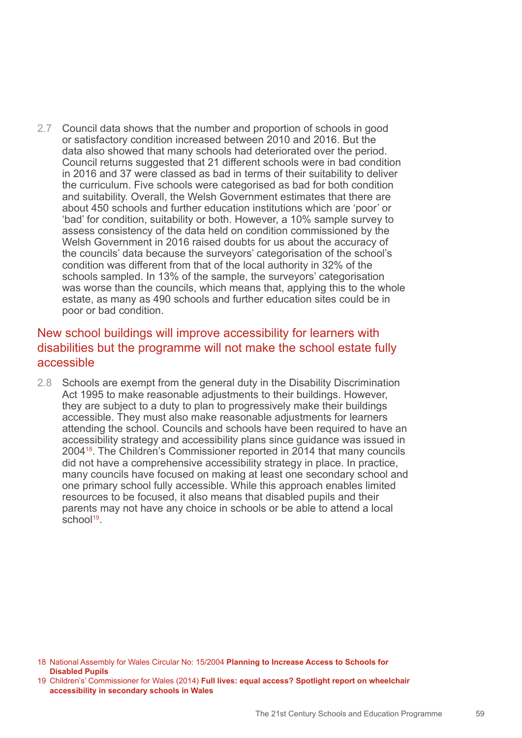2.7 Council data shows that the number and proportion of schools in good or satisfactory condition increased between 2010 and 2016. But the data also showed that many schools had deteriorated over the period. Council returns suggested that 21 different schools were in bad condition in 2016 and 37 were classed as bad in terms of their suitability to deliver the curriculum. Five schools were categorised as bad for both condition and suitability. Overall, the Welsh Government estimates that there are about 450 schools and further education institutions which are 'poor' or 'bad' for condition, suitability or both. However, a 10% sample survey to assess consistency of the data held on condition commissioned by the Welsh Government in 2016 raised doubts for us about the accuracy of the councils' data because the surveyors' categorisation of the school's condition was different from that of the local authority in 32% of the schools sampled. In 13% of the sample, the surveyors' categorisation was worse than the councils, which means that, applying this to the whole estate, as many as 490 schools and further education sites could be in poor or bad condition.

## New school buildings will improve accessibility for learners with disabilities but the programme will not make the school estate fully accessible

2.8 Schools are exempt from the general duty in the Disability Discrimination Act 1995 to make reasonable adjustments to their buildings. However, they are subject to a duty to plan to progressively make their buildings accessible. They must also make reasonable adjustments for learners attending the school. Councils and schools have been required to have an accessibility strategy and accessibility plans since guidance was issued in 2004[18]. The Children's Commissioner reported in 2014 that many councils did not have a comprehensive accessibility strategy in place. In practice, many councils have focused on making at least one secondary school and one primary school fully accessible. While this approach enables limited resources to be focused, it also means that disabled pupils and their parents may not have any choice in schools or be able to attend a local school[19].

18 National Assembly for Wales Circular No: 15/2004 **Planning to Increase Access to Schools for Disabled Pupils**

19 Children's' Commissioner for Wales (2014) **Full lives: equal access? Spotlight report on wheelchair accessibility in secondary schools in Wales**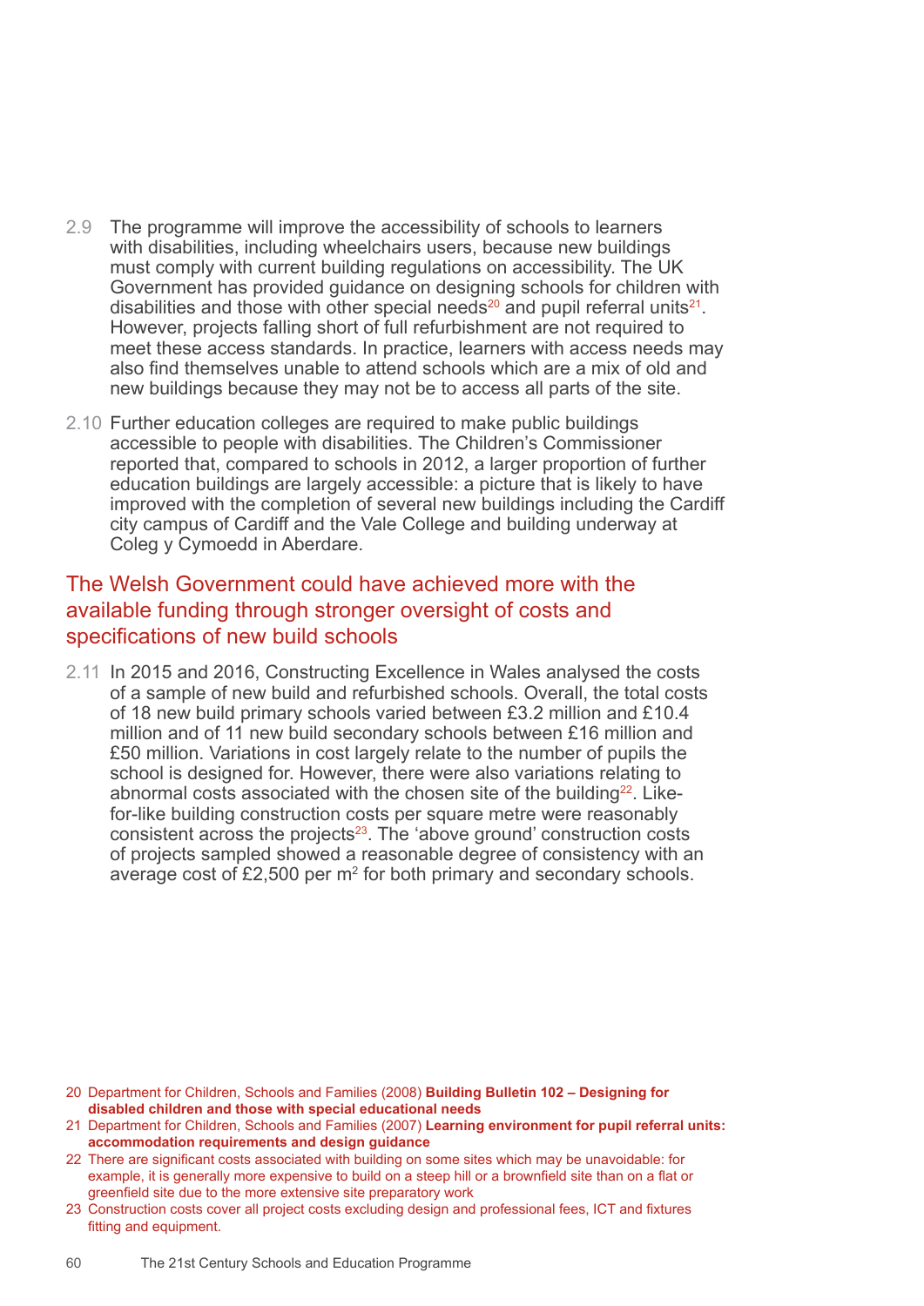2.9 The programme will improve the accessibility of schools to learners with disabilities, including wheelchairs users, because new buildings must comply with current building regulations on accessibility. The UK Government has provided guidance on designing schools for children with disabilities and those with other special needs[20] and pupil referral units[21]. However, projects falling short of full refurbishment are not required to meet these access standards. In practice, learners with access needs may also find themselves unable to attend schools which are a mix of old and new buildings because they may not be to access all parts of the site.

2.10 Further education colleges are required to make public buildings accessible to people with disabilities. The Children's Commissioner reported that, compared to schools in 2012, a larger proportion of further education buildings are largely accessible: a picture that is likely to have improved with the completion of several new buildings including the Cardiff city campus of Cardiff and the Vale College and building underway at Coleg y Cymoedd in Aberdare.

## The Welsh Government could have achieved more with the available funding through stronger oversight of costs and specifications of new build schools

2.11 In 2015 and 2016, Constructing Excellence in Wales analysed the costs of a sample of new build and refurbished schools. Overall, the total costs of 18 new build primary schools varied between £3.2 million and £10.4 million and of 11 new build secondary schools between £16 million and £50 million. Variations in cost largely relate to the number of pupils the school is designed for. However, there were also variations relating to abnormal costs associated with the chosen site of the building[22]. Like-for-like building construction costs per square metre were reasonably consistent across the projects[23]. The 'above ground' construction costs of projects sampled showed a reasonable degree of consistency with an average cost of £2,500 per $m^2$ for both primary and secondary schools.

20 Department for Children, Schools and Families (2008) **Building Bulletin 102 – Designing for disabled children and those with special educational needs**

21 Department for Children, Schools and Families (2007) **Learning environment for pupil referral units: accommodation requirements and design guidance**

22 There are significant costs associated with building on some sites which may be unavoidable: for example, it is generally more expensive to build on a steep hill or a brownfield site than on a flat or greenfield site due to the more extensive site preparatory work

23 Construction costs cover all project costs excluding design and professional fees, ICT and fixtures fitting and equipment.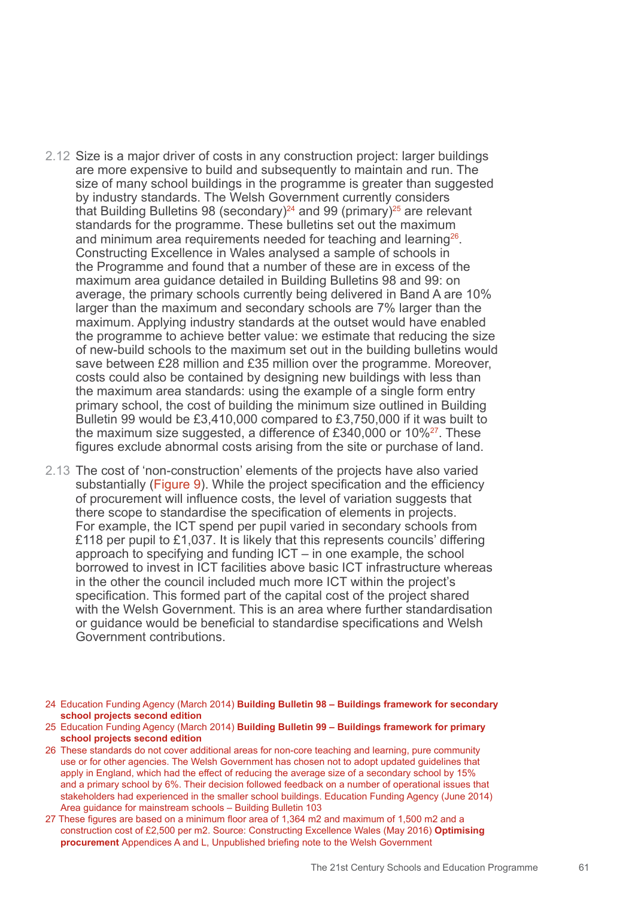2.12 Size is a major driver of costs in any construction project: larger buildings are more expensive to build and subsequently to maintain and run. The size of many school buildings in the programme is greater than suggested by industry standards. The Welsh Government currently considers that Building Bulletins 98 (secondary)[24] and 99 (primary)[25] are relevant standards for the programme. These bulletins set out the maximum and minimum area requirements needed for teaching and learning[26]. Constructing Excellence in Wales analysed a sample of schools in the Programme and found that a number of these are in excess of the maximum area guidance detailed in Building Bulletins 98 and 99: on average, the primary schools currently being delivered in Band A are 10% larger than the maximum and secondary schools are 7% larger than the maximum. Applying industry standards at the outset would have enabled the programme to achieve better value: we estimate that reducing the size of new-build schools to the maximum set out in the building bulletins would save between £28 million and £35 million over the programme. Moreover, costs could also be contained by designing new buildings with less than the maximum area standards: using the example of a single form entry primary school, the cost of building the minimum size outlined in Building Bulletin 99 would be £3,410,000 compared to £3,750,000 if it was built to the maximum size suggested, a difference of £340,000 or 10%[27]. These figures exclude abnormal costs arising from the site or purchase of land.

2.13 The cost of 'non-construction' elements of the projects have also varied substantially (Figure 9). While the project specification and the efficiency of procurement will influence costs, the level of variation suggests that there scope to standardise the specification of elements in projects. For example, the ICT spend per pupil varied in secondary schools from £118 per pupil to £1,037. It is likely that this represents councils' differing approach to specifying and funding ICT – in one example, the school borrowed to invest in ICT facilities above basic ICT infrastructure whereas in the other the council included much more ICT within the project's specification. This formed part of the capital cost of the project shared with the Welsh Government. This is an area where further standardisation or guidance would be beneficial to standardise specifications and Welsh Government contributions.

24 Education Funding Agency (March 2014) **Building Bulletin 98 – Buildings framework for secondary school projects second edition**

25 Education Funding Agency (March 2014) **Building Bulletin 99 – Buildings framework for primary school projects second edition**

26 These standards do not cover additional areas for non-core teaching and learning, pure community use or for other agencies. The Welsh Government has chosen not to adopt updated guidelines that apply in England, which had the effect of reducing the average size of a secondary school by 15% and a primary school by 6%. Their decision followed feedback on a number of operational issues that stakeholders had experienced in the smaller school buildings. Education Funding Agency (June 2014) Area guidance for mainstream schools – Building Bulletin 103

27 These figures are based on a minimum floor area of 1,364 m2 and maximum of 1,500 m2 and a construction cost of £2,500 per m2. Source: Constructing Excellence Wales (May 2016) **Optimising procurement** Appendices A and L, Unpublished briefing note to the Welsh Government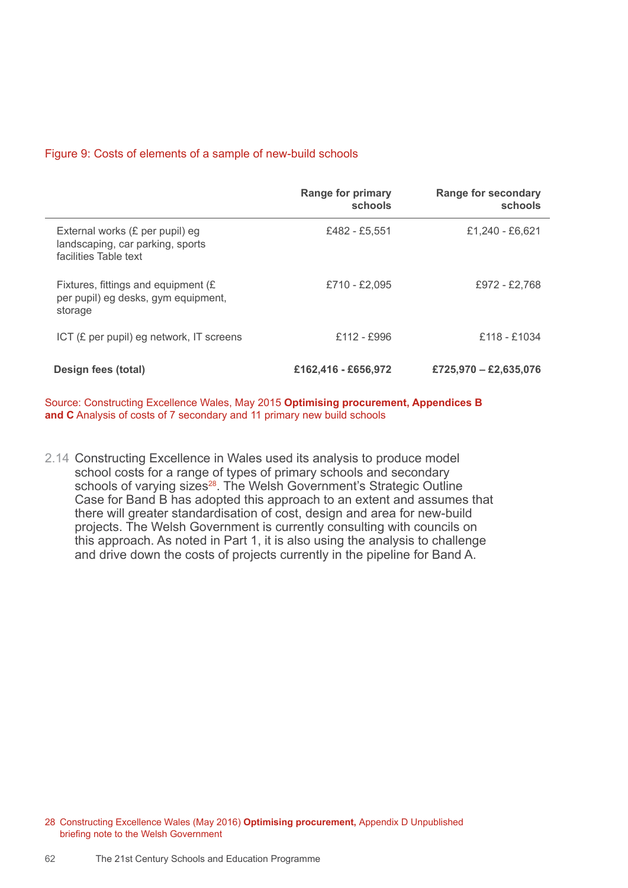Figure 9: Costs of elements of a sample of new-build schools

| | Range for primary schools | Range for secondary schools |
|---|---|---|
| External works (£ per pupil) eg landscaping, car parking, sports facilities Table text | £482 - £5,551 | £1,240 - £6,621 |
| Fixtures, fittings and equipment (£ per pupil) eg desks, gym equipment, storage | £710 - £2,095 | £972 - £2,768 |
| ICT (£ per pupil) eg network, IT screens | £112 - £996 | £118 - £1034 |
| **Design fees (total)** | **£162,416 - £656,972** | **£725,970 – £2,635,076** |

Source: Constructing Excellence Wales, May 2015 **Optimising procurement, Appendices B and C** Analysis of costs of 7 secondary and 11 primary new build schools

2.14 Constructing Excellence in Wales used its analysis to produce model school costs for a range of types of primary schools and secondary schools of varying sizes[28]. The Welsh Government's Strategic Outline Case for Band B has adopted this approach to an extent and assumes that there will greater standardisation of cost, design and area for new-build projects. The Welsh Government is currently consulting with councils on this approach. As noted in Part 1, it is also using the analysis to challenge and drive down the costs of projects currently in the pipeline for Band A.

28 Constructing Excellence Wales (May 2016) **Optimising procurement,** Appendix D Unpublished briefing note to the Welsh Government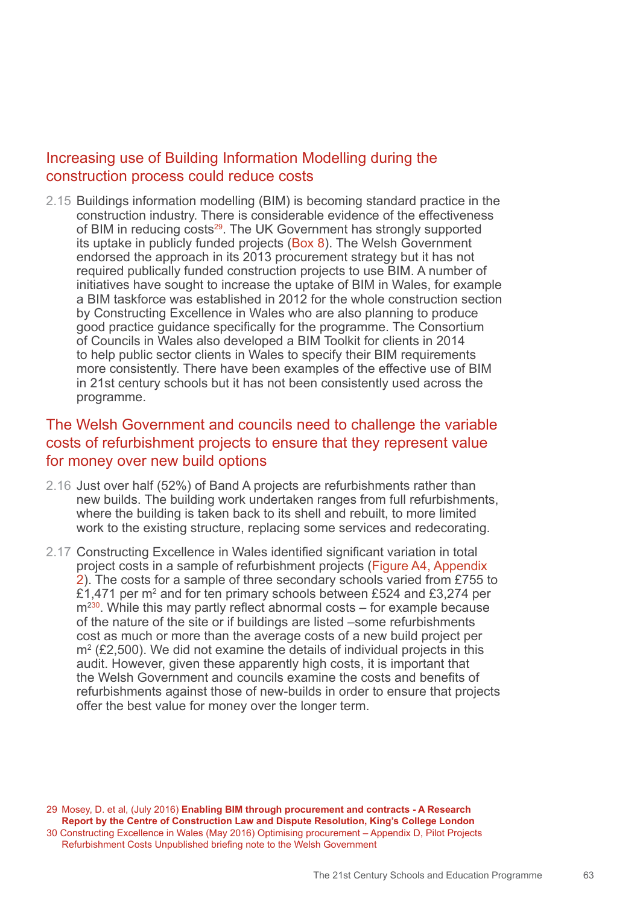## Increasing use of Building Information Modelling during the construction process could reduce costs

2.15 Buildings information modelling (BIM) is becoming standard practice in the construction industry. There is considerable evidence of the effectiveness of BIM in reducing costs[29]. The UK Government has strongly supported its uptake in publicly funded projects (Box 8). The Welsh Government endorsed the approach in its 2013 procurement strategy but it has not required publically funded construction projects to use BIM. A number of initiatives have sought to increase the uptake of BIM in Wales, for example a BIM taskforce was established in 2012 for the whole construction section by Constructing Excellence in Wales who are also planning to produce good practice guidance specifically for the programme. The Consortium of Councils in Wales also developed a BIM Toolkit for clients in 2014 to help public sector clients in Wales to specify their BIM requirements more consistently. There have been examples of the effective use of BIM in 21st century schools but it has not been consistently used across the programme.

## The Welsh Government and councils need to challenge the variable costs of refurbishment projects to ensure that they represent value for money over new build options

2.16 Just over half (52%) of Band A projects are refurbishments rather than new builds. The building work undertaken ranges from full refurbishments, where the building is taken back to its shell and rebuilt, to more limited work to the existing structure, replacing some services and redecorating.

2.17 Constructing Excellence in Wales identified significant variation in total project costs in a sample of refurbishment projects (Figure A4, Appendix 2). The costs for a sample of three secondary schools varied from £755 to £1,471 per m$^2$ and for ten primary schools between £524 and £3,274 per m$^2$[30]. While this may partly reflect abnormal costs – for example because of the nature of the site or if buildings are listed –some refurbishments cost as much or more than the average costs of a new build project per m$^2$ (£2,500). We did not examine the details of individual projects in this audit. However, given these apparently high costs, it is important that the Welsh Government and councils examine the costs and benefits of refurbishments against those of new-builds in order to ensure that projects offer the best value for money over the longer term.

29 Mosey, D. et al, (July 2016) **Enabling BIM through procurement and contracts - A Research Report by the Centre of Construction Law and Dispute Resolution, King's College London**

30 Constructing Excellence in Wales (May 2016) Optimising procurement – Appendix D, Pilot Projects Refurbishment Costs Unpublished briefing note to the Welsh Government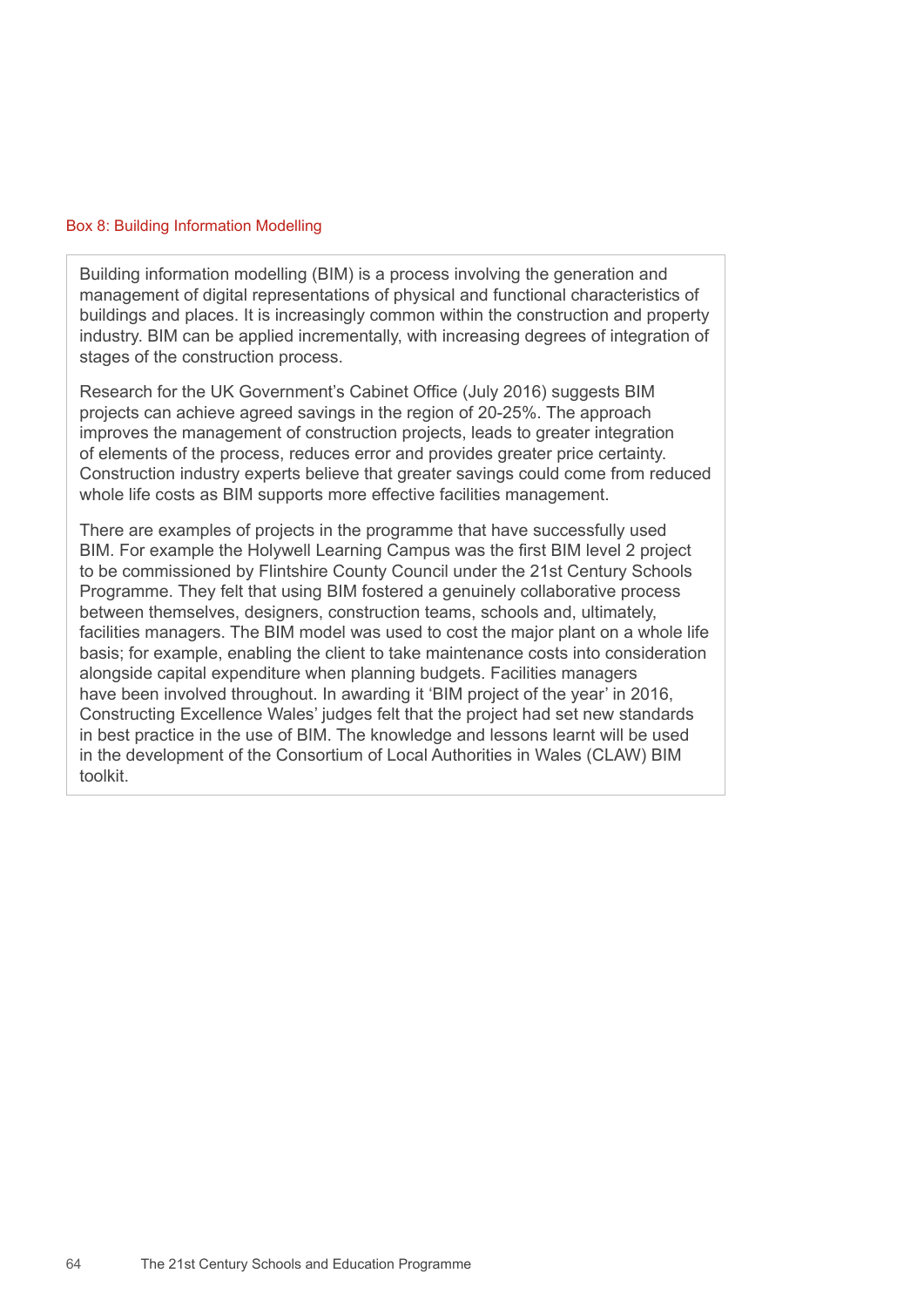Box 8: Building Information Modelling

Building information modelling (BIM) is a process involving the generation and management of digital representations of physical and functional characteristics of buildings and places. It is increasingly common within the construction and property industry. BIM can be applied incrementally, with increasing degrees of integration of stages of the construction process.

Research for the UK Government's Cabinet Office (July 2016) suggests BIM projects can achieve agreed savings in the region of 20-25%. The approach improves the management of construction projects, leads to greater integration of elements of the process, reduces error and provides greater price certainty. Construction industry experts believe that greater savings could come from reduced whole life costs as BIM supports more effective facilities management.

There are examples of projects in the programme that have successfully used BIM. For example the Holywell Learning Campus was the first BIM level 2 project to be commissioned by Flintshire County Council under the 21st Century Schools Programme. They felt that using BIM fostered a genuinely collaborative process between themselves, designers, construction teams, schools and, ultimately, facilities managers. The BIM model was used to cost the major plant on a whole life basis; for example, enabling the client to take maintenance costs into consideration alongside capital expenditure when planning budgets. Facilities managers have been involved throughout. In awarding it 'BIM project of the year' in 2016, Constructing Excellence Wales' judges felt that the project had set new standards in best practice in the use of BIM. The knowledge and lessons learnt will be used in the development of the Consortium of Local Authorities in Wales (CLAW) BIM toolkit.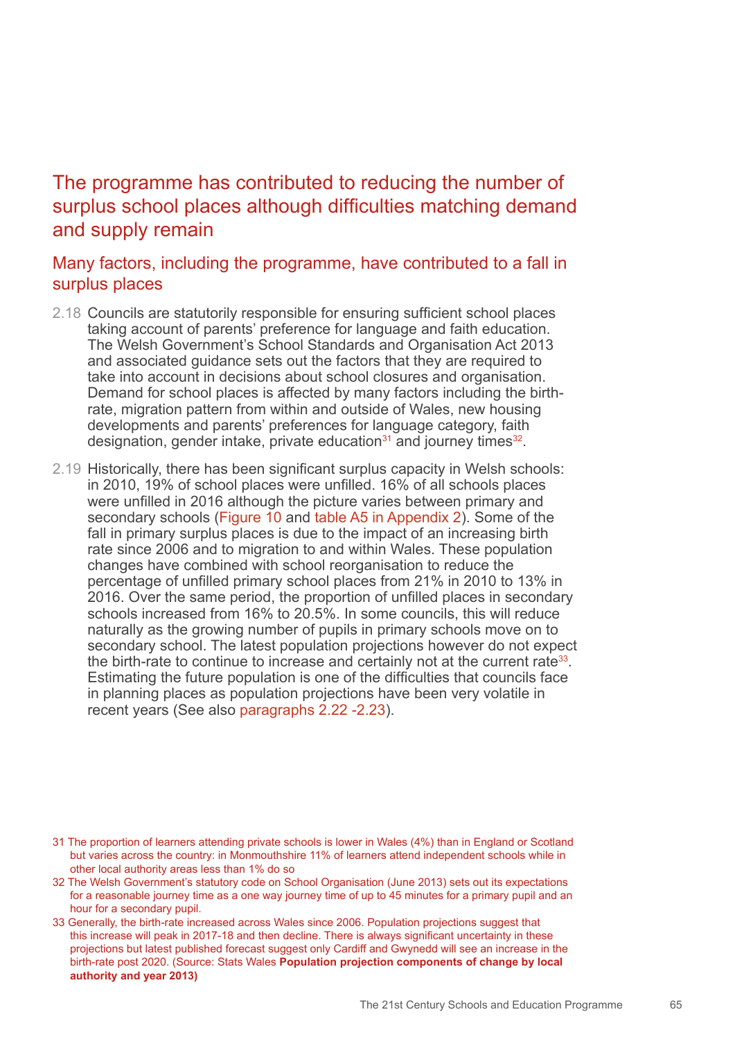## The programme has contributed to reducing the number of surplus school places although difficulties matching demand and supply remain

### Many factors, including the programme, have contributed to a fall in surplus places

2.18 Councils are statutorily responsible for ensuring sufficient school places taking account of parents' preference for language and faith education. The Welsh Government's School Standards and Organisation Act 2013 and associated guidance sets out the factors that they are required to take into account in decisions about school closures and organisation. Demand for school places is affected by many factors including the birth-rate, migration pattern from within and outside of Wales, new housing developments and parents' preferences for language category, faith designation, gender intake, private education[31] and journey times[32].

2.19 Historically, there has been significant surplus capacity in Welsh schools: in 2010, 19% of school places were unfilled. 16% of all schools places were unfilled in 2016 although the picture varies between primary and secondary schools (Figure 10 and table A5 in Appendix 2). Some of the fall in primary surplus places is due to the impact of an increasing birth rate since 2006 and to migration to and within Wales. These population changes have combined with school reorganisation to reduce the percentage of unfilled primary school places from 21% in 2010 to 13% in 2016. Over the same period, the proportion of unfilled places in secondary schools increased from 16% to 20.5%. In some councils, this will reduce naturally as the growing number of pupils in primary schools move on to secondary school. The latest population projections however do not expect the birth-rate to continue to increase and certainly not at the current rate[33]. Estimating the future population is one of the difficulties that councils face in planning places as population projections have been very volatile in recent years (See also paragraphs 2.22 -2.23).

31 The proportion of learners attending private schools is lower in Wales (4%) than in England or Scotland but varies across the country: in Monmouthshire 11% of learners attend independent schools while in other local authority areas less than 1% do so

32 The Welsh Government's statutory code on School Organisation (June 2013) sets out its expectations for a reasonable journey time as a one way journey time of up to 45 minutes for a primary pupil and an hour for a secondary pupil.

33 Generally, the birth-rate increased across Wales since 2006. Population projections suggest that this increase will peak in 2017-18 and then decline. There is always significant uncertainty in these projections but latest published forecast suggest only Cardiff and Gwynedd will see an increase in the birth-rate post 2020. (Source: Stats Wales **Population projection components of change by local authority and year 2013)**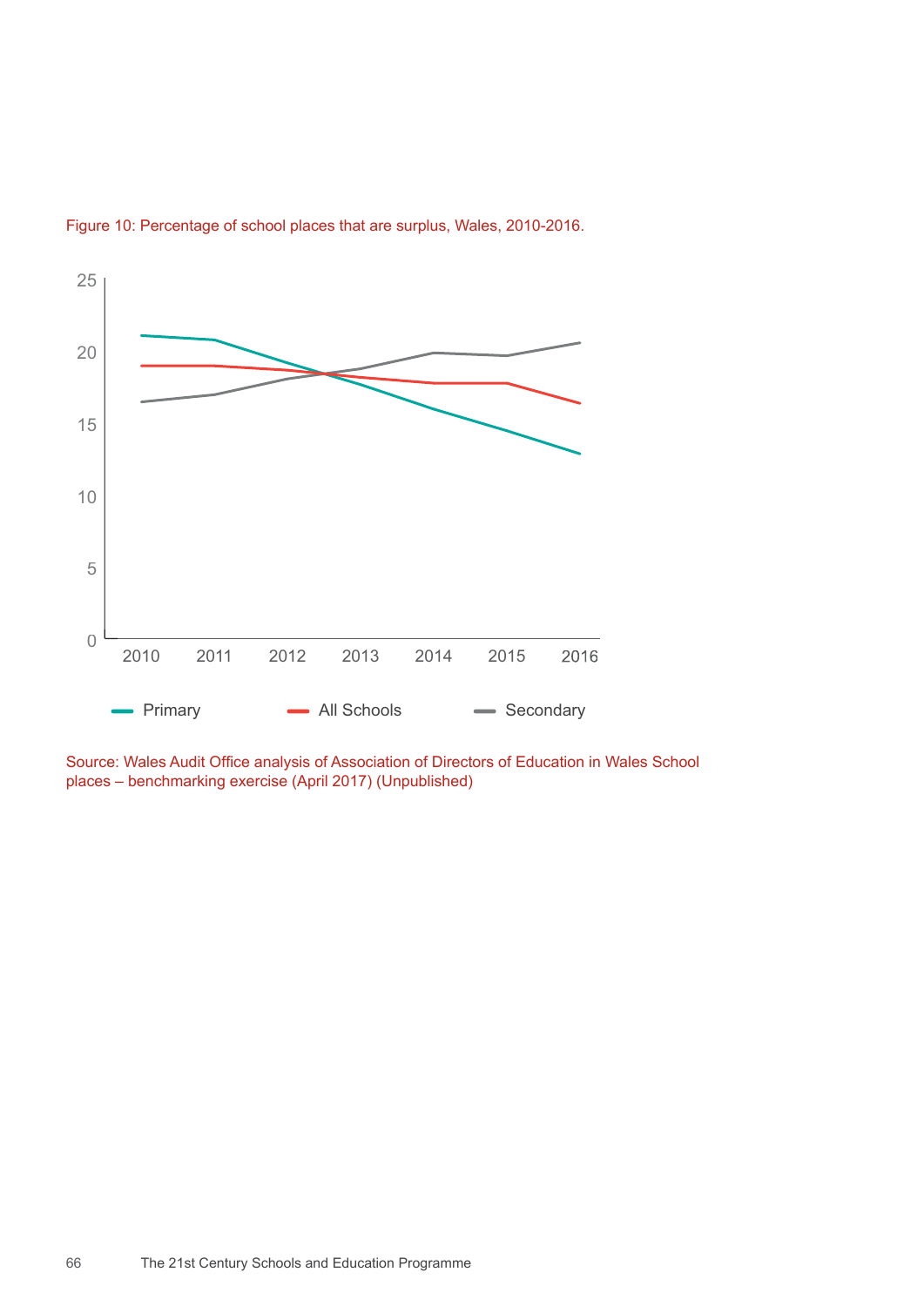Figure 10: Percentage of school places that are surplus, Wales, 2010-2016.

Source: Wales Audit Office analysis of Association of Directors of Education in Wales School places – benchmarking exercise (April 2017) (Unpublished)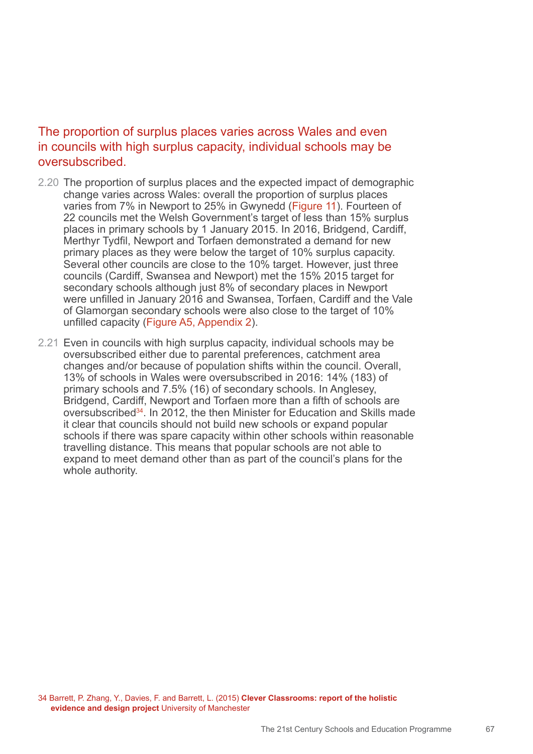## The proportion of surplus places varies across Wales and even in councils with high surplus capacity, individual schools may be oversubscribed.

2.20 The proportion of surplus places and the expected impact of demographic change varies across Wales: overall the proportion of surplus places varies from 7% in Newport to 25% in Gwynedd (Figure 11). Fourteen of 22 councils met the Welsh Government's target of less than 15% surplus places in primary schools by 1 January 2015. In 2016, Bridgend, Cardiff, Merthyr Tydfil, Newport and Torfaen demonstrated a demand for new primary places as they were below the target of 10% surplus capacity. Several other councils are close to the 10% target. However, just three councils (Cardiff, Swansea and Newport) met the 15% 2015 target for secondary schools although just 8% of secondary places in Newport were unfilled in January 2016 and Swansea, Torfaen, Cardiff and the Vale of Glamorgan secondary schools were also close to the target of 10% unfilled capacity (Figure A5, Appendix 2).

2.21 Even in councils with high surplus capacity, individual schools may be oversubscribed either due to parental preferences, catchment area changes and/or because of population shifts within the council. Overall, 13% of schools in Wales were oversubscribed in 2016: 14% (183) of primary schools and 7.5% (16) of secondary schools. In Anglesey, Bridgend, Cardiff, Newport and Torfaen more than a fifth of schools are oversubscribed[34]. In 2012, the then Minister for Education and Skills made it clear that councils should not build new schools or expand popular schools if there was spare capacity within other schools within reasonable travelling distance. This means that popular schools are not able to expand to meet demand other than as part of the council's plans for the whole authority.

34 Barrett, P. Zhang, Y., Davies, F. and Barrett, L. (2015) **Clever Classrooms: report of the holistic evidence and design project** University of Manchester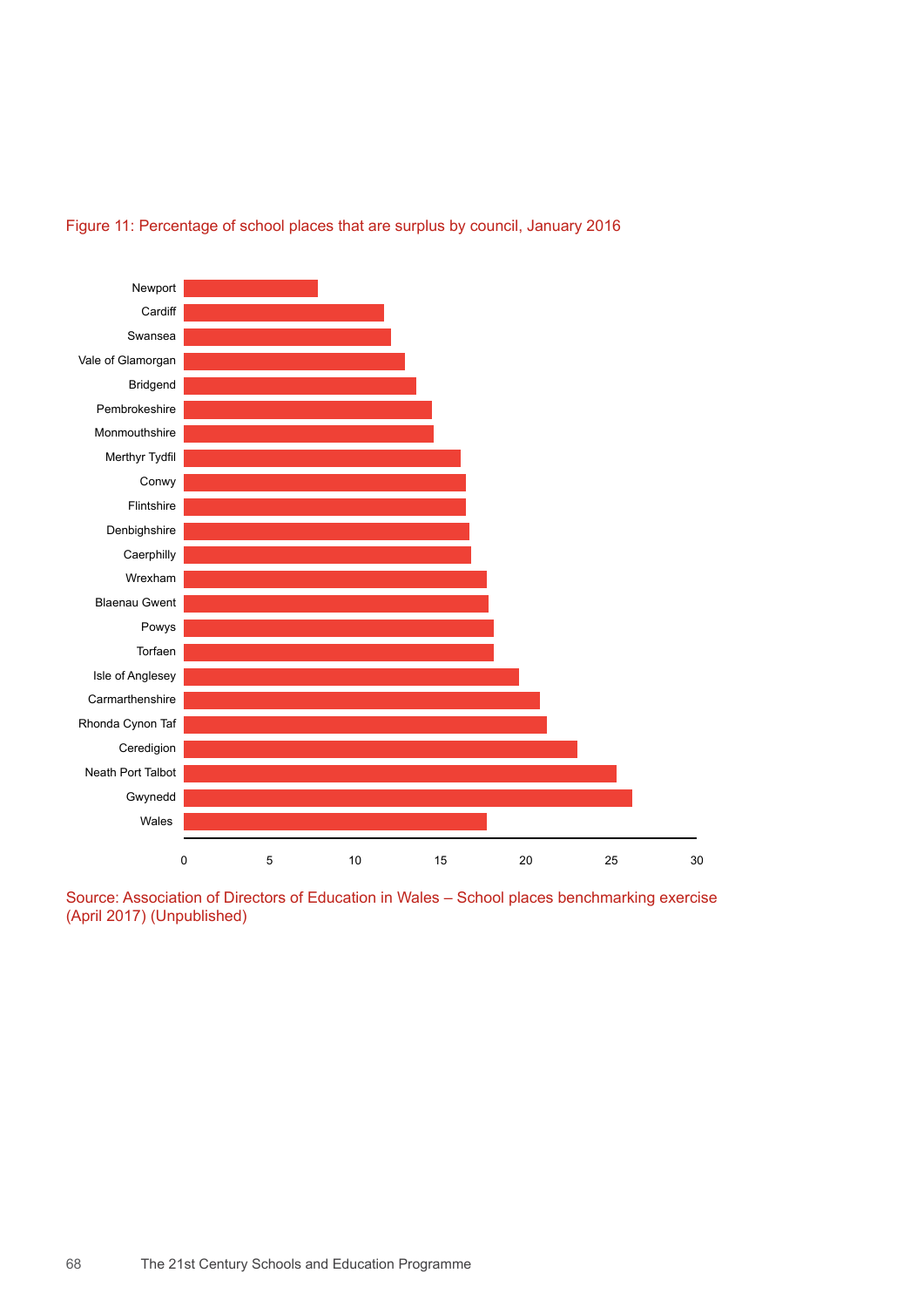Figure 11: Percentage of school places that are surplus by council, January 2016

Newport
Cardiff
Swansea
Vale of Glamorgan
Bridgend
Pembrokeshire
Monmouthshire
Merthyr Tydfil
Conwy
Flintshire
Denbighshire
Caerphilly
Wrexham
Blaenau Gwent
Powys
Torfaen
Isle of Anglesey
Carmarthenshire
Rhonda Cynon Taf
Ceredigion
Neath Port Talbot
Gwynedd
Wales

0 5 10 15 20 25 30

Source: Association of Directors of Education in Wales – School places benchmarking exercise (April 2017) (Unpublished)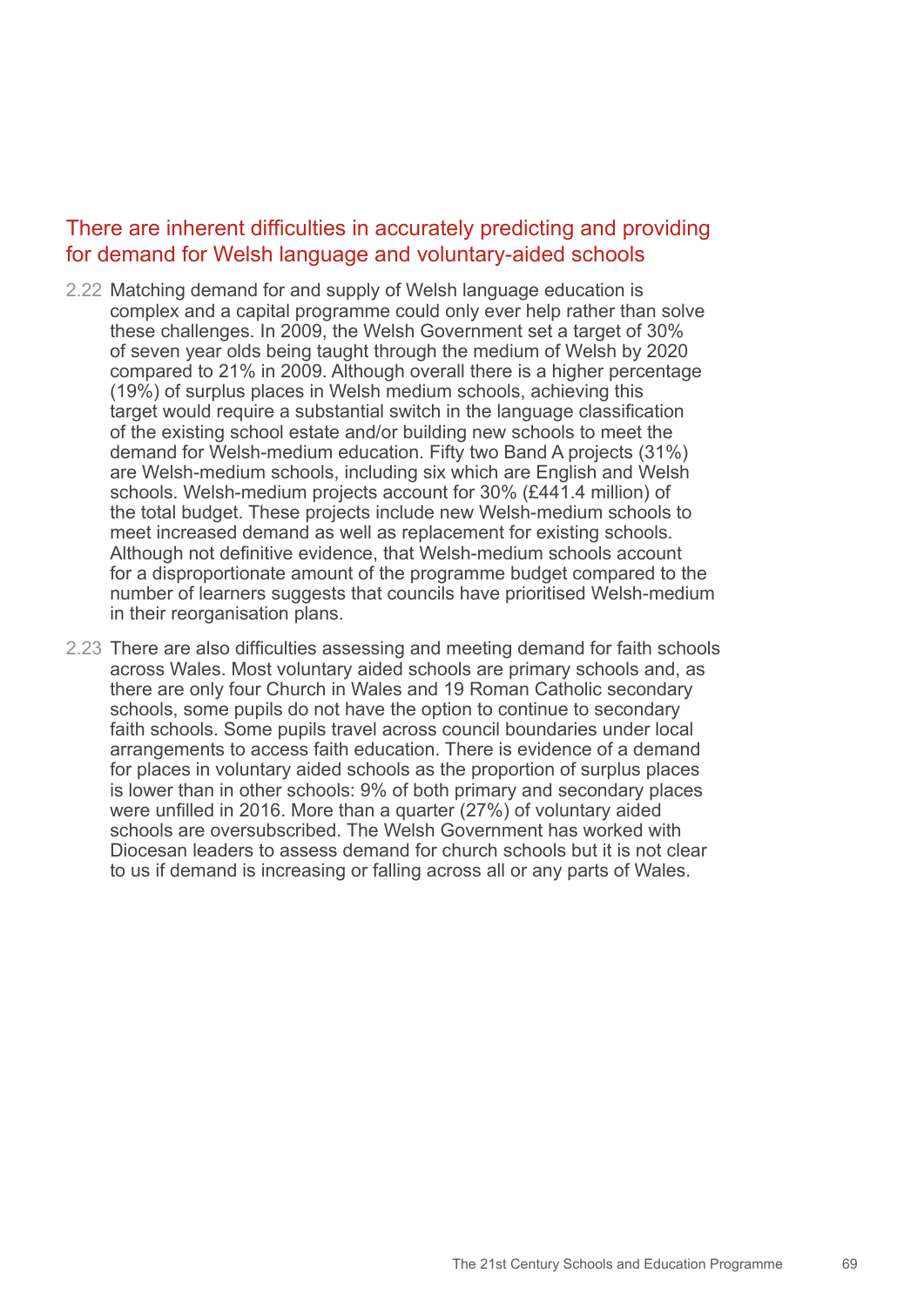## There are inherent difficulties in accurately predicting and providing for demand for Welsh language and voluntary-aided schools

2.22 Matching demand for and supply of Welsh language education is complex and a capital programme could only ever help rather than solve these challenges. In 2009, the Welsh Government set a target of 30% of seven year olds being taught through the medium of Welsh by 2020 compared to 21% in 2009. Although overall there is a higher percentage (19%) of surplus places in Welsh medium schools, achieving this target would require a substantial switch in the language classification of the existing school estate and/or building new schools to meet the demand for Welsh-medium education. Fifty two Band A projects (31%) are Welsh-medium schools, including six which are English and Welsh schools. Welsh-medium projects account for 30% (£441.4 million) of the total budget. These projects include new Welsh-medium schools to meet increased demand as well as replacement for existing schools. Although not definitive evidence, that Welsh-medium schools account for a disproportionate amount of the programme budget compared to the number of learners suggests that councils have prioritised Welsh-medium in their reorganisation plans.

2.23 There are also difficulties assessing and meeting demand for faith schools across Wales. Most voluntary aided schools are primary schools and, as there are only four Church in Wales and 19 Roman Catholic secondary schools, some pupils do not have the option to continue to secondary faith schools. Some pupils travel across council boundaries under local arrangements to access faith education. There is evidence of a demand for places in voluntary aided schools as the proportion of surplus places is lower than in other schools: 9% of both primary and secondary places were unfilled in 2016. More than a quarter (27%) of voluntary aided schools are oversubscribed. The Welsh Government has worked with Diocesan leaders to assess demand for church schools but it is not clear to us if demand is increasing or falling across all or any parts of Wales.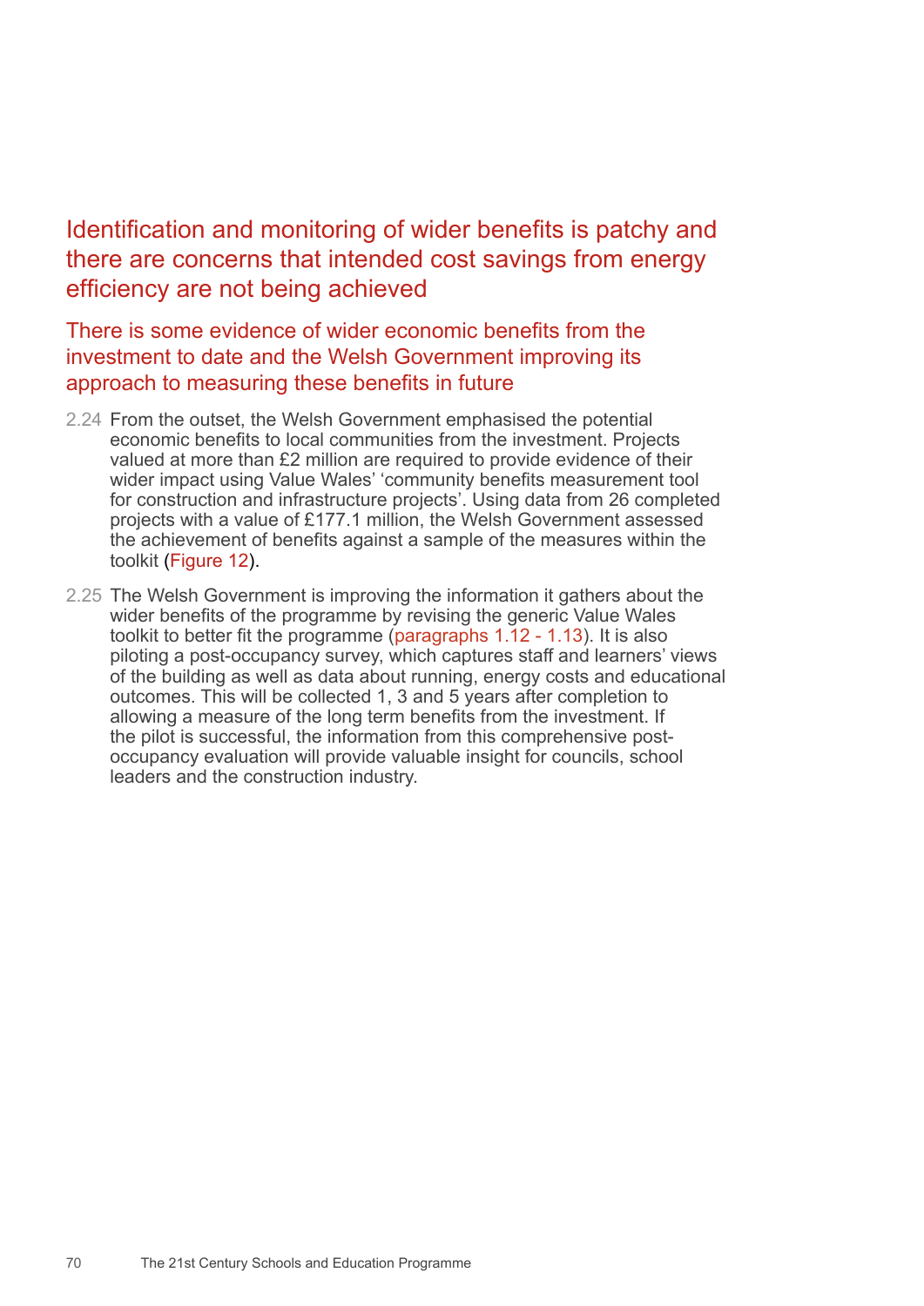## Identification and monitoring of wider benefits is patchy and there are concerns that intended cost savings from energy efficiency are not being achieved

### There is some evidence of wider economic benefits from the investment to date and the Welsh Government improving its approach to measuring these benefits in future

2.24 From the outset, the Welsh Government emphasised the potential economic benefits to local communities from the investment. Projects valued at more than £2 million are required to provide evidence of their wider impact using Value Wales' 'community benefits measurement tool for construction and infrastructure projects'. Using data from 26 completed projects with a value of £177.1 million, the Welsh Government assessed the achievement of benefits against a sample of the measures within the toolkit (Figure 12).

2.25 The Welsh Government is improving the information it gathers about the wider benefits of the programme by revising the generic Value Wales toolkit to better fit the programme (paragraphs 1.12 - 1.13). It is also piloting a post-occupancy survey, which captures staff and learners' views of the building as well as data about running, energy costs and educational outcomes. This will be collected 1, 3 and 5 years after completion to allowing a measure of the long term benefits from the investment. If the pilot is successful, the information from this comprehensive post-occupancy evaluation will provide valuable insight for councils, school leaders and the construction industry.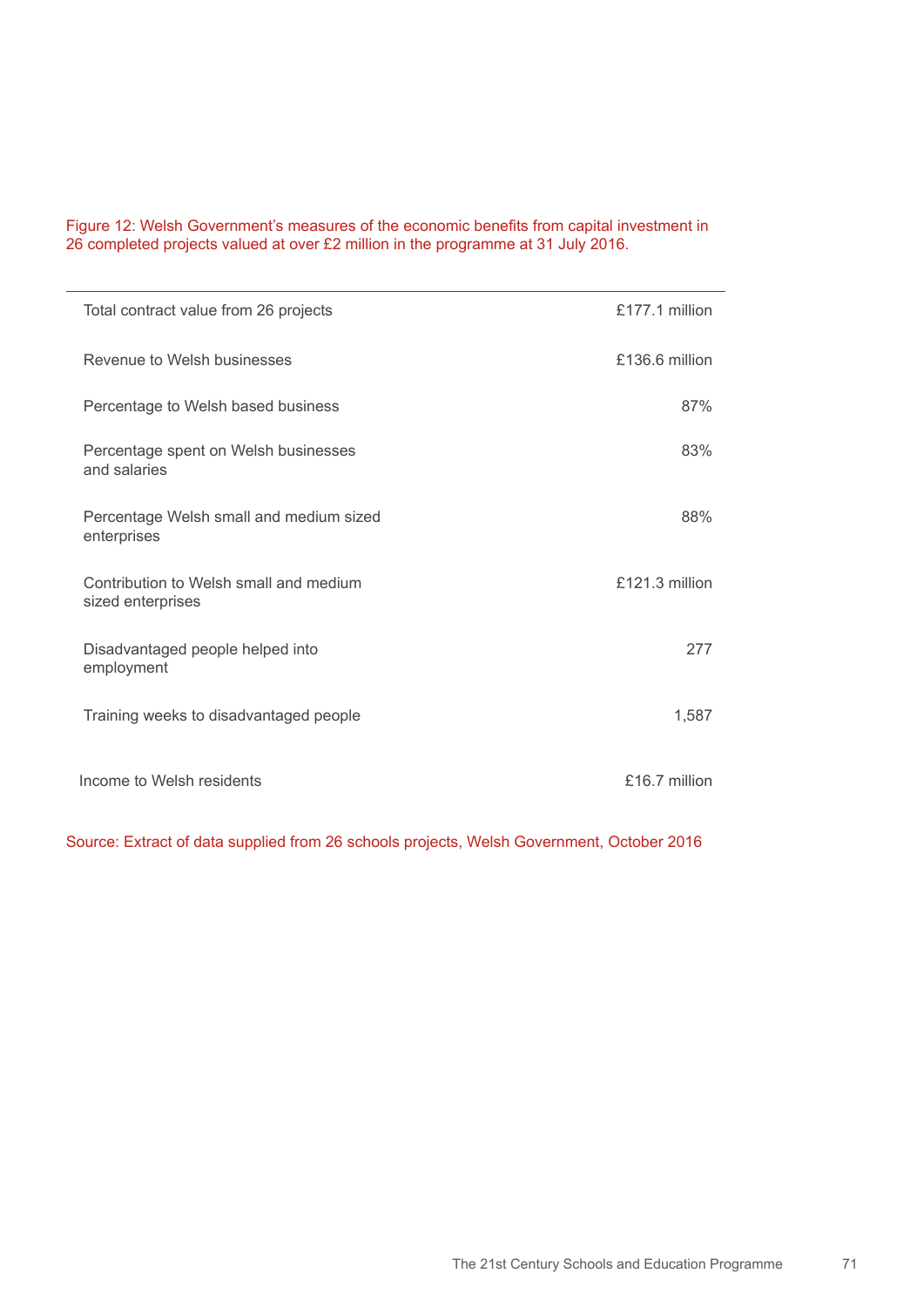Figure 12: Welsh Government's measures of the economic benefits from capital investment in 26 completed projects valued at over £2 million in the programme at 31 July 2016.

| | |
|---|---|
| Total contract value from 26 projects | £177.1 million |
| Revenue to Welsh businesses | £136.6 million |
| Percentage to Welsh based business | 87% |
| Percentage spent on Welsh businesses and salaries | 83% |
| Percentage Welsh small and medium sized enterprises | 88% |
| Contribution to Welsh small and medium sized enterprises | £121.3 million |
| Disadvantaged people helped into employment | 277 |
| Training weeks to disadvantaged people | 1,587 |
| Income to Welsh residents | £16.7 million |

Source: Extract of data supplied from 26 schools projects, Welsh Government, October 2016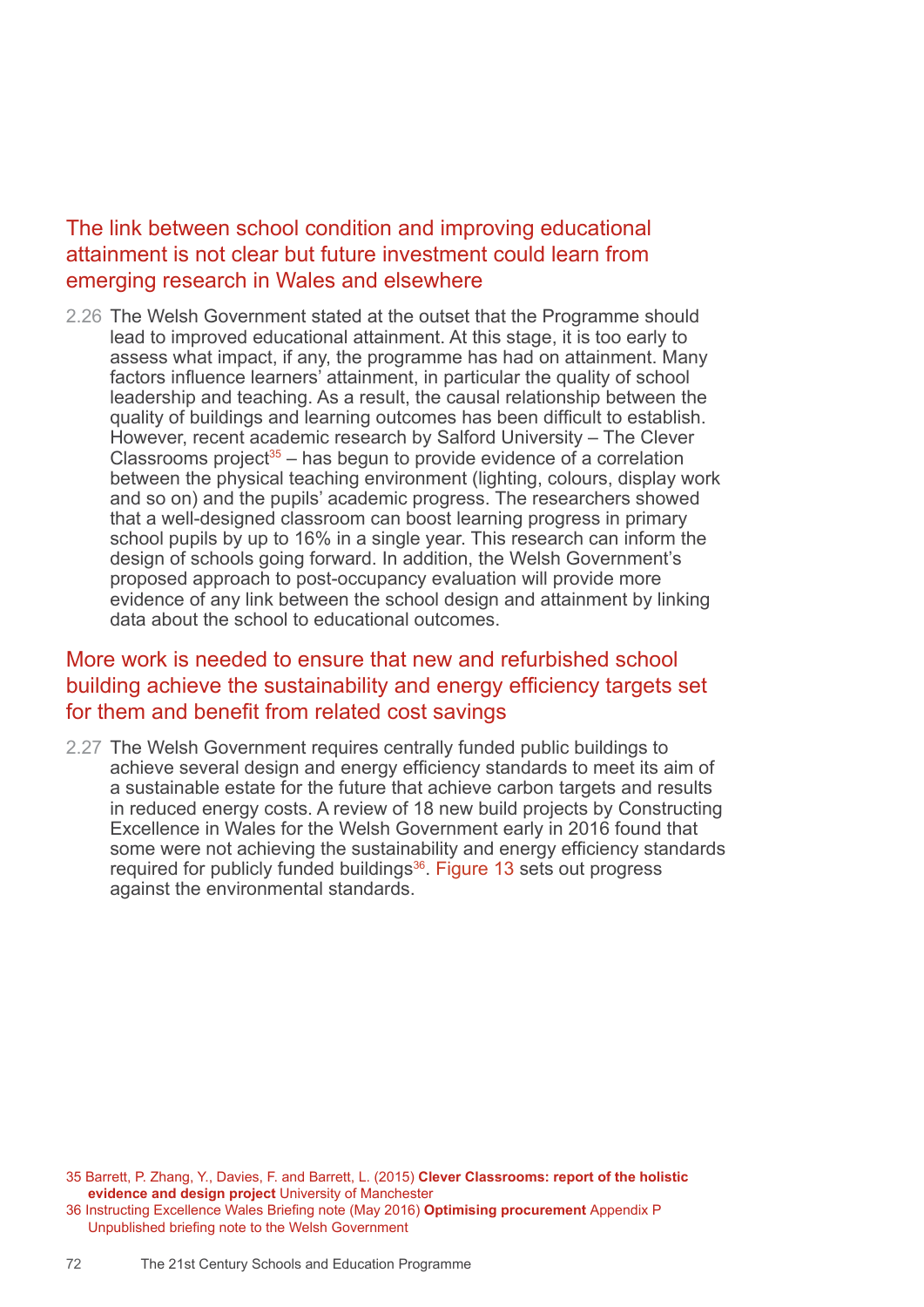## The link between school condition and improving educational attainment is not clear but future investment could learn from emerging research in Wales and elsewhere

2.26 The Welsh Government stated at the outset that the Programme should lead to improved educational attainment. At this stage, it is too early to assess what impact, if any, the programme has had on attainment. Many factors influence learners' attainment, in particular the quality of school leadership and teaching. As a result, the causal relationship between the quality of buildings and learning outcomes has been difficult to establish. However, recent academic research by Salford University – The Clever Classrooms project[35] – has begun to provide evidence of a correlation between the physical teaching environment (lighting, colours, display work and so on) and the pupils' academic progress. The researchers showed that a well-designed classroom can boost learning progress in primary school pupils by up to 16% in a single year. This research can inform the design of schools going forward. In addition, the Welsh Government's proposed approach to post-occupancy evaluation will provide more evidence of any link between the school design and attainment by linking data about the school to educational outcomes.

## More work is needed to ensure that new and refurbished school building achieve the sustainability and energy efficiency targets set for them and benefit from related cost savings

2.27 The Welsh Government requires centrally funded public buildings to achieve several design and energy efficiency standards to meet its aim of a sustainable estate for the future that achieve carbon targets and results in reduced energy costs. A review of 18 new build projects by Constructing Excellence in Wales for the Welsh Government early in 2016 found that some were not achieving the sustainability and energy efficiency standards required for publicly funded buildings[36]. Figure 13 sets out progress against the environmental standards.

35 Barrett, P. Zhang, Y., Davies, F. and Barrett, L. (2015) **Clever Classrooms: report of the holistic evidence and design project** University of Manchester

36 Instructing Excellence Wales Briefing note (May 2016) **Optimising procurement** Appendix P Unpublished briefing note to the Welsh Government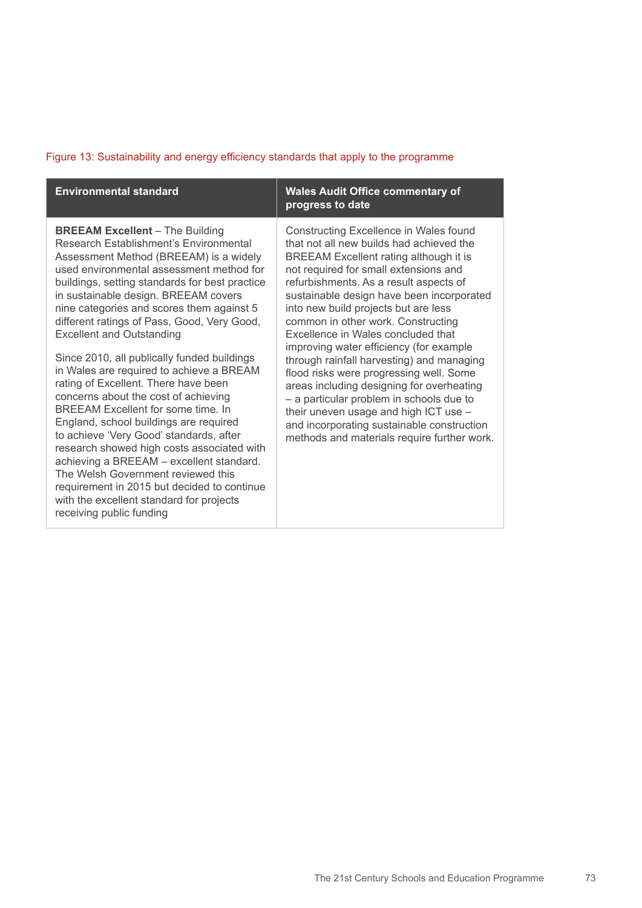Figure 13: Sustainability and energy efficiency standards that apply to the programme

| Environmental standard | Wales Audit Office commentary of progress to date |
| --- | --- |
| **BREEAM Excellent** – The Building Research Establishment's Environmental Assessment Method (BREEAM) is a widely used environmental assessment method for buildings, setting standards for best practice in sustainable design. BREEAM covers nine categories and scores them against 5 different ratings of Pass, Good, Very Good, Excellent and Outstanding<br><br>Since 2010, all publically funded buildings in Wales are required to achieve a BREAM rating of Excellent. There have been concerns about the cost of achieving BREEAM Excellent for some time. In England, school buildings are required to achieve 'Very Good' standards, after research showed high costs associated with achieving a BREEAM – excellent standard. The Welsh Government reviewed this requirement in 2015 but decided to continue with the excellent standard for projects receiving public funding | Constructing Excellence in Wales found that not all new builds had achieved the BREEAM Excellent rating although it is not required for small extensions and refurbishments. As a result aspects of sustainable design have been incorporated into new build projects but are less common in other work. Constructing Excellence in Wales concluded that improving water efficiency (for example through rainfall harvesting) and managing flood risks were progressing well. Some areas including designing for overheating – a particular problem in schools due to their uneven usage and high ICT use – and incorporating sustainable construction methods and materials require further work. |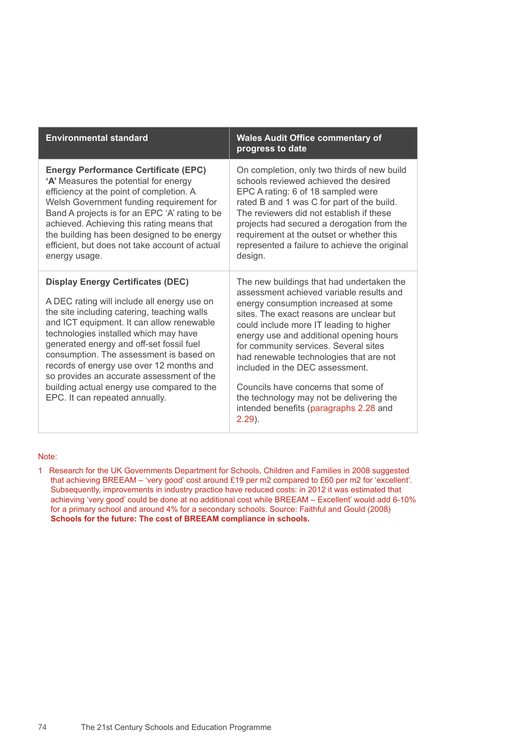| Environmental standard | Wales Audit Office commentary of progress to date |
|---|---|
| **Energy Performance Certificate (EPC) 'A'** Measures the potential for energy efficiency at the point of completion. A Welsh Government funding requirement for Band A projects is for an EPC 'A' rating to be achieved. Achieving this rating means that the building has been designed to be energy efficient, but does not take account of actual energy usage. | On completion, only two thirds of new build schools reviewed achieved the desired EPC A rating: 6 of 18 sampled were rated B and 1 was C for part of the build. The reviewers did not establish if these projects had secured a derogation from the requirement at the outset or whether this represented a failure to achieve the original design. |
| **Display Energy Certificates (DEC)**<br><br>A DEC rating will include all energy use on the site including catering, teaching walls and ICT equipment. It can allow renewable technologies installed which may have generated energy and off-set fossil fuel consumption. The assessment is based on records of energy use over 12 months and so provides an accurate assessment of the building actual energy use compared to the EPC. It can repeated annually. | The new buildings that had undertaken the assessment achieved variable results and energy consumption increased at some sites. The exact reasons are unclear but could include more IT leading to higher energy use and additional opening hours for community services. Several sites had renewable technologies that are not included in the DEC assessment.<br><br>Councils have concerns that some of the technology may not be delivering the intended benefits (paragraphs 2.28 and 2.29). |

Note:

1 Research for the UK Governments Department for Schools, Children and Families in 2008 suggested that achieving BREEAM – 'very good' cost around £19 per m2 compared to £60 per m2 for 'excellent'. Subsequently, improvements in industry practice have reduced costs: in 2012 it was estimated that achieving 'very good' could be done at no additional cost while BREEAM – Excellent' would add 6-10% for a primary school and around 4% for a secondary schools. Source: Faithful and Gould (2008) **Schools for the future: The cost of BREEAM compliance in schools.**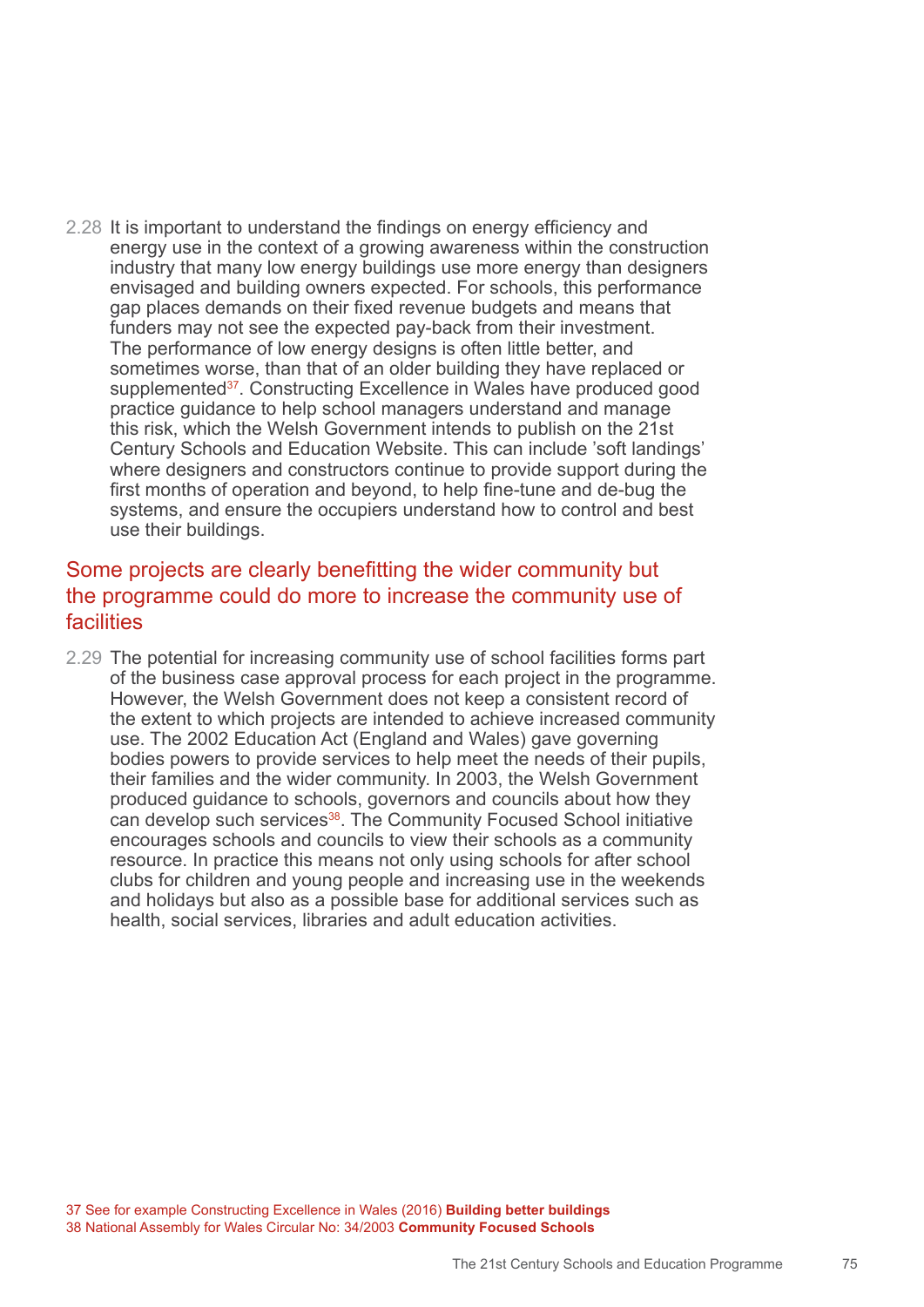2.28 It is important to understand the findings on energy efficiency and energy use in the context of a growing awareness within the construction industry that many low energy buildings use more energy than designers envisaged and building owners expected. For schools, this performance gap places demands on their fixed revenue budgets and means that funders may not see the expected pay-back from their investment. The performance of low energy designs is often little better, and sometimes worse, than that of an older building they have replaced or supplemented[37]. Constructing Excellence in Wales have produced good practice guidance to help school managers understand and manage this risk, which the Welsh Government intends to publish on the 21st Century Schools and Education Website. This can include 'soft landings' where designers and constructors continue to provide support during the first months of operation and beyond, to help fine-tune and de-bug the systems, and ensure the occupiers understand how to control and best use their buildings.

## Some projects are clearly benefitting the wider community but the programme could do more to increase the community use of facilities

2.29 The potential for increasing community use of school facilities forms part of the business case approval process for each project in the programme. However, the Welsh Government does not keep a consistent record of the extent to which projects are intended to achieve increased community use. The 2002 Education Act (England and Wales) gave governing bodies powers to provide services to help meet the needs of their pupils, their families and the wider community. In 2003, the Welsh Government produced guidance to schools, governors and councils about how they can develop such services[38]. The Community Focused School initiative encourages schools and councils to view their schools as a community resource. In practice this means not only using schools for after school clubs for children and young people and increasing use in the weekends and holidays but also as a possible base for additional services such as health, social services, libraries and adult education activities.

37 See for example Constructing Excellence in Wales (2016) **Building better buildings**

38 National Assembly for Wales Circular No: 34/2003 **Community Focused Schools**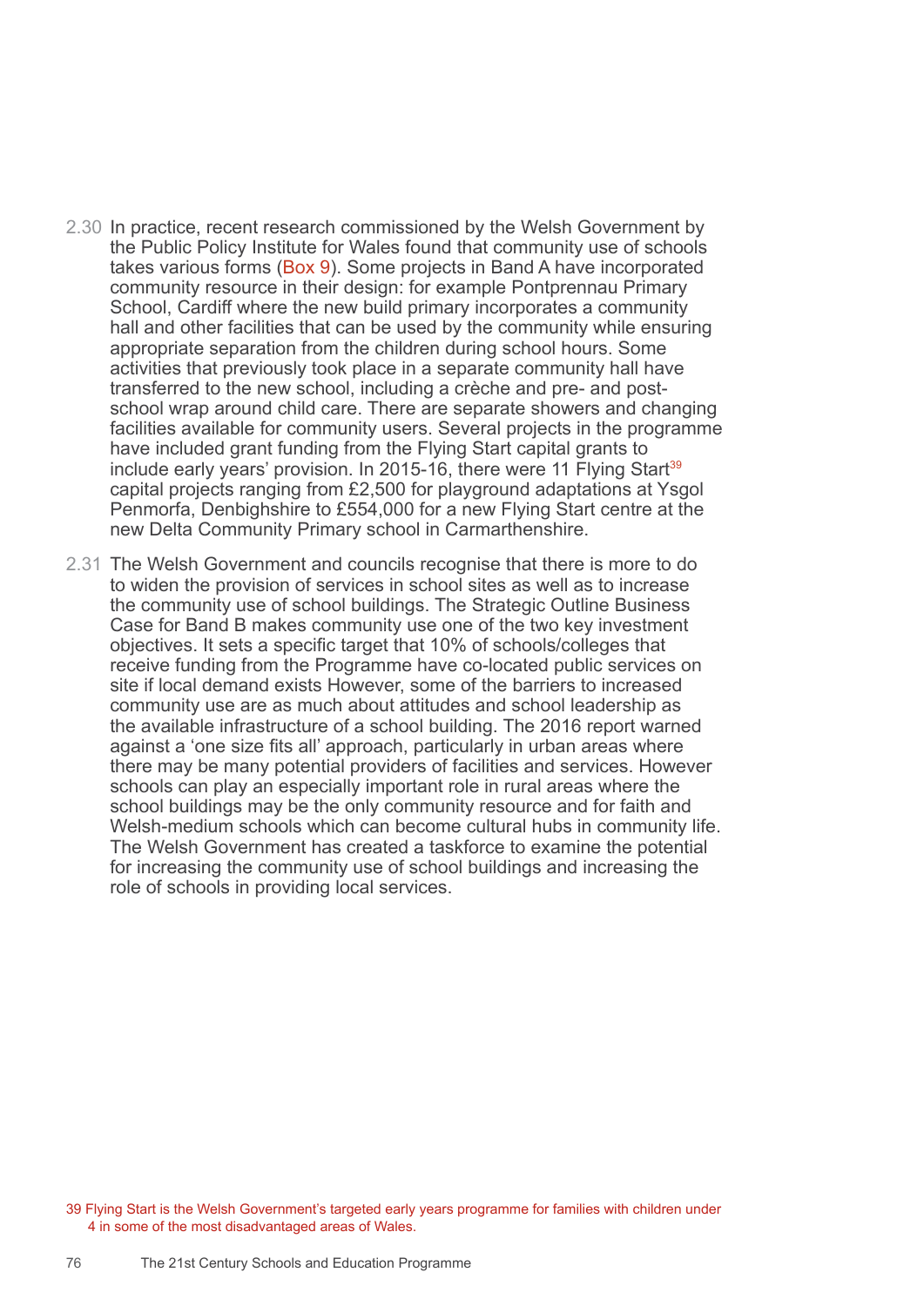2.30 In practice, recent research commissioned by the Welsh Government by the Public Policy Institute for Wales found that community use of schools takes various forms (Box 9). Some projects in Band A have incorporated community resource in their design: for example Pontprennau Primary School, Cardiff where the new build primary incorporates a community hall and other facilities that can be used by the community while ensuring appropriate separation from the children during school hours. Some activities that previously took place in a separate community hall have transferred to the new school, including a crèche and pre- and post-school wrap around child care. There are separate showers and changing facilities available for community users. Several projects in the programme have included grant funding from the Flying Start capital grants to include early years' provision. In 2015-16, there were 11 Flying Start[39] capital projects ranging from £2,500 for playground adaptations at Ysgol Penmorfa, Denbighshire to £554,000 for a new Flying Start centre at the new Delta Community Primary school in Carmarthenshire.

2.31 The Welsh Government and councils recognise that there is more to do to widen the provision of services in school sites as well as to increase the community use of school buildings. The Strategic Outline Business Case for Band B makes community use one of the two key investment objectives. It sets a specific target that 10% of schools/colleges that receive funding from the Programme have co-located public services on site if local demand exists However, some of the barriers to increased community use are as much about attitudes and school leadership as the available infrastructure of a school building. The 2016 report warned against a 'one size fits all' approach, particularly in urban areas where there may be many potential providers of facilities and services. However schools can play an especially important role in rural areas where the school buildings may be the only community resource and for faith and Welsh-medium schools which can become cultural hubs in community life. The Welsh Government has created a taskforce to examine the potential for increasing the community use of school buildings and increasing the role of schools in providing local services.

39 Flying Start is the Welsh Government's targeted early years programme for families with children under 4 in some of the most disadvantaged areas of Wales.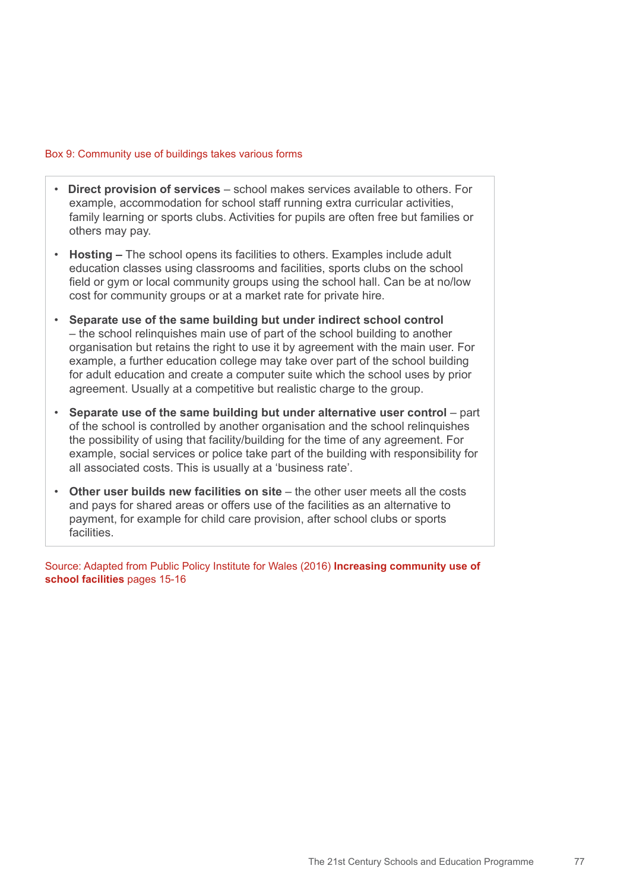Box 9: Community use of buildings takes various forms

- **Direct provision of services** – school makes services available to others. For example, accommodation for school staff running extra curricular activities, family learning or sports clubs. Activities for pupils are often free but families or others may pay.
- **Hosting –** The school opens its facilities to others. Examples include adult education classes using classrooms and facilities, sports clubs on the school field or gym or local community groups using the school hall. Can be at no/low cost for community groups or at a market rate for private hire.
- **Separate use of the same building but under indirect school control** – the school relinquishes main use of part of the school building to another organisation but retains the right to use it by agreement with the main user. For example, a further education college may take over part of the school building for adult education and create a computer suite which the school uses by prior agreement. Usually at a competitive but realistic charge to the group.
- **Separate use of the same building but under alternative user control** – part of the school is controlled by another organisation and the school relinquishes the possibility of using that facility/building for the time of any agreement. For example, social services or police take part of the building with responsibility for all associated costs. This is usually at a 'business rate'.
- **Other user builds new facilities on site** – the other user meets all the costs and pays for shared areas or offers use of the facilities as an alternative to payment, for example for child care provision, after school clubs or sports facilities.

Source: Adapted from Public Policy Institute for Wales (2016) **Increasing community use of school facilities** pages 15-16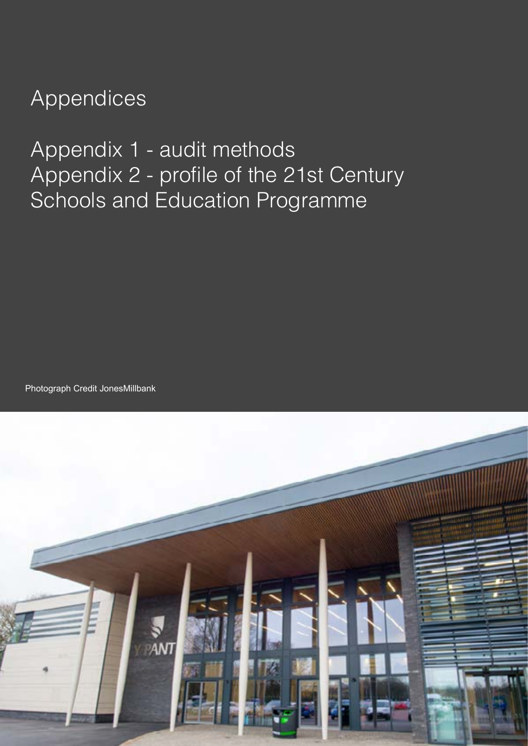# Appendices

## Appendix 1 - audit methods
## Appendix 2 - profile of the 21st Century Schools and Education Programme

Photograph Credit JonesMillbank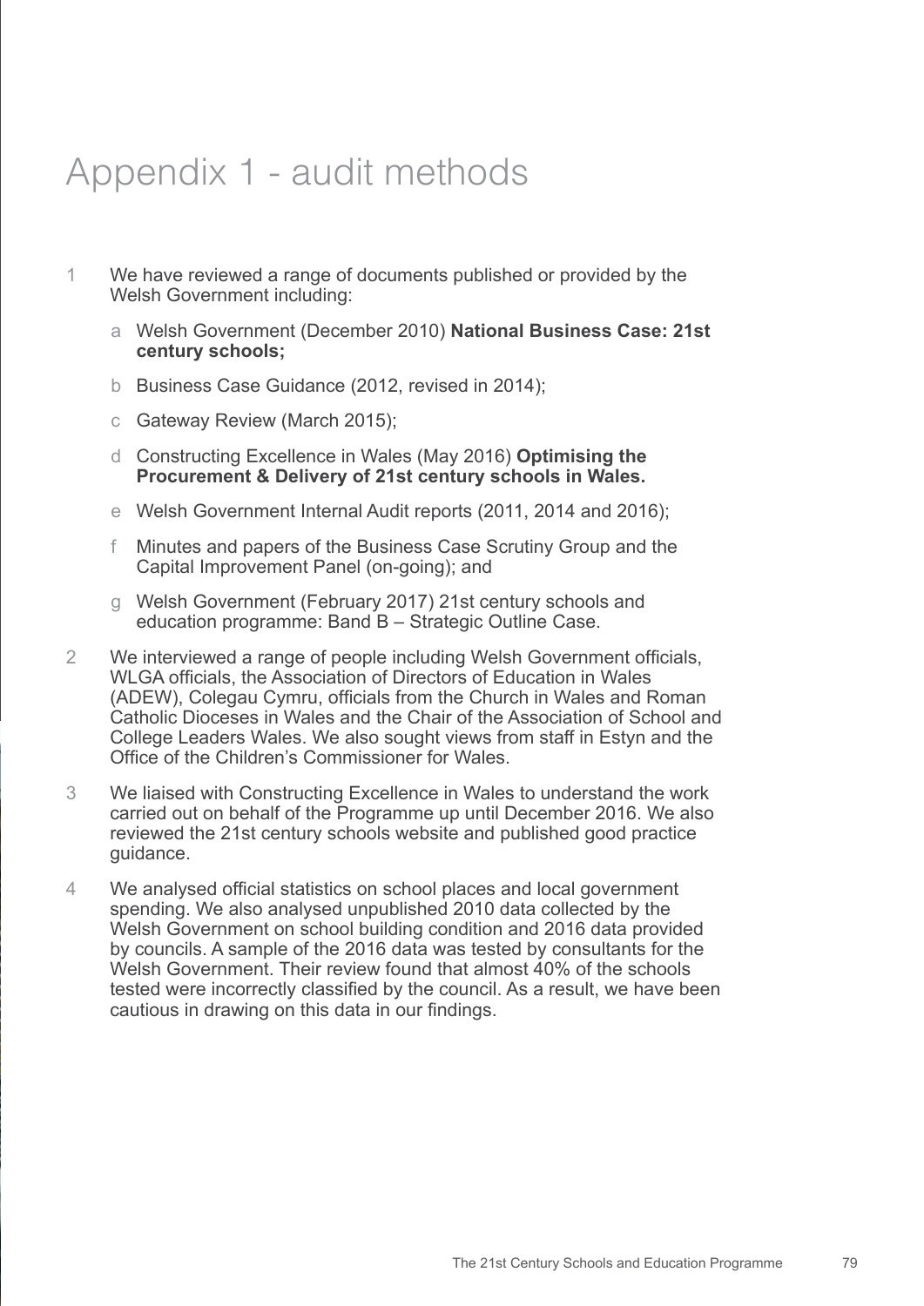# Appendix 1 - audit methods

1. We have reviewed a range of documents published or provided by the Welsh Government including:

   a. Welsh Government (December 2010) **National Business Case: 21st century schools;**

   b. Business Case Guidance (2012, revised in 2014);

   c. Gateway Review (March 2015);

   d. Constructing Excellence in Wales (May 2016) **Optimising the Procurement & Delivery of 21st century schools in Wales.**

   e. Welsh Government Internal Audit reports (2011, 2014 and 2016);

   f. Minutes and papers of the Business Case Scrutiny Group and the Capital Improvement Panel (on-going); and

   g. Welsh Government (February 2017) 21st century schools and education programme: Band B – Strategic Outline Case.

2. We interviewed a range of people including Welsh Government officials, WLGA officials, the Association of Directors of Education in Wales (ADEW), Colegau Cymru, officials from the Church in Wales and Roman Catholic Dioceses in Wales and the Chair of the Association of School and College Leaders Wales. We also sought views from staff in Estyn and the Office of the Children's Commissioner for Wales.

3. We liaised with Constructing Excellence in Wales to understand the work carried out on behalf of the Programme up until December 2016. We also reviewed the 21st century schools website and published good practice guidance.

4. We analysed official statistics on school places and local government spending. We also analysed unpublished 2010 data collected by the Welsh Government on school building condition and 2016 data provided by councils. A sample of the 2016 data was tested by consultants for the Welsh Government. Their review found that almost 40% of the schools tested were incorrectly classified by the council. As a result, we have been cautious in drawing on this data in our findings.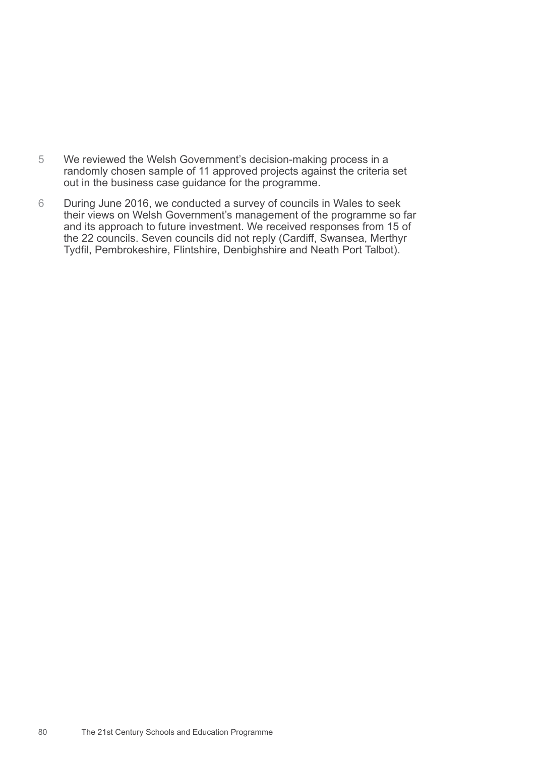5. We reviewed the Welsh Government's decision-making process in a randomly chosen sample of 11 approved projects against the criteria set out in the business case guidance for the programme.

6. During June 2016, we conducted a survey of councils in Wales to seek their views on Welsh Government's management of the programme so far and its approach to future investment. We received responses from 15 of the 22 councils. Seven councils did not reply (Cardiff, Swansea, Merthyr Tydfil, Pembrokeshire, Flintshire, Denbighshire and Neath Port Talbot).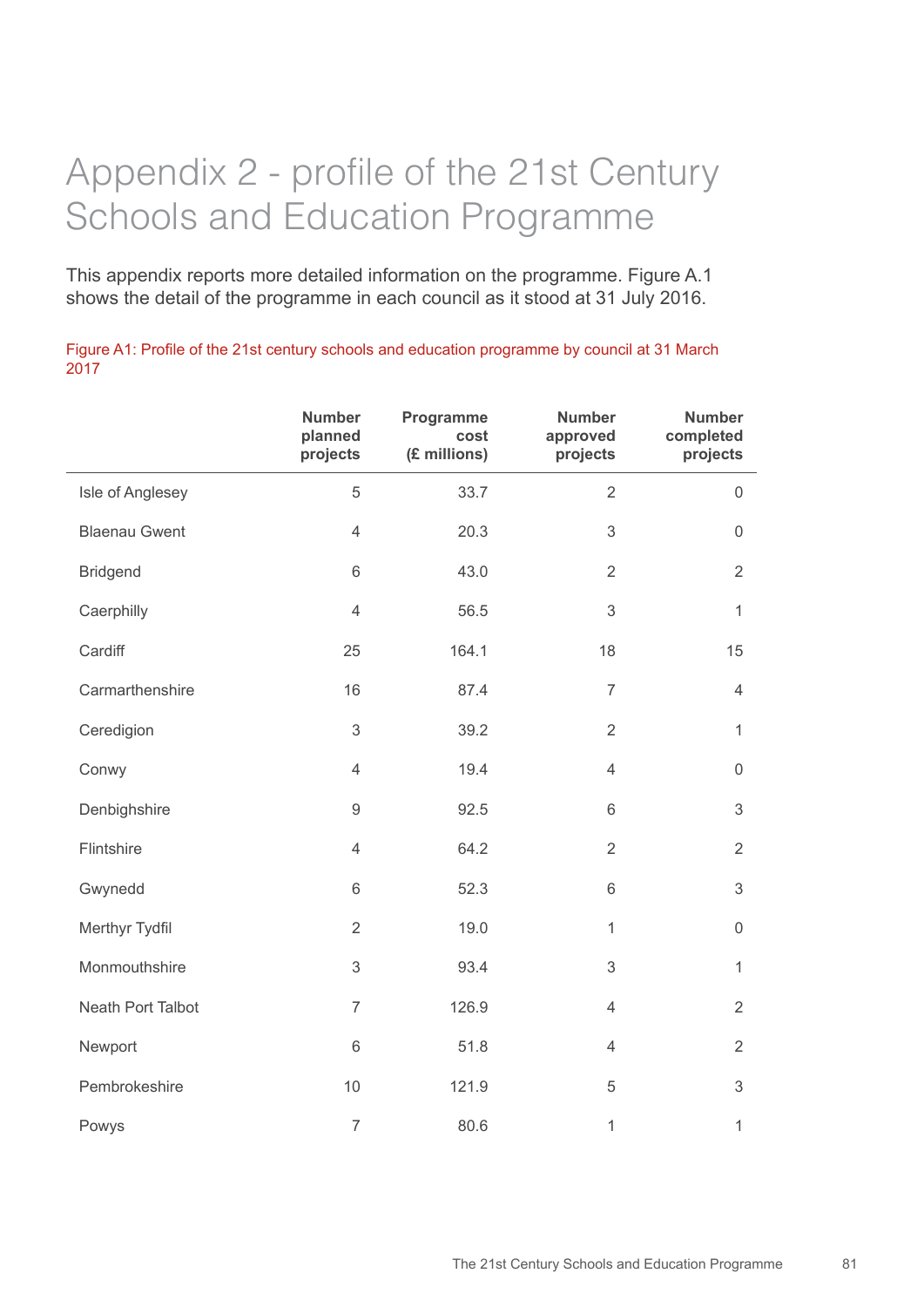# Appendix 2 - profile of the 21st Century Schools and Education Programme

This appendix reports more detailed information on the programme. Figure A.1 shows the detail of the programme in each council as it stood at 31 July 2016.

Figure A1: Profile of the 21st century schools and education programme by council at 31 March 2017

| | Number planned projects | Programme cost (£ millions) | Number approved projects | Number completed projects |
|---|---|---|---|---|
| Isle of Anglesey | 5 | 33.7 | 2 | 0 |
| Blaenau Gwent | 4 | 20.3 | 3 | 0 |
| Bridgend | 6 | 43.0 | 2 | 2 |
| Caerphilly | 4 | 56.5 | 3 | 1 |
| Cardiff | 25 | 164.1 | 18 | 15 |
| Carmarthenshire | 16 | 87.4 | 7 | 4 |
| Ceredigion | 3 | 39.2 | 2 | 1 |
| Conwy | 4 | 19.4 | 4 | 0 |
| Denbighshire | 9 | 92.5 | 6 | 3 |
| Flintshire | 4 | 64.2 | 2 | 2 |
| Gwynedd | 6 | 52.3 | 6 | 3 |
| Merthyr Tydfil | 2 | 19.0 | 1 | 0 |
| Monmouthshire | 3 | 93.4 | 3 | 1 |
| Neath Port Talbot | 7 | 126.9 | 4 | 2 |
| Newport | 6 | 51.8 | 4 | 2 |
| Pembrokeshire | 10 | 121.9 | 5 | 3 |
| Powys | 7 | 80.6 | 1 | 1 |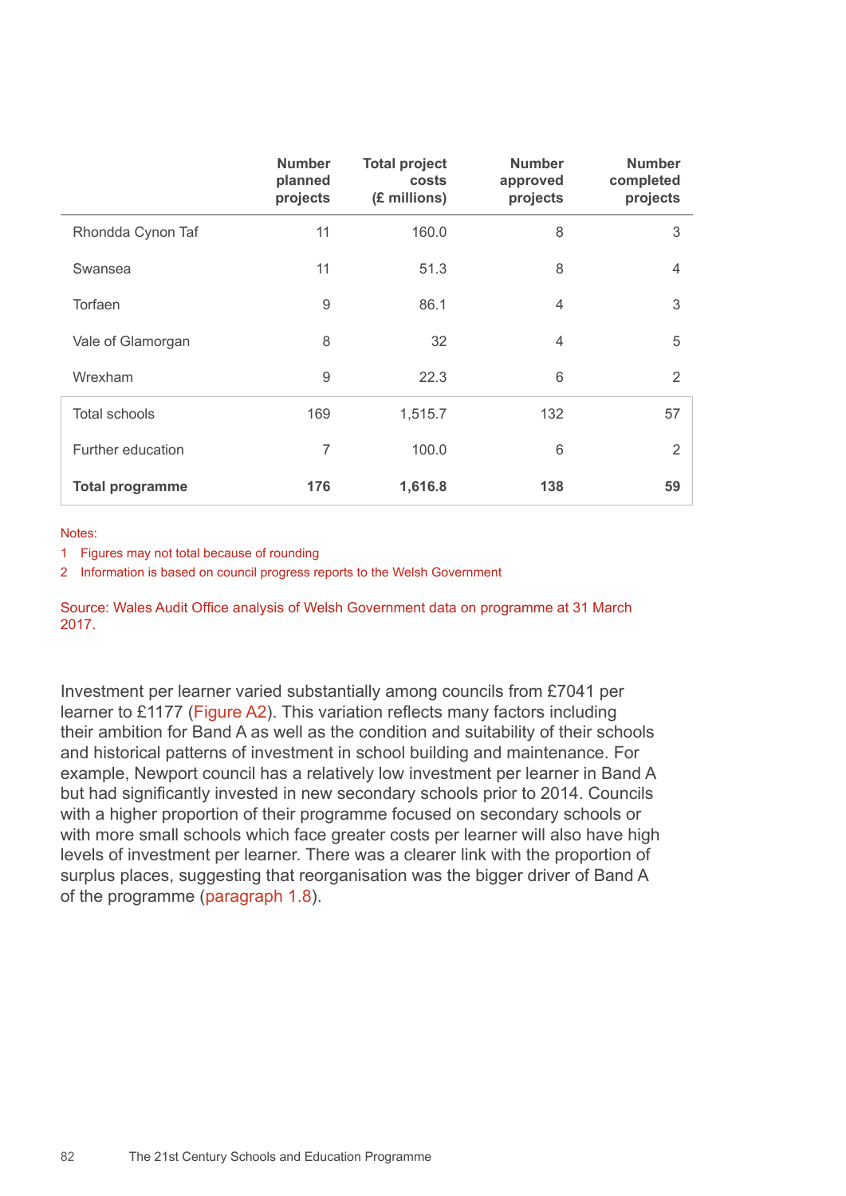| | Number planned projects | Total project costs (£ millions) | Number approved projects | Number completed projects |
|---|---|---|---|---|
| Rhondda Cynon Taf | 11 | 160.0 | 8 | 3 |
| Swansea | 11 | 51.3 | 8 | 4 |
| Torfaen | 9 | 86.1 | 4 | 3 |
| Vale of Glamorgan | 8 | 32 | 4 | 5 |
| Wrexham | 9 | 22.3 | 6 | 2 |
| Total schools | 169 | 1,515.7 | 132 | 57 |
| Further education | 7 | 100.0 | 6 | 2 |
| **Total programme** | **176** | **1,616.8** | **138** | **59** |

Notes:

1 Figures may not total because of rounding

2 Information is based on council progress reports to the Welsh Government

Source: Wales Audit Office analysis of Welsh Government data on programme at 31 March 2017.

Investment per learner varied substantially among councils from £7041 per learner to £1177 (Figure A2). This variation reflects many factors including their ambition for Band A as well as the condition and suitability of their schools and historical patterns of investment in school building and maintenance. For example, Newport council has a relatively low investment per learner in Band A but had significantly invested in new secondary schools prior to 2014. Councils with a higher proportion of their programme focused on secondary schools or with more small schools which face greater costs per learner will also have high levels of investment per learner. There was a clearer link with the proportion of surplus places, suggesting that reorganisation was the bigger driver of Band A of the programme (paragraph 1.8).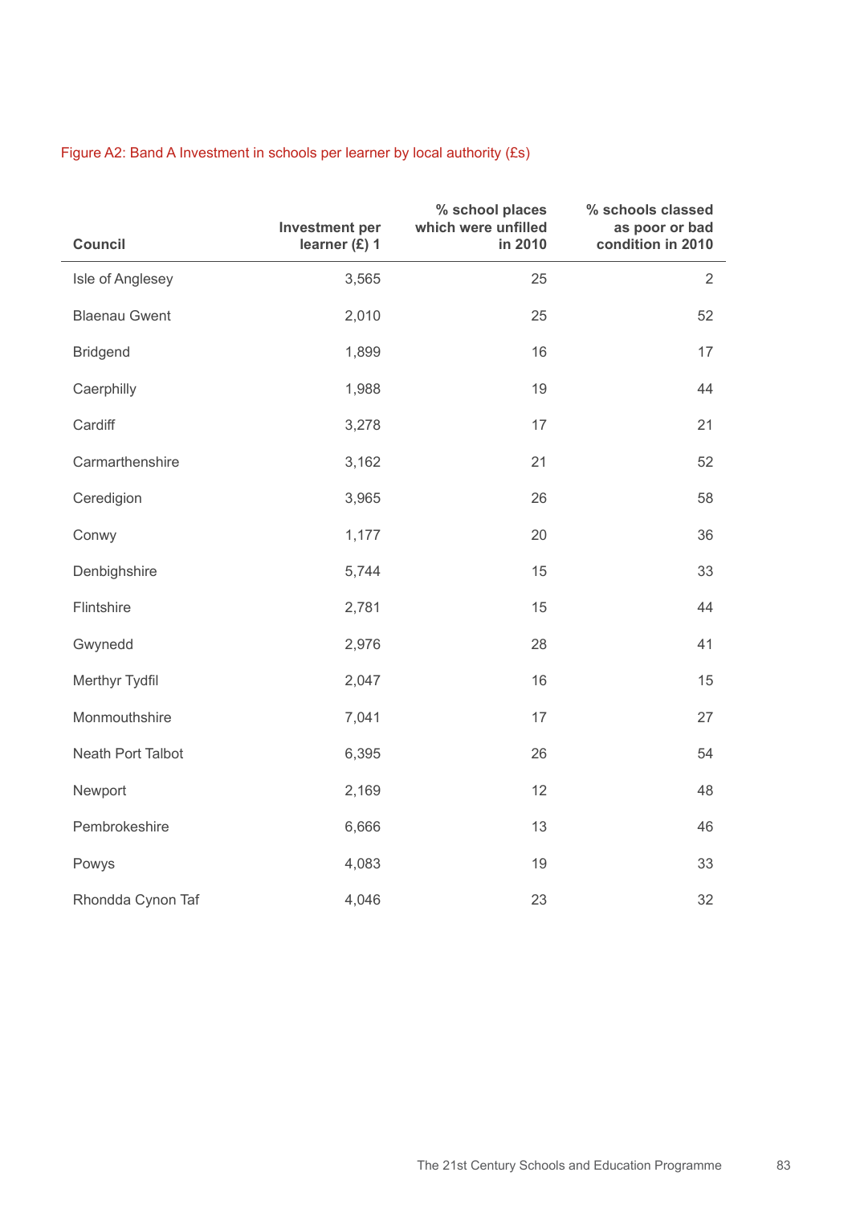Figure A2: Band A Investment in schools per learner by local authority (£s)

| Council | Investment per learner (£) 1 | % school places which were unfilled in 2010 | % schools classed as poor or bad condition in 2010 |
|---|---|---|---|
| Isle of Anglesey | 3,565 | 25 | 2 |
| Blaenau Gwent | 2,010 | 25 | 52 |
| Bridgend | 1,899 | 16 | 17 |
| Caerphilly | 1,988 | 19 | 44 |
| Cardiff | 3,278 | 17 | 21 |
| Carmarthenshire | 3,162 | 21 | 52 |
| Ceredigion | 3,965 | 26 | 58 |
| Conwy | 1,177 | 20 | 36 |
| Denbighshire | 5,744 | 15 | 33 |
| Flintshire | 2,781 | 15 | 44 |
| Gwynedd | 2,976 | 28 | 41 |
| Merthyr Tydfil | 2,047 | 16 | 15 |
| Monmouthshire | 7,041 | 17 | 27 |
| Neath Port Talbot | 6,395 | 26 | 54 |
| Newport | 2,169 | 12 | 48 |
| Pembrokeshire | 6,666 | 13 | 46 |
| Powys | 4,083 | 19 | 33 |
| Rhondda Cynon Taf | 4,046 | 23 | 32 |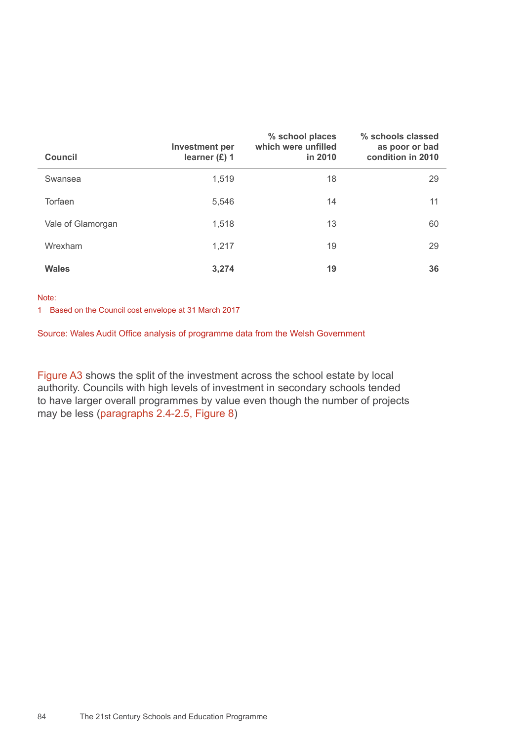| Council | Investment per learner (£) 1 | % school places which were unfilled in 2010 | % schools classed as poor or bad condition in 2010 |
|---|---|---|---|
| Swansea | 1,519 | 18 | 29 |
| Torfaen | 5,546 | 14 | 11 |
| Vale of Glamorgan | 1,518 | 13 | 60 |
| Wrexham | 1,217 | 19 | 29 |
| **Wales** | **3,274** | **19** | **36** |

Note:

1 Based on the Council cost envelope at 31 March 2017

Source: Wales Audit Office analysis of programme data from the Welsh Government

Figure A3 shows the split of the investment across the school estate by local authority. Councils with high levels of investment in secondary schools tended to have larger overall programmes by value even though the number of projects may be less (paragraphs 2.4-2.5, Figure 8)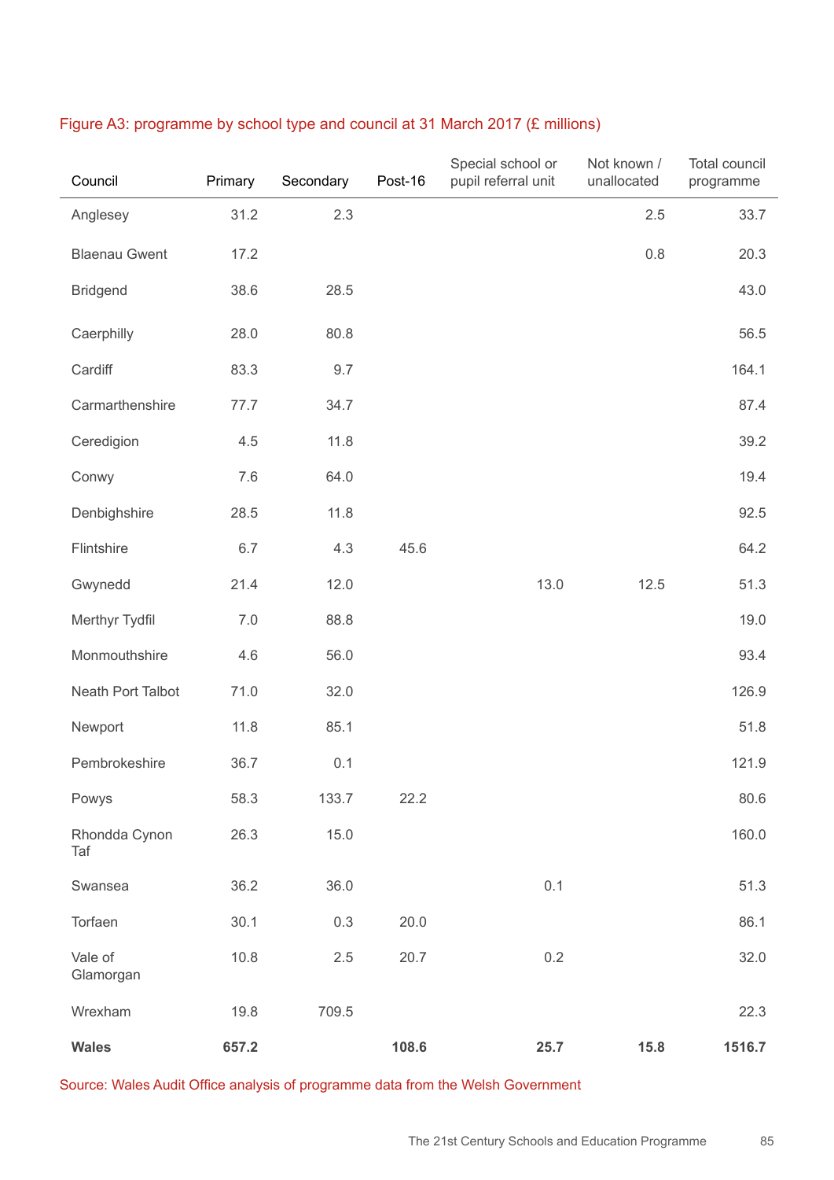Figure A3: programme by school type and council at 31 March 2017 (£ millions)

| Council | Primary | Secondary | Post-16 | Special school or pupil referral unit | Not known / unallocated | Total council programme |
|---|---|---|---|---|---|---|
| Anglesey | 31.2 | 2.3 | | | 2.5 | 33.7 |
| Blaenau Gwent | 17.2 | | | | 0.8 | 20.3 |
| Bridgend | 38.6 | 28.5 | | | | 43.0 |
| Caerphilly | 28.0 | 80.8 | | | | 56.5 |
| Cardiff | 83.3 | 9.7 | | | | 164.1 |
| Carmarthenshire | 77.7 | 34.7 | | | | 87.4 |
| Ceredigion | 4.5 | 11.8 | | | | 39.2 |
| Conwy | 7.6 | 64.0 | | | | 19.4 |
| Denbighshire | 28.5 | 11.8 | | | | 92.5 |
| Flintshire | 6.7 | 4.3 | 45.6 | | | 64.2 |
| Gwynedd | 21.4 | 12.0 | | 13.0 | 12.5 | 51.3 |
| Merthyr Tydfil | 7.0 | 88.8 | | | | 19.0 |
| Monmouthshire | 4.6 | 56.0 | | | | 93.4 |
| Neath Port Talbot | 71.0 | 32.0 | | | | 126.9 |
| Newport | 11.8 | 85.1 | | | | 51.8 |
| Pembrokeshire | 36.7 | 0.1 | | | | 121.9 |
| Powys | 58.3 | 133.7 | 22.2 | | | 80.6 |
| Rhondda Cynon Taf | 26.3 | 15.0 | | | | 160.0 |
| Swansea | 36.2 | 36.0 | | 0.1 | | 51.3 |
| Torfaen | 30.1 | 0.3 | 20.0 | | | 86.1 |
| Vale of Glamorgan | 10.8 | 2.5 | 20.7 | 0.2 | | 32.0 |
| Wrexham | 19.8 | 709.5 | | | | 22.3 |
| **Wales** | **657.2** | | **108.6** | **25.7** | **15.8** | **1516.7** |

Source: Wales Audit Office analysis of programme data from the Welsh Government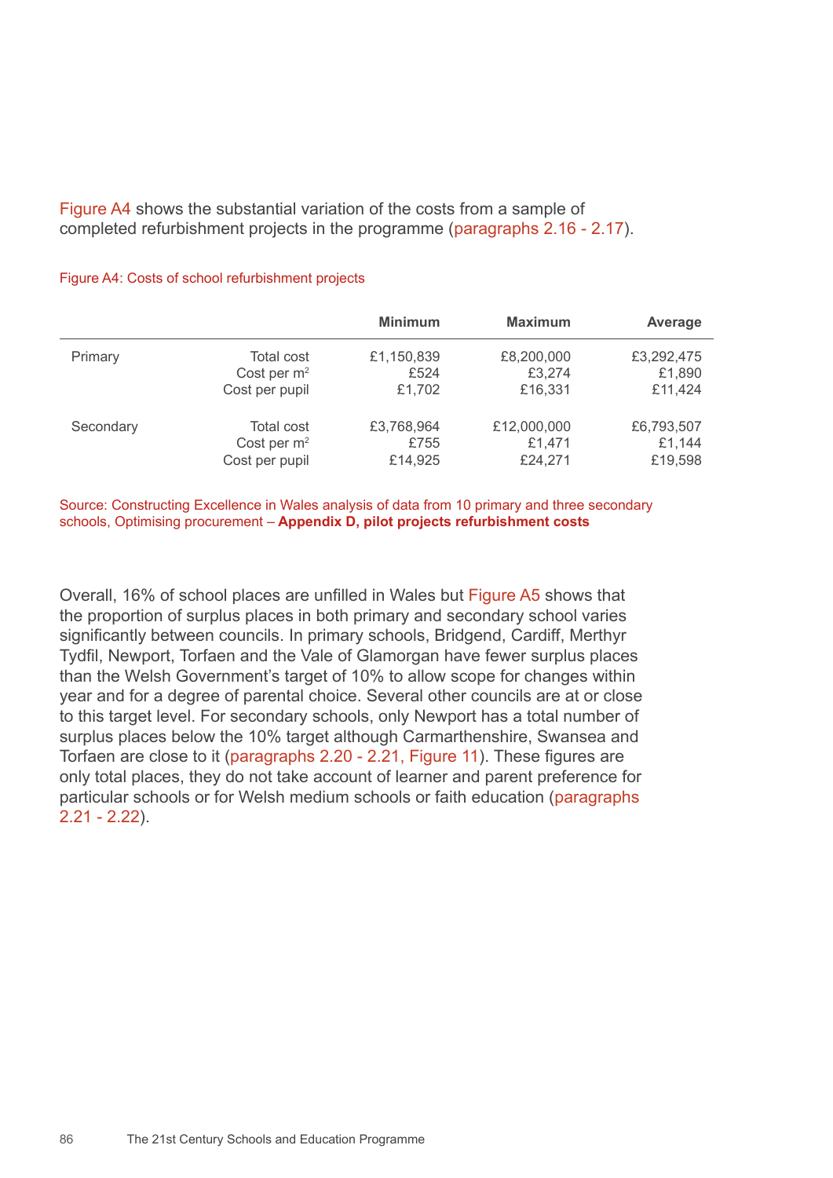Figure A4 shows the substantial variation of the costs from a sample of completed refurbishment projects in the programme (paragraphs 2.16 - 2.17).

Figure A4: Costs of school refurbishment projects

| | | Minimum | Maximum | Average |
|---|---|---|---|---|
| Primary | Total cost | £1,150,839 | £8,200,000 | £3,292,475 |
| | Cost per $m^2$ | £524 | £3,274 | £1,890 |
| | Cost per pupil | £1,702 | £16,331 | £11,424 |
| Secondary | Total cost | £3,768,964 | £12,000,000 | £6,793,507 |
| | Cost per $m^2$ | £755 | £1,471 | £1,144 |
| | Cost per pupil | £14,925 | £24,271 | £19,598 |

Source: Constructing Excellence in Wales analysis of data from 10 primary and three secondary schools, Optimising procurement – **Appendix D, pilot projects refurbishment costs**

Overall, 16% of school places are unfilled in Wales but Figure A5 shows that the proportion of surplus places in both primary and secondary school varies significantly between councils. In primary schools, Bridgend, Cardiff, Merthyr Tydfil, Newport, Torfaen and the Vale of Glamorgan have fewer surplus places than the Welsh Government's target of 10% to allow scope for changes within year and for a degree of parental choice. Several other councils are at or close to this target level. For secondary schools, only Newport has a total number of surplus places below the 10% target although Carmarthenshire, Swansea and Torfaen are close to it (paragraphs 2.20 - 2.21, Figure 11). These figures are only total places, they do not take account of learner and parent preference for particular schools or for Welsh medium schools or faith education (paragraphs 2.21 - 2.22).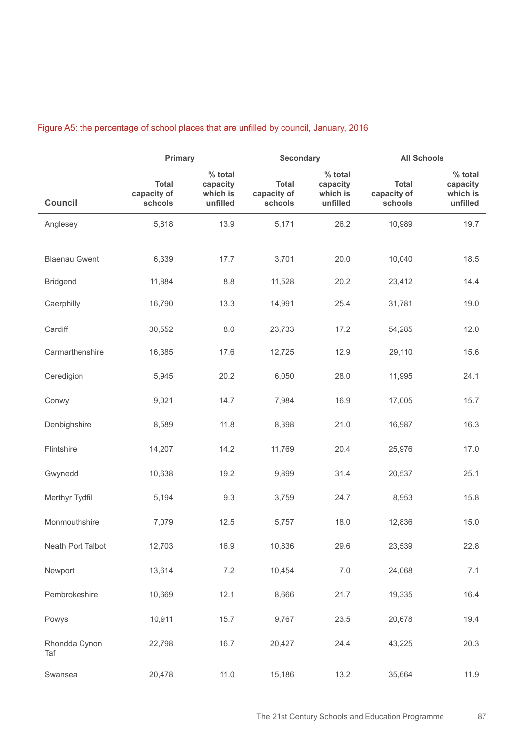Figure A5: the percentage of school places that are unfilled by council, January, 2016

| Council | Primary | | Secondary | | All Schools | |
|---|---|---|---|---|---|---|
| | Total capacity of schools | % total capacity which is unfilled | Total capacity of schools | % total capacity which is unfilled | Total capacity of schools | % total capacity which is unfilled |
| Anglesey | 5,818 | 13.9 | 5,171 | 26.2 | 10,989 | 19.7 |
| Blaenau Gwent | 6,339 | 17.7 | 3,701 | 20.0 | 10,040 | 18.5 |
| Bridgend | 11,884 | 8.8 | 11,528 | 20.2 | 23,412 | 14.4 |
| Caerphilly | 16,790 | 13.3 | 14,991 | 25.4 | 31,781 | 19.0 |
| Cardiff | 30,552 | 8.0 | 23,733 | 17.2 | 54,285 | 12.0 |
| Carmarthenshire | 16,385 | 17.6 | 12,725 | 12.9 | 29,110 | 15.6 |
| Ceredigion | 5,945 | 20.2 | 6,050 | 28.0 | 11,995 | 24.1 |
| Conwy | 9,021 | 14.7 | 7,984 | 16.9 | 17,005 | 15.7 |
| Denbighshire | 8,589 | 11.8 | 8,398 | 21.0 | 16,987 | 16.3 |
| Flintshire | 14,207 | 14.2 | 11,769 | 20.4 | 25,976 | 17.0 |
| Gwynedd | 10,638 | 19.2 | 9,899 | 31.4 | 20,537 | 25.1 |
| Merthyr Tydfil | 5,194 | 9.3 | 3,759 | 24.7 | 8,953 | 15.8 |
| Monmouthshire | 7,079 | 12.5 | 5,757 | 18.0 | 12,836 | 15.0 |
| Neath Port Talbot | 12,703 | 16.9 | 10,836 | 29.6 | 23,539 | 22.8 |
| Newport | 13,614 | 7.2 | 10,454 | 7.0 | 24,068 | 7.1 |
| Pembrokeshire | 10,669 | 12.1 | 8,666 | 21.7 | 19,335 | 16.4 |
| Powys | 10,911 | 15.7 | 9,767 | 23.5 | 20,678 | 19.4 |
| Rhondda Cynon Taf | 22,798 | 16.7 | 20,427 | 24.4 | 43,225 | 20.3 |
| Swansea | 20,478 | 11.0 | 15,186 | 13.2 | 35,664 | 11.9 |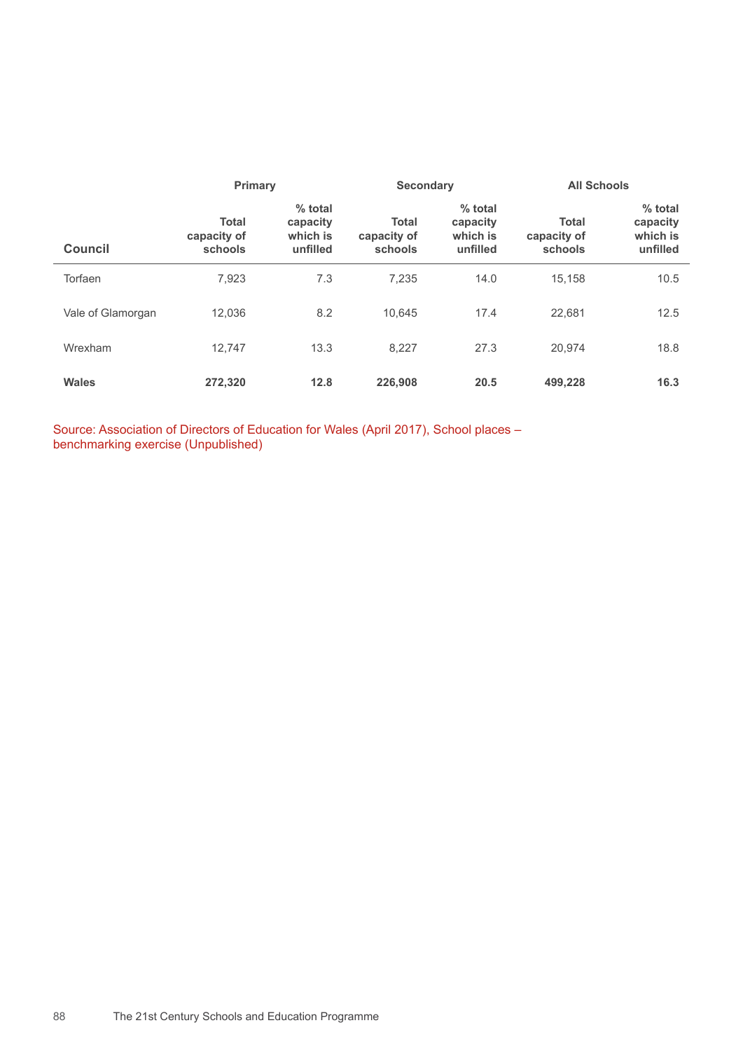| | Primary | | Secondary | | All Schools | |
|---|---|---|---|---|---|---|
| **Council** | **Total capacity of schools** | **% total capacity which is unfilled** | **Total capacity of schools** | **% total capacity which is unfilled** | **Total capacity of schools** | **% total capacity which is unfilled** |
| Torfaen | 7,923 | 7.3 | 7,235 | 14.0 | 15,158 | 10.5 |
| Vale of Glamorgan | 12,036 | 8.2 | 10,645 | 17.4 | 22,681 | 12.5 |
| Wrexham | 12,747 | 13.3 | 8,227 | 27.3 | 20,974 | 18.8 |
| **Wales** | **272,320** | **12.8** | **226,908** | **20.5** | **499,228** | **16.3** |

Source: Association of Directors of Education for Wales (April 2017), School places – benchmarking exercise (Unpublished)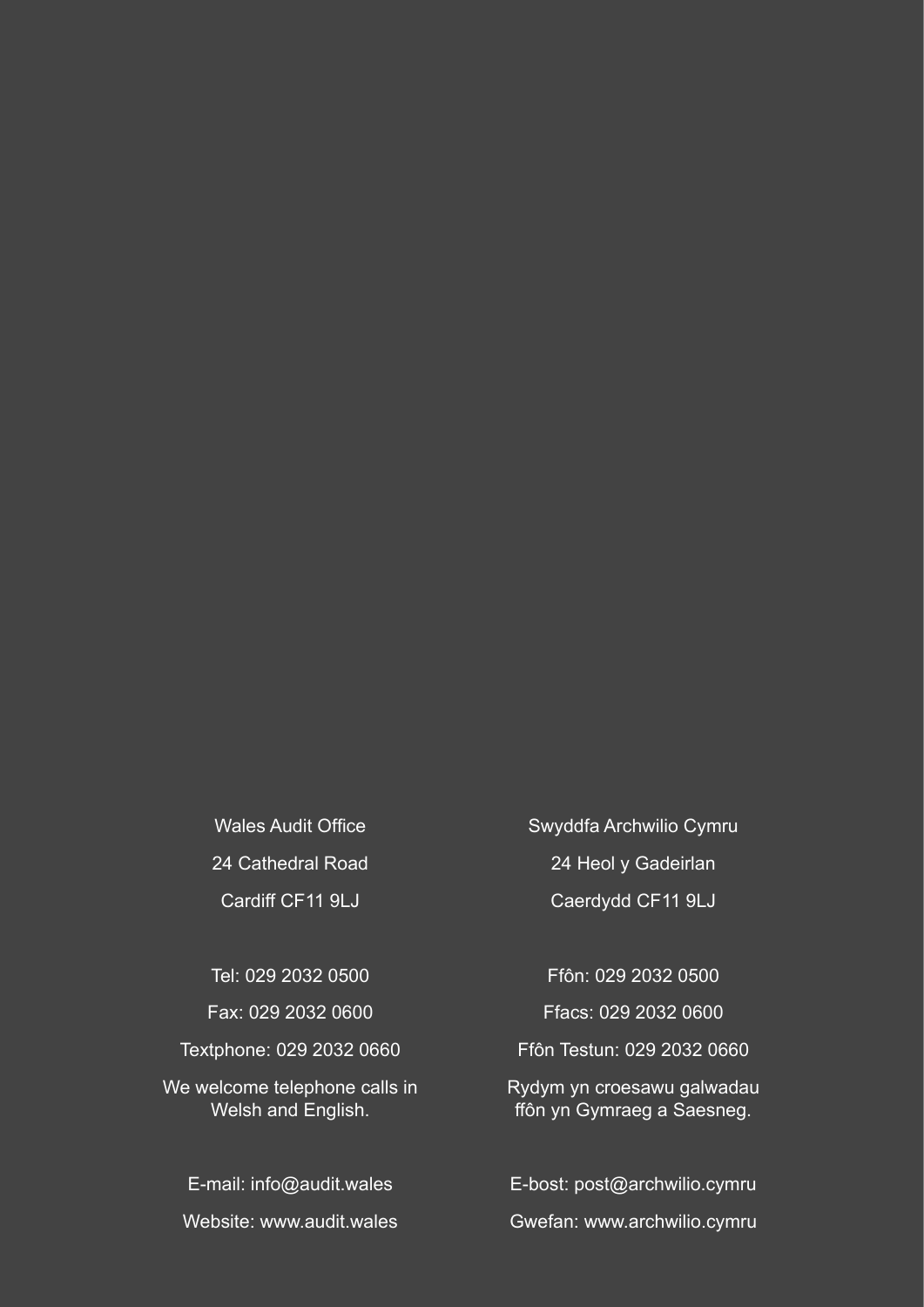Wales Audit Office

24 Cathedral Road

Cardiff CF11 9LJ

Tel: 029 2032 0500

Fax: 029 2032 0600

Textphone: 029 2032 0660

We welcome telephone calls in Welsh and English.

E-mail: info@audit.wales

Website: www.audit.wales

Swyddfa Archwilio Cymru

24 Heol y Gadeirlan

Caerdydd CF11 9LJ

Ffôn: 029 2032 0500

Ffacs: 029 2032 0600

Ffôn Testun: 029 2032 0660

Rydym yn croesawu galwadau ffôn yn Gymraeg a Saesneg.

E-bost: post@archwilio.cymru

Gwefan: www.archwilio.cymru